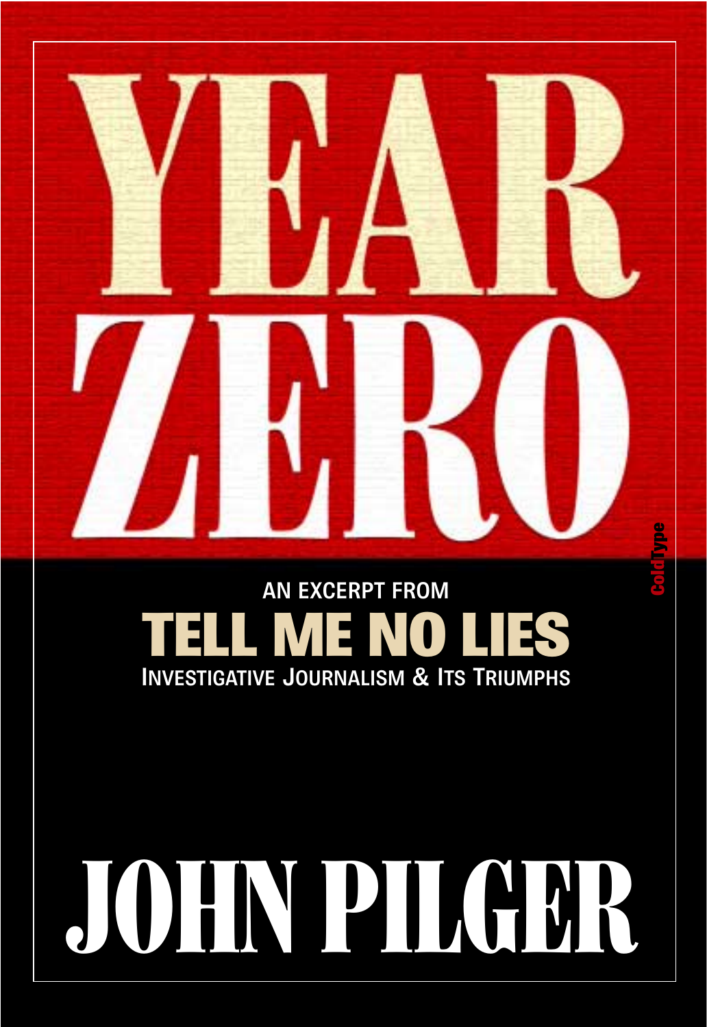# YEAR ZERO

AN EXCERPT FROM

## TELL ME NO LIES

INVESTIGATIVE JOURNALISM & ITS TRIUMPHS

# JOHN PILGER

ColdType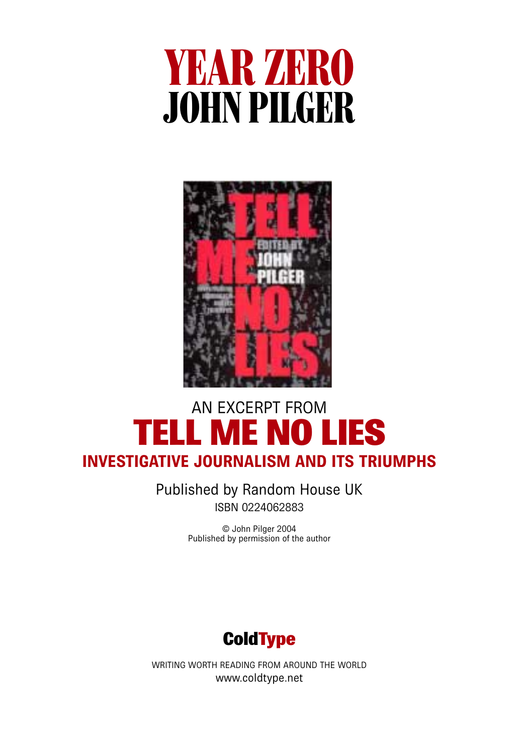# YEAR ZERO
# JOHN PILGER

AN EXCERPT FROM

## TELL ME NO LIES

### INVESTIGATIVE JOURNALISM AND ITS TRIUMPHS

Published by Random House UK

ISBN 0224062883

© John Pilger 2004

Published by permission of the author

**ColdType**

WRITING WORTH READING FROM AROUND THE WORLD

www.coldtype.net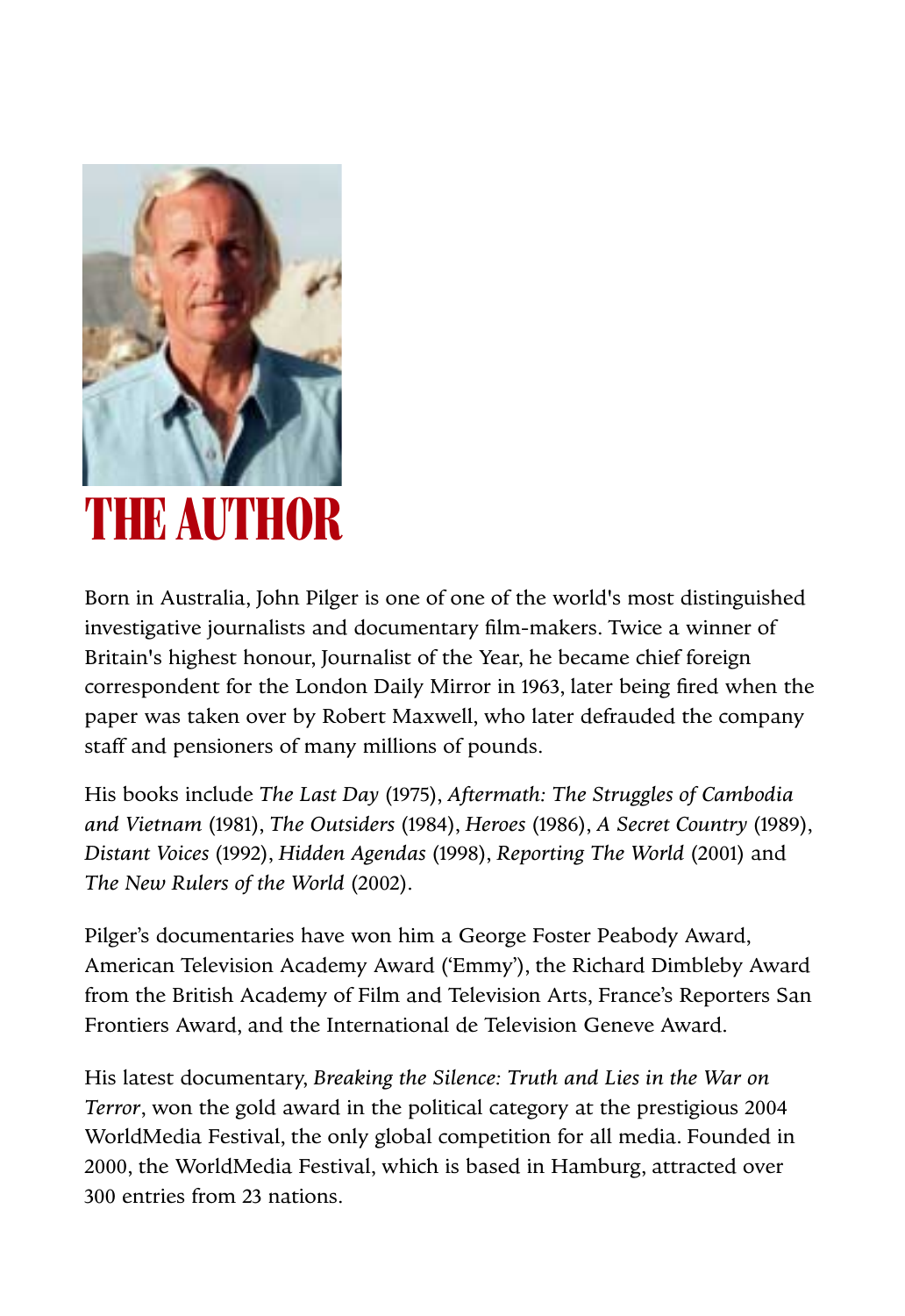# THE AUTHOR

Born in Australia, John Pilger is one of one of the world's most distinguished investigative journalists and documentary film-makers. Twice a winner of Britain's highest honour, Journalist of the Year, he became chief foreign correspondent for the London Daily Mirror in 1963, later being fired when the paper was taken over by Robert Maxwell, who later defrauded the company staff and pensioners of many millions of pounds.

His books include *The Last Day* (1975), *Aftermath: The Struggles of Cambodia and Vietnam* (1981), *The Outsiders* (1984), *Heroes* (1986), *A Secret Country* (1989), *Distant Voices* (1992), *Hidden Agendas* (1998), *Reporting The World* (2001) and *The New Rulers of the World* (2002).

Pilger's documentaries have won him a George Foster Peabody Award, American Television Academy Award ('Emmy'), the Richard Dimbleby Award from the British Academy of Film and Television Arts, France's Reporters San Frontiers Award, and the International de Television Geneve Award.

His latest documentary, *Breaking the Silence: Truth and Lies in the War on Terror*, won the gold award in the political category at the prestigious 2004 WorldMedia Festival, the only global competition for all media. Founded in 2000, the WorldMedia Festival, which is based in Hamburg, attracted over 300 entries from 23 nations.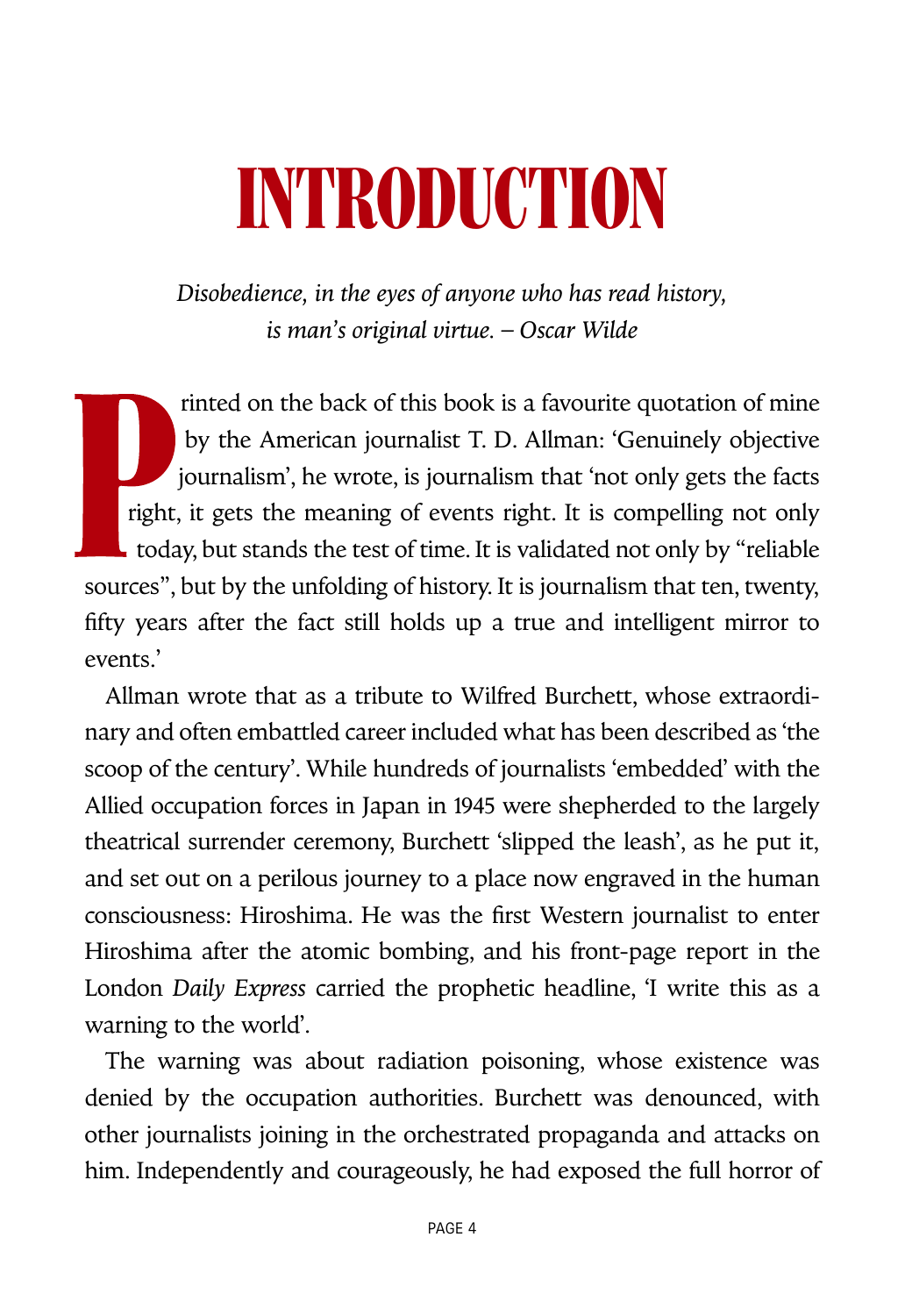# INTRODUCTION

*Disobedience, in the eyes of anyone who has read history, is man's original virtue. – Oscar Wilde*

Printed on the back of this book is a favourite quotation of mine by the American journalist T. D. Allman: 'Genuinely objective journalism', he wrote, is journalism that 'not only gets the facts right, it gets the meaning of events right. It is compelling not only today, but stands the test of time. It is validated not only by "reliable sources", but by the unfolding of history. It is journalism that ten, twenty, fifty years after the fact still holds up a true and intelligent mirror to events.'

Allman wrote that as a tribute to Wilfred Burchett, whose extraordinary and often embattled career included what has been described as 'the scoop of the century'. While hundreds of journalists 'embedded' with the Allied occupation forces in Japan in 1945 were shepherded to the largely theatrical surrender ceremony, Burchett 'slipped the leash', as he put it, and set out on a perilous journey to a place now engraved in the human consciousness: Hiroshima. He was the first Western journalist to enter Hiroshima after the atomic bombing, and his front-page report in the London *Daily Express* carried the prophetic headline, 'I write this as a warning to the world'.

The warning was about radiation poisoning, whose existence was denied by the occupation authorities. Burchett was denounced, with other journalists joining in the orchestrated propaganda and attacks on him. Independently and courageously, he had exposed the full horror of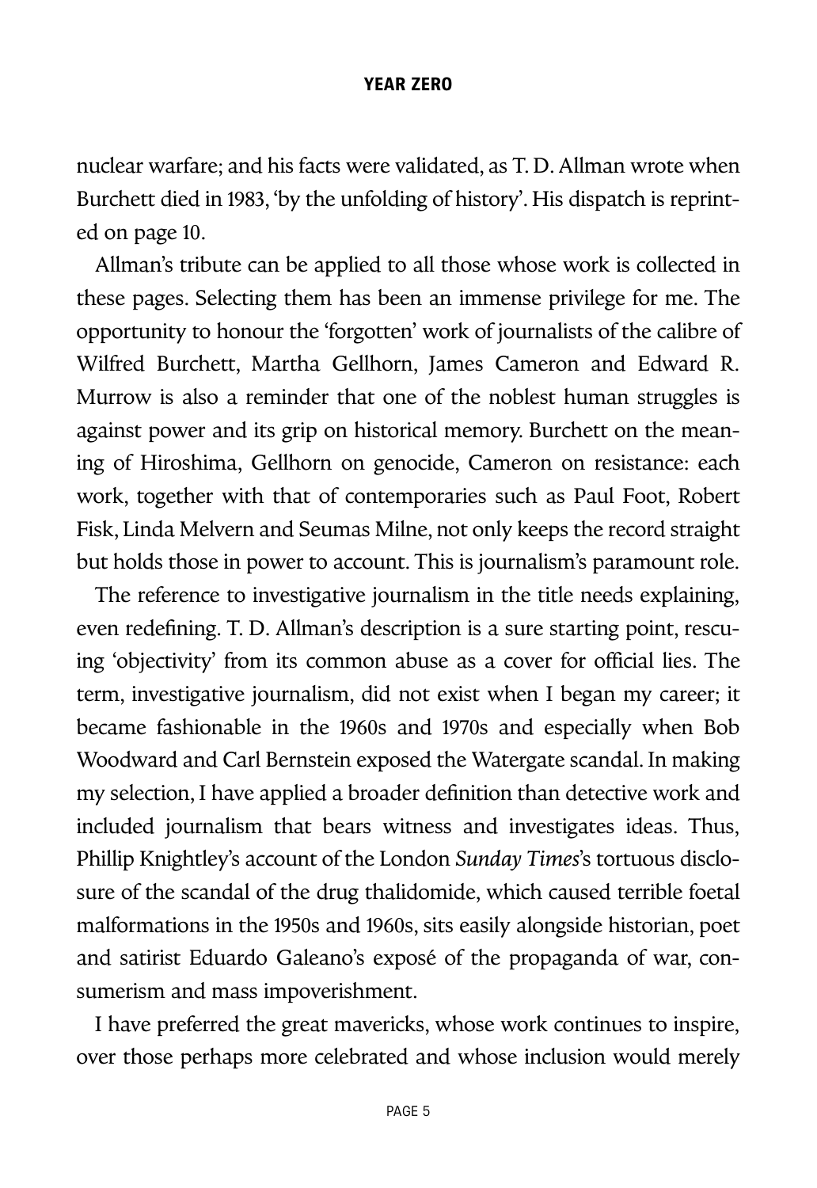nuclear warfare; and his facts were validated, as T. D. Allman wrote when Burchett died in 1983, 'by the unfolding of history'. His dispatch is reprinted on page 10.

Allman's tribute can be applied to all those whose work is collected in these pages. Selecting them has been an immense privilege for me. The opportunity to honour the 'forgotten' work of journalists of the calibre of Wilfred Burchett, Martha Gellhorn, James Cameron and Edward R. Murrow is also a reminder that one of the noblest human struggles is against power and its grip on historical memory. Burchett on the meaning of Hiroshima, Gellhorn on genocide, Cameron on resistance: each work, together with that of contemporaries such as Paul Foot, Robert Fisk, Linda Melvern and Seumas Milne, not only keeps the record straight but holds those in power to account. This is journalism's paramount role.

The reference to investigative journalism in the title needs explaining, even redefining. T. D. Allman's description is a sure starting point, rescuing 'objectivity' from its common abuse as a cover for official lies. The term, investigative journalism, did not exist when I began my career; it became fashionable in the 1960s and 1970s and especially when Bob Woodward and Carl Bernstein exposed the Watergate scandal. In making my selection, I have applied a broader definition than detective work and included journalism that bears witness and investigates ideas. Thus, Phillip Knightley's account of the London *Sunday Times*'s tortuous disclosure of the scandal of the drug thalidomide, which caused terrible foetal malformations in the 1950s and 1960s, sits easily alongside historian, poet and satirist Eduardo Galeano's exposé of the propaganda of war, consumerism and mass impoverishment.

I have preferred the great mavericks, whose work continues to inspire, over those perhaps more celebrated and whose inclusion would merely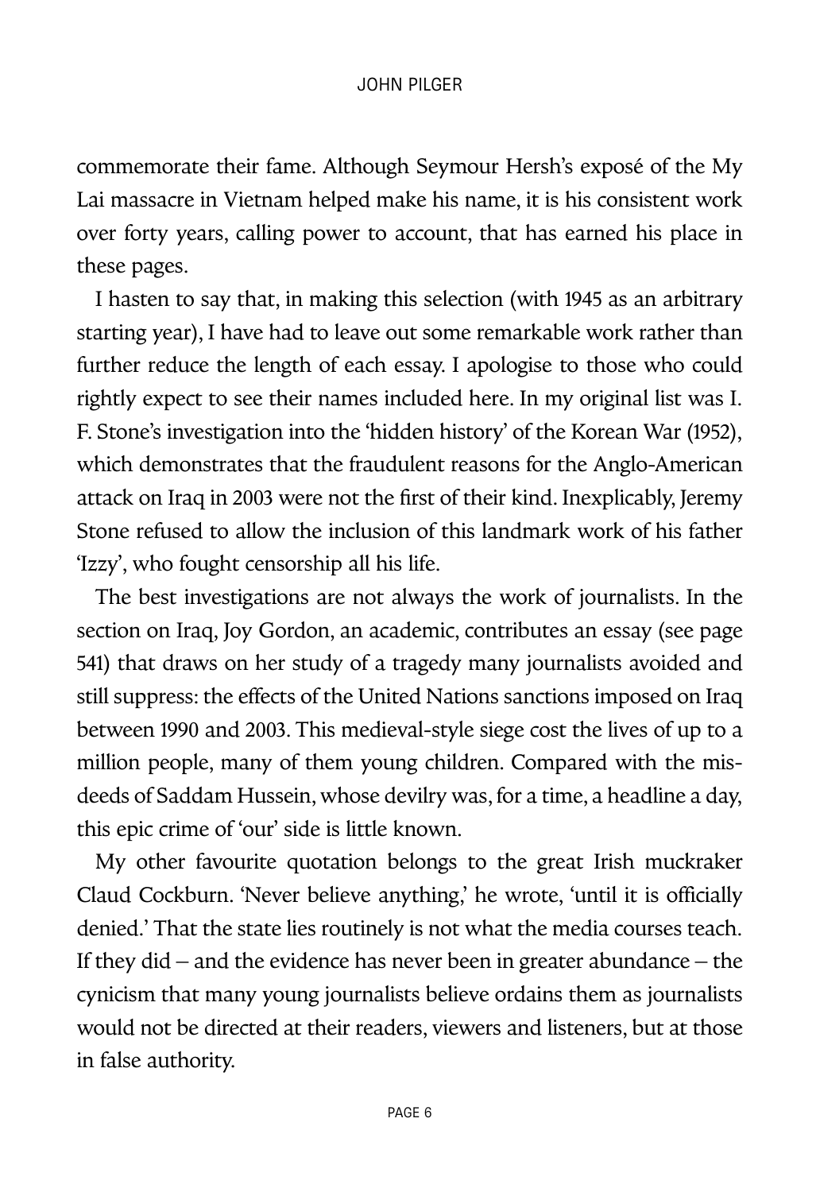commemorate their fame. Although Seymour Hersh's exposé of the My Lai massacre in Vietnam helped make his name, it is his consistent work over forty years, calling power to account, that has earned his place in these pages.

I hasten to say that, in making this selection (with 1945 as an arbitrary starting year), I have had to leave out some remarkable work rather than further reduce the length of each essay. I apologise to those who could rightly expect to see their names included here. In my original list was I. F. Stone's investigation into the 'hidden history' of the Korean War (1952), which demonstrates that the fraudulent reasons for the Anglo-American attack on Iraq in 2003 were not the first of their kind. Inexplicably, Jeremy Stone refused to allow the inclusion of this landmark work of his father 'Izzy', who fought censorship all his life.

The best investigations are not always the work of journalists. In the section on Iraq, Joy Gordon, an academic, contributes an essay (see page 541) that draws on her study of a tragedy many journalists avoided and still suppress: the effects of the United Nations sanctions imposed on Iraq between 1990 and 2003. This medieval-style siege cost the lives of up to a million people, many of them young children. Compared with the misdeeds of Saddam Hussein, whose devilry was, for a time, a headline a day, this epic crime of 'our' side is little known.

My other favourite quotation belongs to the great Irish muckraker Claud Cockburn. 'Never believe anything,' he wrote, 'until it is officially denied.' That the state lies routinely is not what the media courses teach. If they did – and the evidence has never been in greater abundance – the cynicism that many young journalists believe ordains them as journalists would not be directed at their readers, viewers and listeners, but at those in false authority.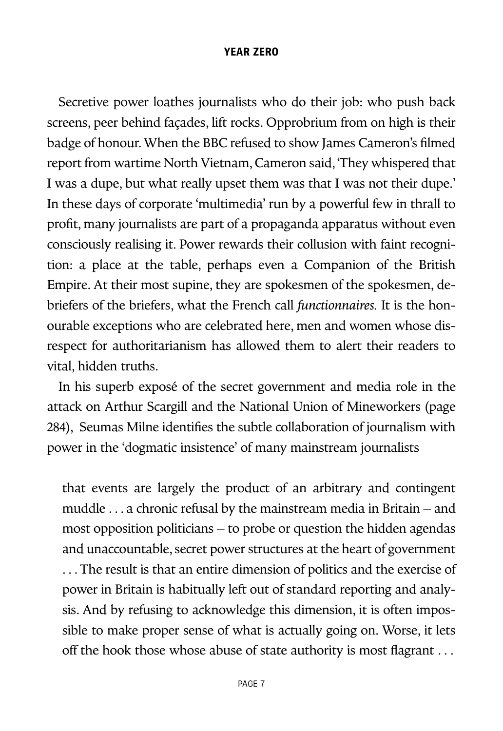Secretive power loathes journalists who do their job: who push back screens, peer behind façades, lift rocks. Opprobrium from on high is their badge of honour. When the BBC refused to show James Cameron's filmed report from wartime North Vietnam, Cameron said, 'They whispered that I was a dupe, but what really upset them was that I was not their dupe.' In these days of corporate 'multimedia' run by a powerful few in thrall to profit, many journalists are part of a propaganda apparatus without even consciously realising it. Power rewards their collusion with faint recognition: a place at the table, perhaps even a Companion of the British Empire. At their most supine, they are spokesmen of the spokesmen, debriefers of the briefers, what the French call *functionnaires*. It is the honourable exceptions who are celebrated here, men and women whose disrespect for authoritarianism has allowed them to alert their readers to vital, hidden truths.

In his superb exposé of the secret government and media role in the attack on Arthur Scargill and the National Union of Mineworkers (page 284), Seumas Milne identifies the subtle collaboration of journalism with power in the 'dogmatic insistence' of many mainstream journalists

> that events are largely the product of an arbitrary and contingent muddle . . . a chronic refusal by the mainstream media in Britain – and most opposition politicians – to probe or question the hidden agendas and unaccountable, secret power structures at the heart of government . . . The result is that an entire dimension of politics and the exercise of power in Britain is habitually left out of standard reporting and analysis. And by refusing to acknowledge this dimension, it is often impossible to make proper sense of what is actually going on. Worse, it lets off the hook those whose abuse of state authority is most flagrant . . .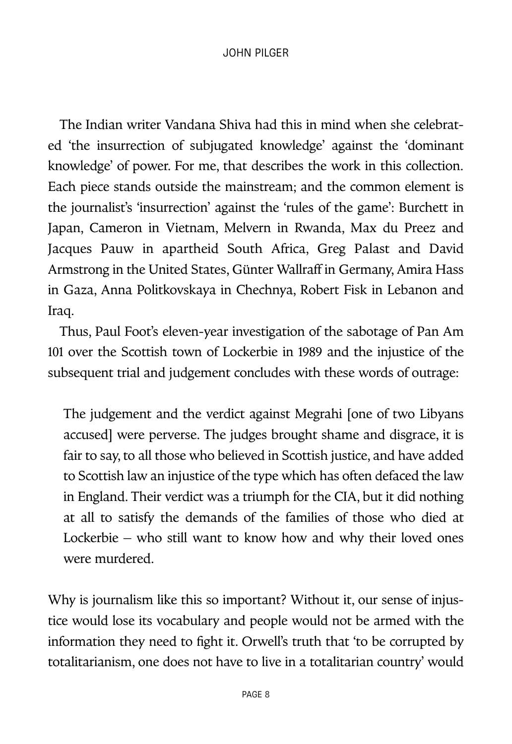The Indian writer Vandana Shiva had this in mind when she celebrated 'the insurrection of subjugated knowledge' against the 'dominant knowledge' of power. For me, that describes the work in this collection. Each piece stands outside the mainstream; and the common element is the journalist's 'insurrection' against the 'rules of the game': Burchett in Japan, Cameron in Vietnam, Melvern in Rwanda, Max du Preez and Jacques Pauw in apartheid South Africa, Greg Palast and David Armstrong in the United States, Günter Wallraff in Germany, Amira Hass in Gaza, Anna Politkovskaya in Chechnya, Robert Fisk in Lebanon and Iraq.

Thus, Paul Foot's eleven-year investigation of the sabotage of Pan Am 101 over the Scottish town of Lockerbie in 1989 and the injustice of the subsequent trial and judgement concludes with these words of outrage:

> The judgement and the verdict against Megrahi [one of two Libyans accused] were perverse. The judges brought shame and disgrace, it is fair to say, to all those who believed in Scottish justice, and have added to Scottish law an injustice of the type which has often defaced the law in England. Their verdict was a triumph for the CIA, but it did nothing at all to satisfy the demands of the families of those who died at Lockerbie – who still want to know how and why their loved ones were murdered.

Why is journalism like this so important? Without it, our sense of injustice would lose its vocabulary and people would not be armed with the information they need to fight it. Orwell's truth that 'to be corrupted by totalitarianism, one does not have to live in a totalitarian country' would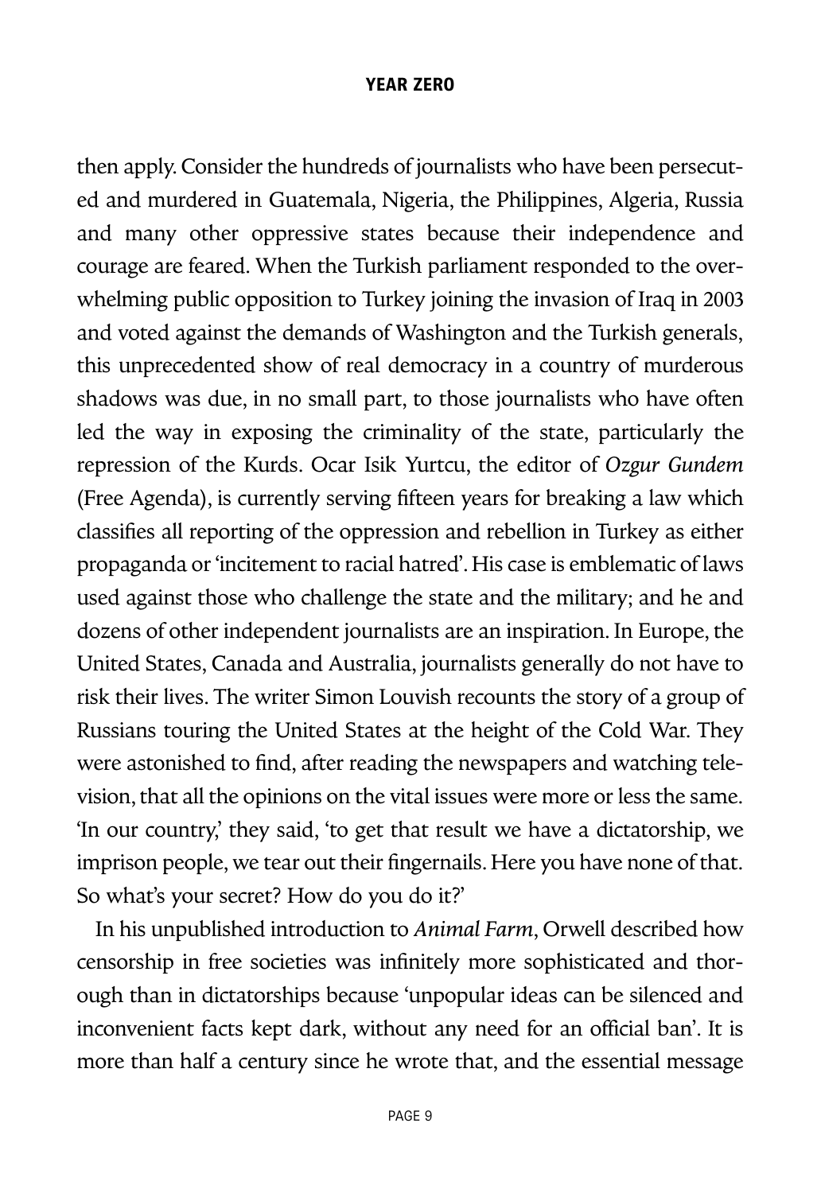then apply. Consider the hundreds of journalists who have been persecuted and murdered in Guatemala, Nigeria, the Philippines, Algeria, Russia and many other oppressive states because their independence and courage are feared. When the Turkish parliament responded to the overwhelming public opposition to Turkey joining the invasion of Iraq in 2003 and voted against the demands of Washington and the Turkish generals, this unprecedented show of real democracy in a country of murderous shadows was due, in no small part, to those journalists who have often led the way in exposing the criminality of the state, particularly the repression of the Kurds. Ocar Isik Yurtcu, the editor of *Ozgur Gundem* (Free Agenda), is currently serving fifteen years for breaking a law which classifies all reporting of the oppression and rebellion in Turkey as either propaganda or 'incitement to racial hatred'. His case is emblematic of laws used against those who challenge the state and the military; and he and dozens of other independent journalists are an inspiration. In Europe, the United States, Canada and Australia, journalists generally do not have to risk their lives. The writer Simon Louvish recounts the story of a group of Russians touring the United States at the height of the Cold War. They were astonished to find, after reading the newspapers and watching television, that all the opinions on the vital issues were more or less the same. 'In our country,' they said, 'to get that result we have a dictatorship, we imprison people, we tear out their fingernails. Here you have none of that. So what's your secret? How do you do it?'

In his unpublished introduction to *Animal Farm*, Orwell described how censorship in free societies was infinitely more sophisticated and thorough than in dictatorships because 'unpopular ideas can be silenced and inconvenient facts kept dark, without any need for an official ban'. It is more than half a century since he wrote that, and the essential message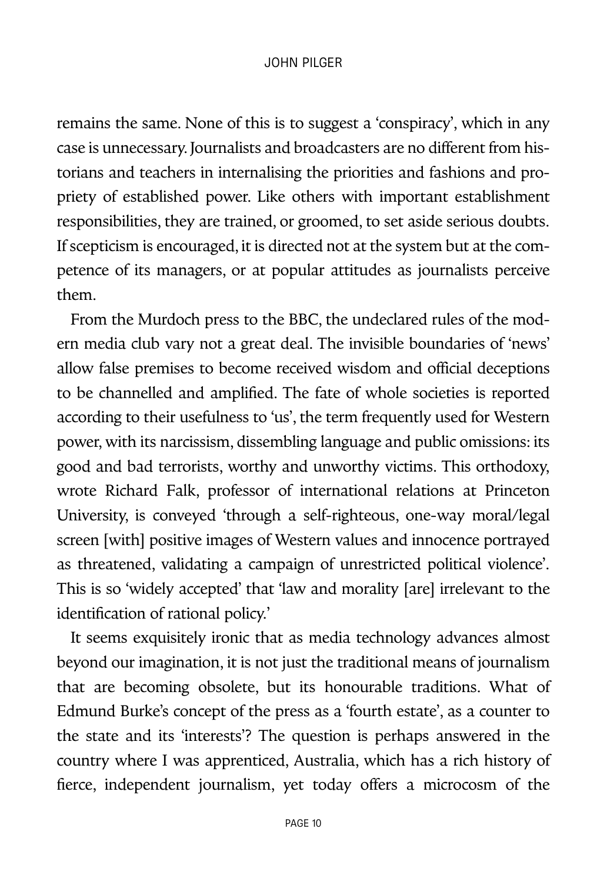remains the same. None of this is to suggest a 'conspiracy', which in any case is unnecessary. Journalists and broadcasters are no different from historians and teachers in internalising the priorities and fashions and propriety of established power. Like others with important establishment responsibilities, they are trained, or groomed, to set aside serious doubts. If scepticism is encouraged, it is directed not at the system but at the competence of its managers, or at popular attitudes as journalists perceive them.

From the Murdoch press to the BBC, the undeclared rules of the modern media club vary not a great deal. The invisible boundaries of 'news' allow false premises to become received wisdom and official deceptions to be channelled and amplified. The fate of whole societies is reported according to their usefulness to 'us', the term frequently used for Western power, with its narcissism, dissembling language and public omissions: its good and bad terrorists, worthy and unworthy victims. This orthodoxy, wrote Richard Falk, professor of international relations at Princeton University, is conveyed 'through a self-righteous, one-way moral/legal screen [with] positive images of Western values and innocence portrayed as threatened, validating a campaign of unrestricted political violence'. This is so 'widely accepted' that 'law and morality [are] irrelevant to the identification of rational policy.'

It seems exquisitely ironic that as media technology advances almost beyond our imagination, it is not just the traditional means of journalism that are becoming obsolete, but its honourable traditions. What of Edmund Burke's concept of the press as a 'fourth estate', as a counter to the state and its 'interests'? The question is perhaps answered in the country where I was apprenticed, Australia, which has a rich history of fierce, independent journalism, yet today offers a microcosm of the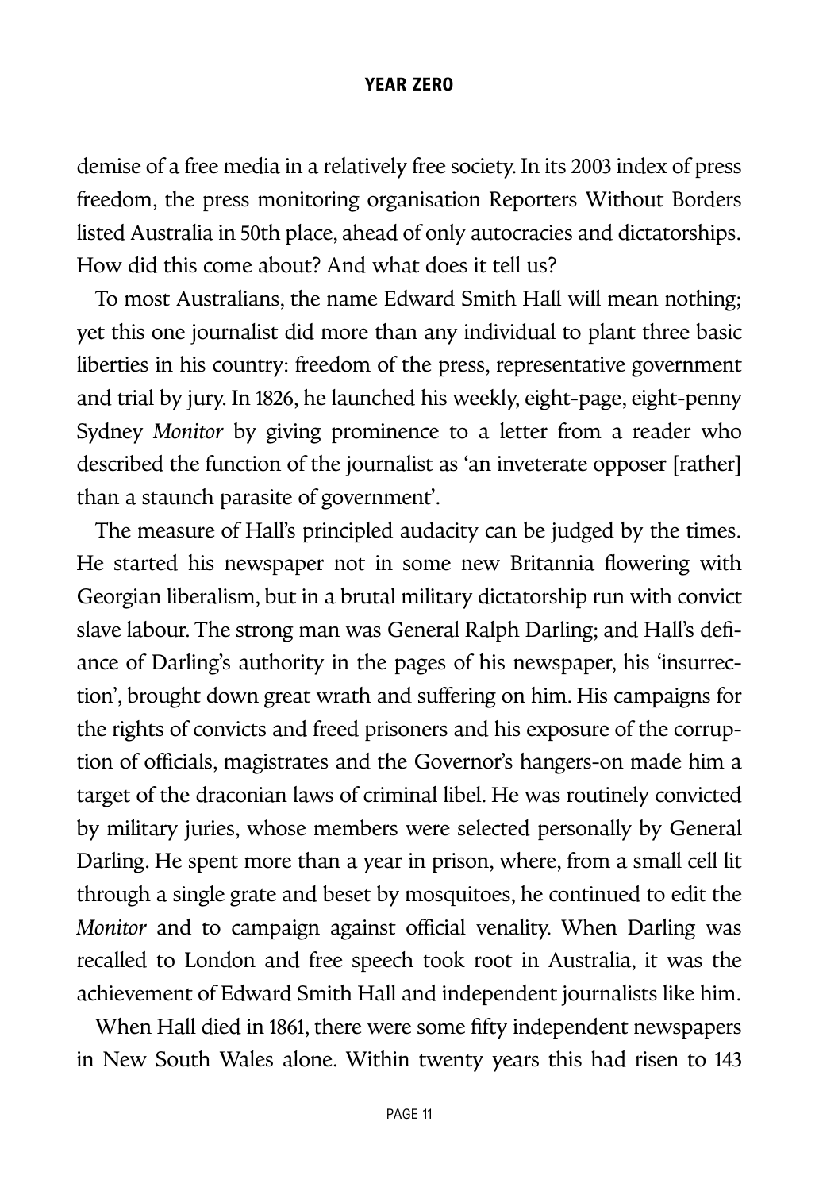demise of a free media in a relatively free society. In its 2003 index of press freedom, the press monitoring organisation Reporters Without Borders listed Australia in 50th place, ahead of only autocracies and dictatorships. How did this come about? And what does it tell us?

To most Australians, the name Edward Smith Hall will mean nothing; yet this one journalist did more than any individual to plant three basic liberties in his country: freedom of the press, representative government and trial by jury. In 1826, he launched his weekly, eight-page, eight-penny Sydney *Monitor* by giving prominence to a letter from a reader who described the function of the journalist as 'an inveterate opposer [rather] than a staunch parasite of government'.

The measure of Hall's principled audacity can be judged by the times. He started his newspaper not in some new Britannia flowering with Georgian liberalism, but in a brutal military dictatorship run with convict slave labour. The strong man was General Ralph Darling; and Hall's defiance of Darling's authority in the pages of his newspaper, his 'insurrection', brought down great wrath and suffering on him. His campaigns for the rights of convicts and freed prisoners and his exposure of the corruption of officials, magistrates and the Governor's hangers-on made him a target of the draconian laws of criminal libel. He was routinely convicted by military juries, whose members were selected personally by General Darling. He spent more than a year in prison, where, from a small cell lit through a single grate and beset by mosquitoes, he continued to edit the *Monitor* and to campaign against official venality. When Darling was recalled to London and free speech took root in Australia, it was the achievement of Edward Smith Hall and independent journalists like him.

When Hall died in 1861, there were some fifty independent newspapers in New South Wales alone. Within twenty years this had risen to 143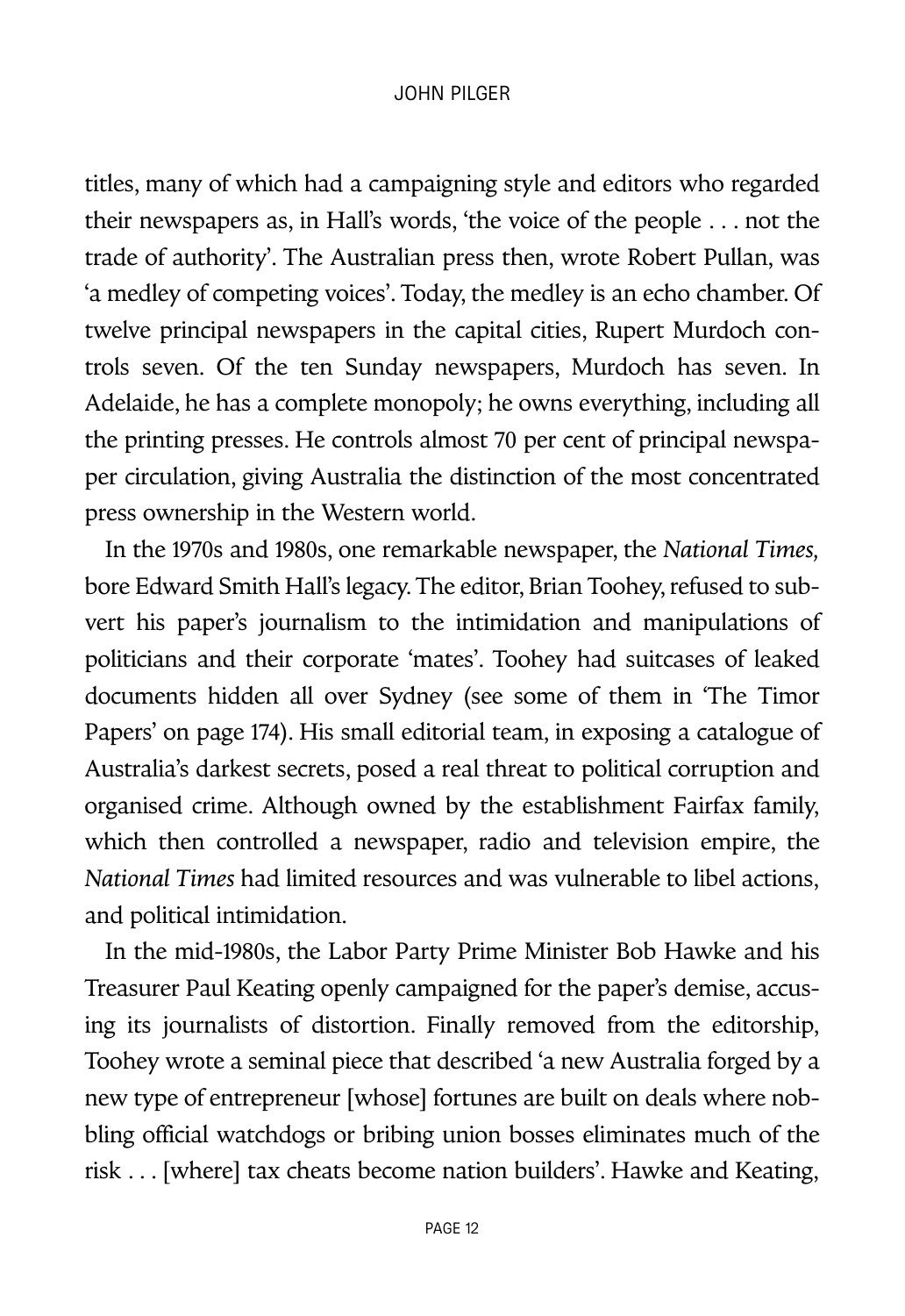titles, many of which had a campaigning style and editors who regarded their newspapers as, in Hall's words, 'the voice of the people . . . not the trade of authority'. The Australian press then, wrote Robert Pullan, was 'a medley of competing voices'. Today, the medley is an echo chamber. Of twelve principal newspapers in the capital cities, Rupert Murdoch controls seven. Of the ten Sunday newspapers, Murdoch has seven. In Adelaide, he has a complete monopoly; he owns everything, including all the printing presses. He controls almost 70 per cent of principal newspaper circulation, giving Australia the distinction of the most concentrated press ownership in the Western world.

In the 1970s and 1980s, one remarkable newspaper, the *National Times,* bore Edward Smith Hall's legacy. The editor, Brian Toohey, refused to subvert his paper's journalism to the intimidation and manipulations of politicians and their corporate 'mates'. Toohey had suitcases of leaked documents hidden all over Sydney (see some of them in 'The Timor Papers' on page 174). His small editorial team, in exposing a catalogue of Australia's darkest secrets, posed a real threat to political corruption and organised crime. Although owned by the establishment Fairfax family, which then controlled a newspaper, radio and television empire, the *National Times* had limited resources and was vulnerable to libel actions, and political intimidation.

In the mid-1980s, the Labor Party Prime Minister Bob Hawke and his Treasurer Paul Keating openly campaigned for the paper's demise, accusing its journalists of distortion. Finally removed from the editorship, Toohey wrote a seminal piece that described 'a new Australia forged by a new type of entrepreneur [whose] fortunes are built on deals where nobbling official watchdogs or bribing union bosses eliminates much of the risk . . . [where] tax cheats become nation builders'. Hawke and Keating,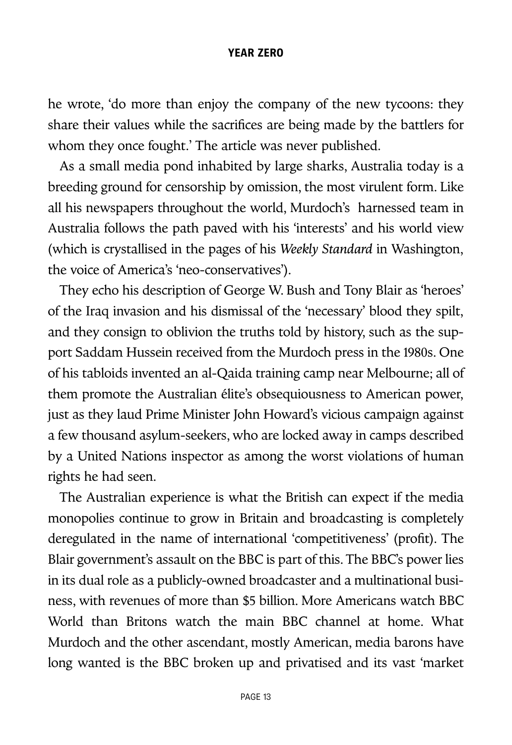he wrote, 'do more than enjoy the company of the new tycoons: they share their values while the sacrifices are being made by the battlers for whom they once fought.' The article was never published.

As a small media pond inhabited by large sharks, Australia today is a breeding ground for censorship by omission, the most virulent form. Like all his newspapers throughout the world, Murdoch's harnessed team in Australia follows the path paved with his 'interests' and his world view (which is crystallised in the pages of his *Weekly Standard* in Washington, the voice of America's 'neo-conservatives').

They echo his description of George W. Bush and Tony Blair as 'heroes' of the Iraq invasion and his dismissal of the 'necessary' blood they spilt, and they consign to oblivion the truths told by history, such as the support Saddam Hussein received from the Murdoch press in the 1980s. One of his tabloids invented an al-Qaida training camp near Melbourne; all of them promote the Australian élite's obsequiousness to American power, just as they laud Prime Minister John Howard's vicious campaign against a few thousand asylum-seekers, who are locked away in camps described by a United Nations inspector as among the worst violations of human rights he had seen.

The Australian experience is what the British can expect if the media monopolies continue to grow in Britain and broadcasting is completely deregulated in the name of international 'competitiveness' (profit). The Blair government's assault on the BBC is part of this. The BBC's power lies in its dual role as a publicly-owned broadcaster and a multinational business, with revenues of more than $5 billion. More Americans watch BBC World than Britons watch the main BBC channel at home. What Murdoch and the other ascendant, mostly American, media barons have long wanted is the BBC broken up and privatised and its vast 'market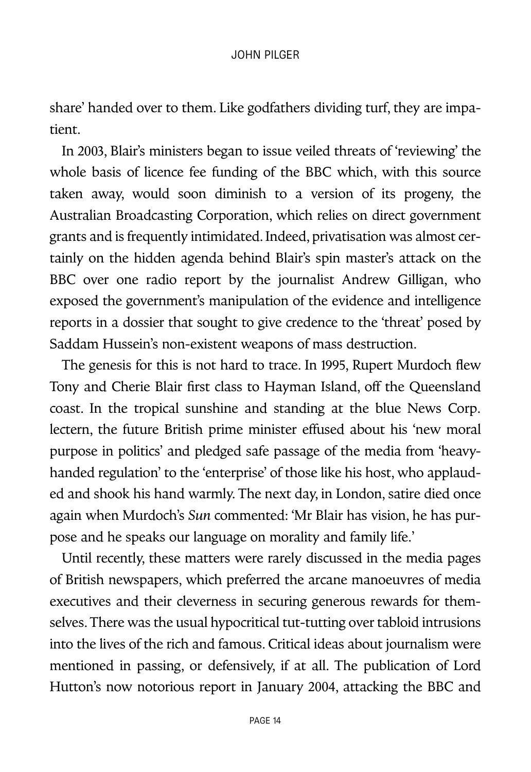share' handed over to them. Like godfathers dividing turf, they are impatient.

In 2003, Blair's ministers began to issue veiled threats of 'reviewing' the whole basis of licence fee funding of the BBC which, with this source taken away, would soon diminish to a version of its progeny, the Australian Broadcasting Corporation, which relies on direct government grants and is frequently intimidated. Indeed, privatisation was almost certainly on the hidden agenda behind Blair's spin master's attack on the BBC over one radio report by the journalist Andrew Gilligan, who exposed the government's manipulation of the evidence and intelligence reports in a dossier that sought to give credence to the 'threat' posed by Saddam Hussein's non-existent weapons of mass destruction.

The genesis for this is not hard to trace. In 1995, Rupert Murdoch flew Tony and Cherie Blair first class to Hayman Island, off the Queensland coast. In the tropical sunshine and standing at the blue News Corp. lectern, the future British prime minister effused about his 'new moral purpose in politics' and pledged safe passage of the media from 'heavy-handed regulation' to the 'enterprise' of those like his host, who applauded and shook his hand warmly. The next day, in London, satire died once again when Murdoch's *Sun* commented: 'Mr Blair has vision, he has purpose and he speaks our language on morality and family life.'

Until recently, these matters were rarely discussed in the media pages of British newspapers, which preferred the arcane manoeuvres of media executives and their cleverness in securing generous rewards for themselves. There was the usual hypocritical tut-tutting over tabloid intrusions into the lives of the rich and famous. Critical ideas about journalism were mentioned in passing, or defensively, if at all. The publication of Lord Hutton's now notorious report in January 2004, attacking the BBC and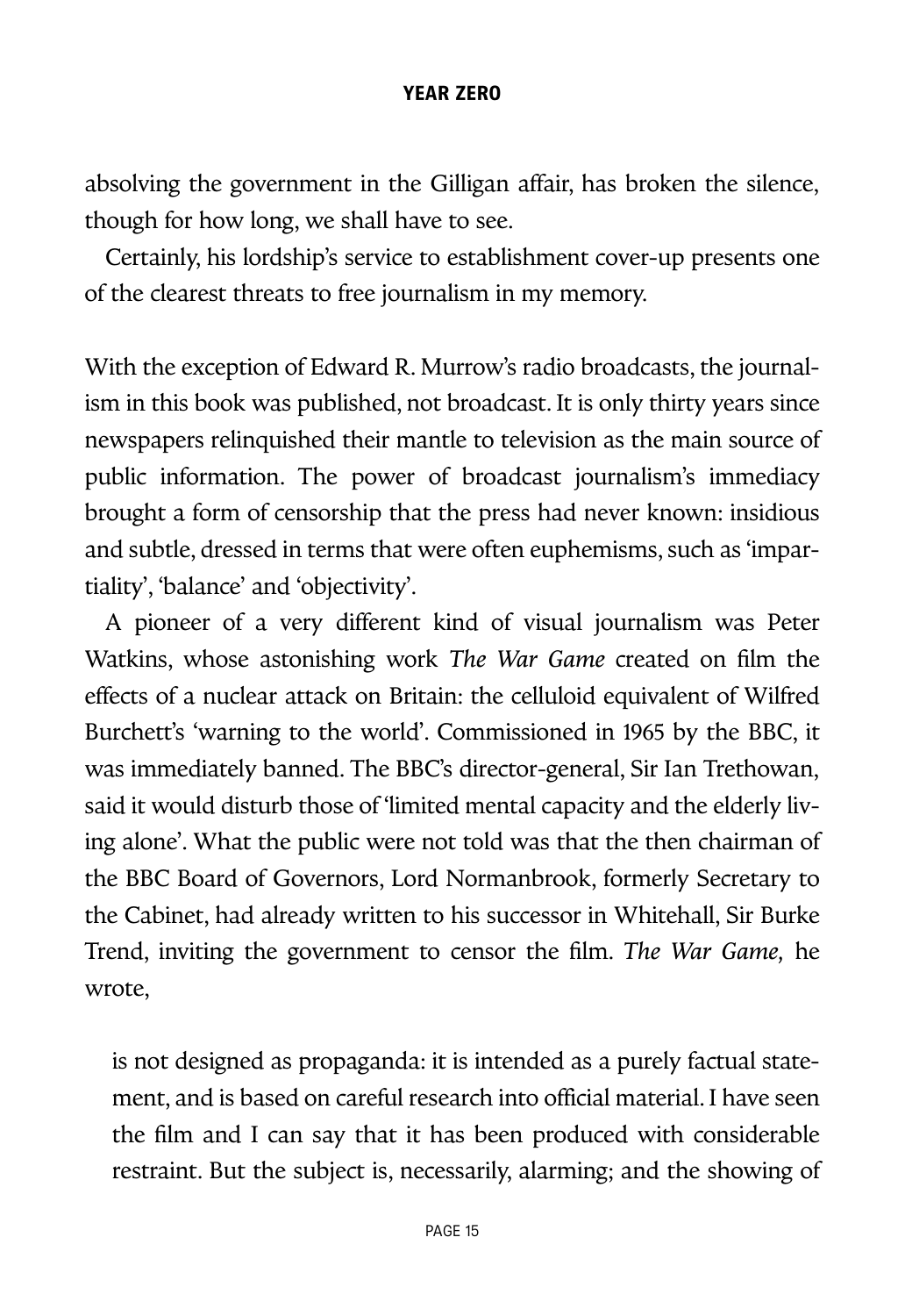absolving the government in the Gilligan affair, has broken the silence, though for how long, we shall have to see.

Certainly, his lordship's service to establishment cover-up presents one of the clearest threats to free journalism in my memory.

With the exception of Edward R. Murrow's radio broadcasts, the journalism in this book was published, not broadcast. It is only thirty years since newspapers relinquished their mantle to television as the main source of public information. The power of broadcast journalism's immediacy brought a form of censorship that the press had never known: insidious and subtle, dressed in terms that were often euphemisms, such as 'impartiality', 'balance' and 'objectivity'.

A pioneer of a very different kind of visual journalism was Peter Watkins, whose astonishing work *The War Game* created on film the effects of a nuclear attack on Britain: the celluloid equivalent of Wilfred Burchett's 'warning to the world'. Commissioned in 1965 by the BBC, it was immediately banned. The BBC's director-general, Sir Ian Trethowan, said it would disturb those of 'limited mental capacity and the elderly living alone'. What the public were not told was that the then chairman of the BBC Board of Governors, Lord Normanbrook, formerly Secretary to the Cabinet, had already written to his successor in Whitehall, Sir Burke Trend, inviting the government to censor the film. *The War Game,* he wrote,

> is not designed as propaganda: it is intended as a purely factual statement, and is based on careful research into official material. I have seen the film and I can say that it has been produced with considerable restraint. But the subject is, necessarily, alarming; and the showing of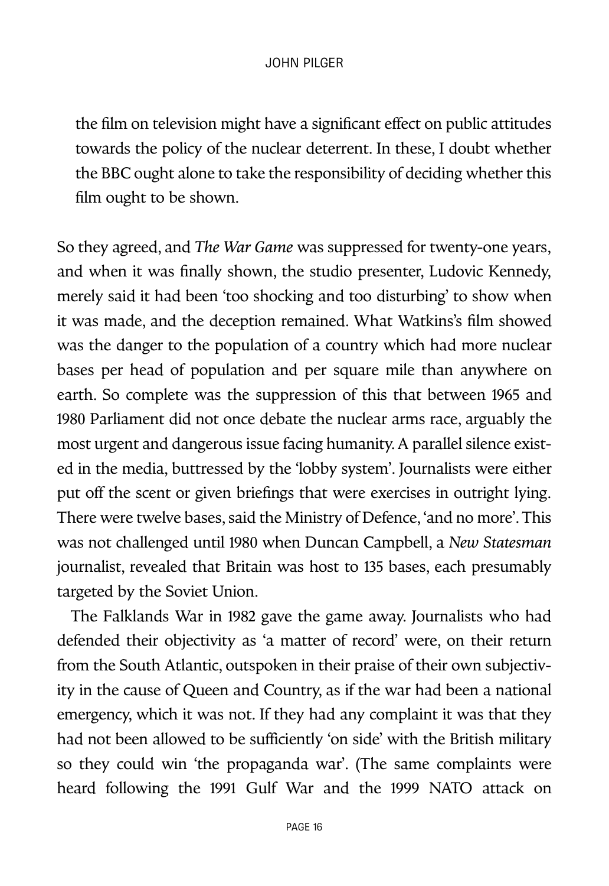> the film on television might have a significant effect on public attitudes towards the policy of the nuclear deterrent. In these, I doubt whether the BBC ought alone to take the responsibility of deciding whether this film ought to be shown.

So they agreed, and *The War Game* was suppressed for twenty-one years, and when it was finally shown, the studio presenter, Ludovic Kennedy, merely said it had been 'too shocking and too disturbing' to show when it was made, and the deception remained. What Watkins's film showed was the danger to the population of a country which had more nuclear bases per head of population and per square mile than anywhere on earth. So complete was the suppression of this that between 1965 and 1980 Parliament did not once debate the nuclear arms race, arguably the most urgent and dangerous issue facing humanity. A parallel silence existed in the media, buttressed by the 'lobby system'. Journalists were either put off the scent or given briefings that were exercises in outright lying. There were twelve bases, said the Ministry of Defence, 'and no more'. This was not challenged until 1980 when Duncan Campbell, a *New Statesman* journalist, revealed that Britain was host to 135 bases, each presumably targeted by the Soviet Union.

The Falklands War in 1982 gave the game away. Journalists who had defended their objectivity as 'a matter of record' were, on their return from the South Atlantic, outspoken in their praise of their own subjectivity in the cause of Queen and Country, as if the war had been a national emergency, which it was not. If they had any complaint it was that they had not been allowed to be sufficiently 'on side' with the British military so they could win 'the propaganda war'. (The same complaints were heard following the 1991 Gulf War and the 1999 NATO attack on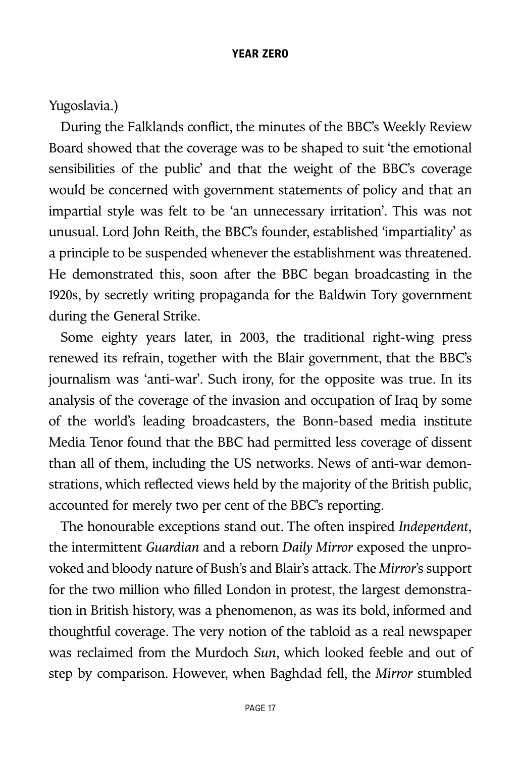Yugoslavia.)

During the Falklands conflict, the minutes of the BBC's Weekly Review Board showed that the coverage was to be shaped to suit 'the emotional sensibilities of the public' and that the weight of the BBC's coverage would be concerned with government statements of policy and that an impartial style was felt to be 'an unnecessary irritation'. This was not unusual. Lord John Reith, the BBC's founder, established 'impartiality' as a principle to be suspended whenever the establishment was threatened. He demonstrated this, soon after the BBC began broadcasting in the 1920s, by secretly writing propaganda for the Baldwin Tory government during the General Strike.

Some eighty years later, in 2003, the traditional right-wing press renewed its refrain, together with the Blair government, that the BBC's journalism was 'anti-war'. Such irony, for the opposite was true. In its analysis of the coverage of the invasion and occupation of Iraq by some of the world's leading broadcasters, the Bonn-based media institute Media Tenor found that the BBC had permitted less coverage of dissent than all of them, including the US networks. News of anti-war demonstrations, which reflected views held by the majority of the British public, accounted for merely two per cent of the BBC's reporting.

The honourable exceptions stand out. The often inspired *Independent*, the intermittent *Guardian* and a reborn *Daily Mirror* exposed the unprovoked and bloody nature of Bush's and Blair's attack. The *Mirror*'s support for the two million who filled London in protest, the largest demonstration in British history, was a phenomenon, as was its bold, informed and thoughtful coverage. The very notion of the tabloid as a real newspaper was reclaimed from the Murdoch *Sun*, which looked feeble and out of step by comparison. However, when Baghdad fell, the *Mirror* stumbled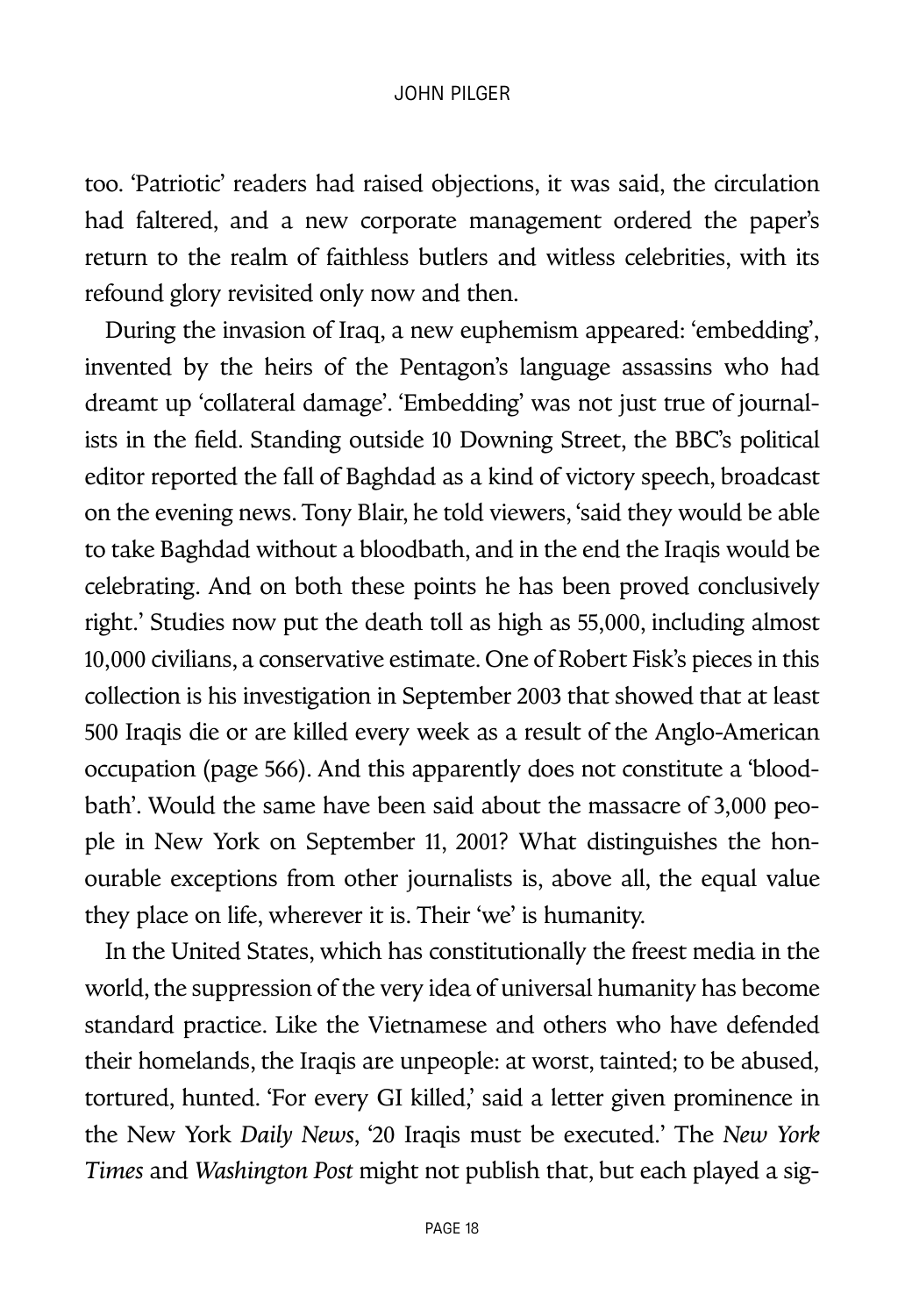too. 'Patriotic' readers had raised objections, it was said, the circulation had faltered, and a new corporate management ordered the paper's return to the realm of faithless butlers and witless celebrities, with its refound glory revisited only now and then.

During the invasion of Iraq, a new euphemism appeared: 'embedding', invented by the heirs of the Pentagon's language assassins who had dreamt up 'collateral damage'. 'Embedding' was not just true of journalists in the field. Standing outside 10 Downing Street, the BBC's political editor reported the fall of Baghdad as a kind of victory speech, broadcast on the evening news. Tony Blair, he told viewers, 'said they would be able to take Baghdad without a bloodbath, and in the end the Iraqis would be celebrating. And on both these points he has been proved conclusively right.' Studies now put the death toll as high as 55,000, including almost 10,000 civilians, a conservative estimate. One of Robert Fisk's pieces in this collection is his investigation in September 2003 that showed that at least 500 Iraqis die or are killed every week as a result of the Anglo-American occupation (page 566). And this apparently does not constitute a 'bloodbath'. Would the same have been said about the massacre of 3,000 people in New York on September 11, 2001? What distinguishes the honourable exceptions from other journalists is, above all, the equal value they place on life, wherever it is. Their 'we' is humanity.

In the United States, which has constitutionally the freest media in the world, the suppression of the very idea of universal humanity has become standard practice. Like the Vietnamese and others who have defended their homelands, the Iraqis are unpeople: at worst, tainted; to be abused, tortured, hunted. 'For every GI killed,' said a letter given prominence in the New York *Daily News*, '20 Iraqis must be executed.' The *New York Times* and *Washington Post* might not publish that, but each played a sig-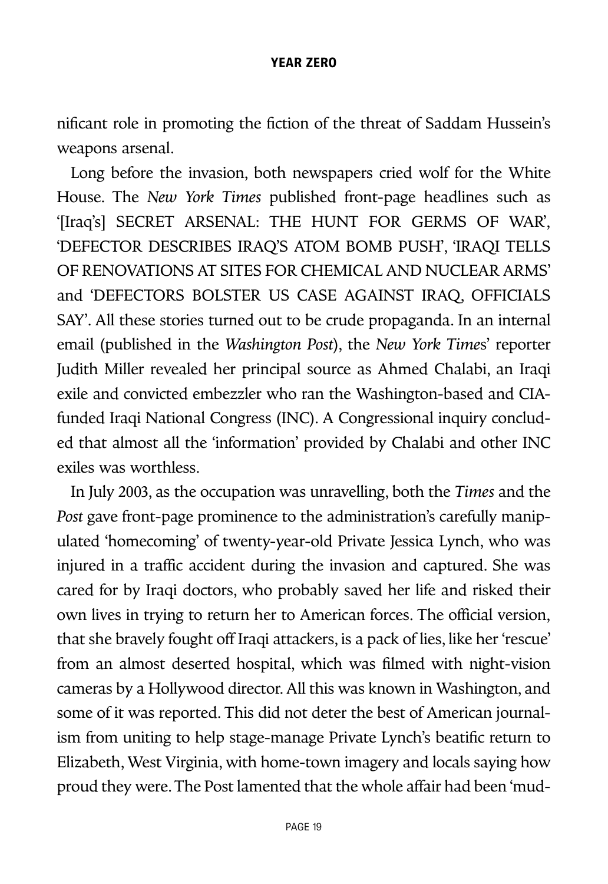nificant role in promoting the fiction of the threat of Saddam Hussein's weapons arsenal.

Long before the invasion, both newspapers cried wolf for the White House. The *New York Times* published front-page headlines such as '[Iraq's] SECRET ARSENAL: THE HUNT FOR GERMS OF WAR', 'DEFECTOR DESCRIBES IRAQ'S ATOM BOMB PUSH', 'IRAQI TELLS OF RENOVATIONS AT SITES FOR CHEMICAL AND NUCLEAR ARMS' and 'DEFECTORS BOLSTER US CASE AGAINST IRAQ, OFFICIALS SAY'. All these stories turned out to be crude propaganda. In an internal email (published in the *Washington Post*), the *New York Times*' reporter Judith Miller revealed her principal source as Ahmed Chalabi, an Iraqi exile and convicted embezzler who ran the Washington-based and CIA-funded Iraqi National Congress (INC). A Congressional inquiry concluded that almost all the 'information' provided by Chalabi and other INC exiles was worthless.

In July 2003, as the occupation was unravelling, both the *Times* and the *Post* gave front-page prominence to the administration's carefully manipulated 'homecoming' of twenty-year-old Private Jessica Lynch, who was injured in a traffic accident during the invasion and captured. She was cared for by Iraqi doctors, who probably saved her life and risked their own lives in trying to return her to American forces. The official version, that she bravely fought off Iraqi attackers, is a pack of lies, like her 'rescue' from an almost deserted hospital, which was filmed with night-vision cameras by a Hollywood director. All this was known in Washington, and some of it was reported. This did not deter the best of American journalism from uniting to help stage-manage Private Lynch's beatific return to Elizabeth, West Virginia, with home-town imagery and locals saying how proud they were. The Post lamented that the whole affair had been 'mud-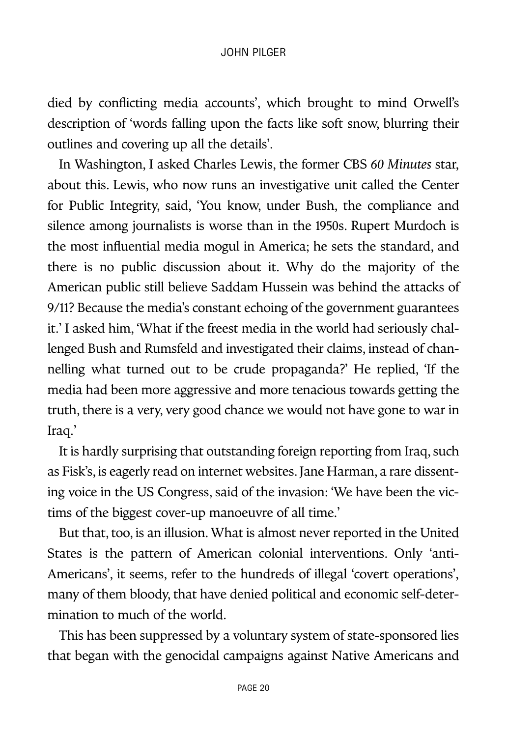died by conflicting media accounts', which brought to mind Orwell's description of 'words falling upon the facts like soft snow, blurring their outlines and covering up all the details'.

In Washington, I asked Charles Lewis, the former CBS *60 Minutes* star, about this. Lewis, who now runs an investigative unit called the Center for Public Integrity, said, 'You know, under Bush, the compliance and silence among journalists is worse than in the 1950s. Rupert Murdoch is the most influential media mogul in America; he sets the standard, and there is no public discussion about it. Why do the majority of the American public still believe Saddam Hussein was behind the attacks of 9/11? Because the media's constant echoing of the government guarantees it.' I asked him, 'What if the freest media in the world had seriously challenged Bush and Rumsfeld and investigated their claims, instead of channelling what turned out to be crude propaganda?' He replied, 'If the media had been more aggressive and more tenacious towards getting the truth, there is a very, very good chance we would not have gone to war in Iraq.'

It is hardly surprising that outstanding foreign reporting from Iraq, such as Fisk's, is eagerly read on internet websites. Jane Harman, a rare dissenting voice in the US Congress, said of the invasion: 'We have been the victims of the biggest cover-up manoeuvre of all time.'

But that, too, is an illusion. What is almost never reported in the United States is the pattern of American colonial interventions. Only 'anti-Americans', it seems, refer to the hundreds of illegal 'covert operations', many of them bloody, that have denied political and economic self-determination to much of the world.

This has been suppressed by a voluntary system of state-sponsored lies that began with the genocidal campaigns against Native Americans and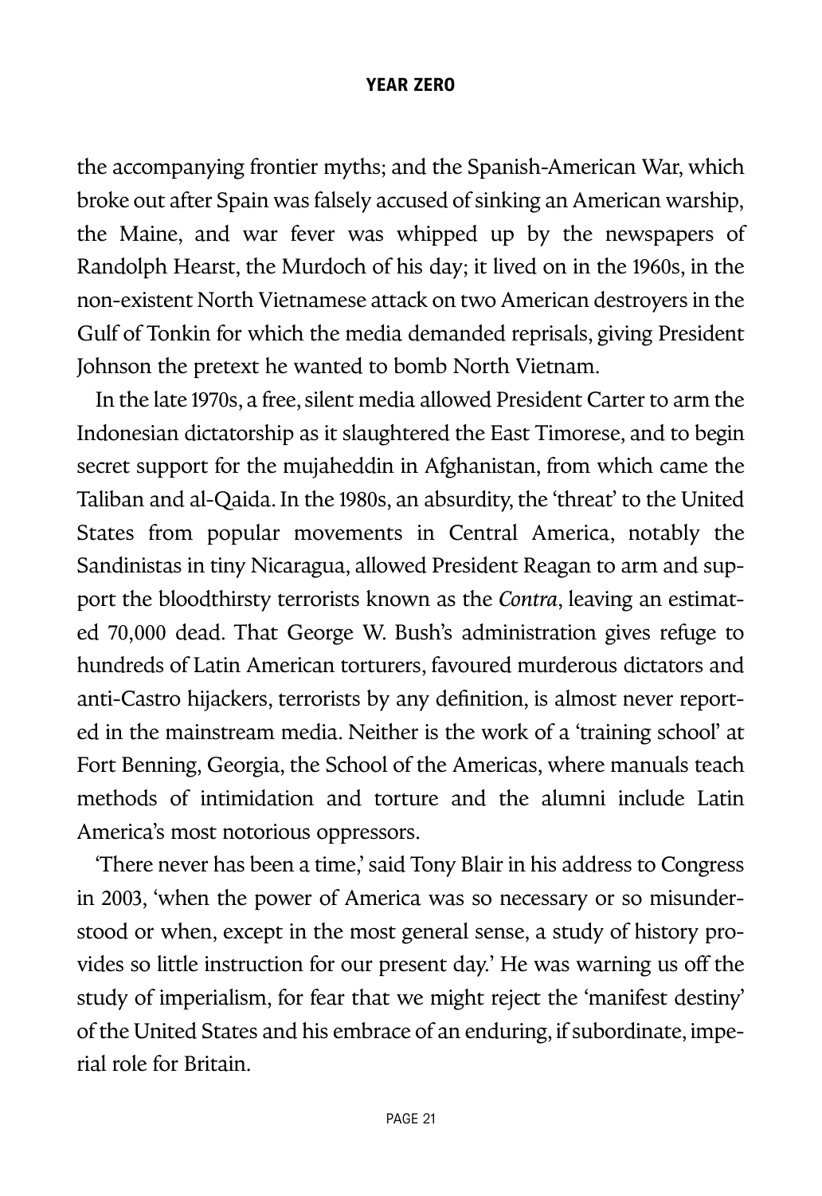the accompanying frontier myths; and the Spanish-American War, which broke out after Spain was falsely accused of sinking an American warship, the Maine, and war fever was whipped up by the newspapers of Randolph Hearst, the Murdoch of his day; it lived on in the 1960s, in the non-existent North Vietnamese attack on two American destroyers in the Gulf of Tonkin for which the media demanded reprisals, giving President Johnson the pretext he wanted to bomb North Vietnam.

In the late 1970s, a free, silent media allowed President Carter to arm the Indonesian dictatorship as it slaughtered the East Timorese, and to begin secret support for the mujaheddin in Afghanistan, from which came the Taliban and al-Qaida. In the 1980s, an absurdity, the 'threat' to the United States from popular movements in Central America, notably the Sandinistas in tiny Nicaragua, allowed President Reagan to arm and support the bloodthirsty terrorists known as the *Contra*, leaving an estimated 70,000 dead. That George W. Bush's administration gives refuge to hundreds of Latin American torturers, favoured murderous dictators and anti-Castro hijackers, terrorists by any definition, is almost never reported in the mainstream media. Neither is the work of a 'training school' at Fort Benning, Georgia, the School of the Americas, where manuals teach methods of intimidation and torture and the alumni include Latin America's most notorious oppressors.

'There never has been a time,' said Tony Blair in his address to Congress in 2003, 'when the power of America was so necessary or so misunderstood or when, except in the most general sense, a study of history provides so little instruction for our present day.' He was warning us off the study of imperialism, for fear that we might reject the 'manifest destiny' of the United States and his embrace of an enduring, if subordinate, imperial role for Britain.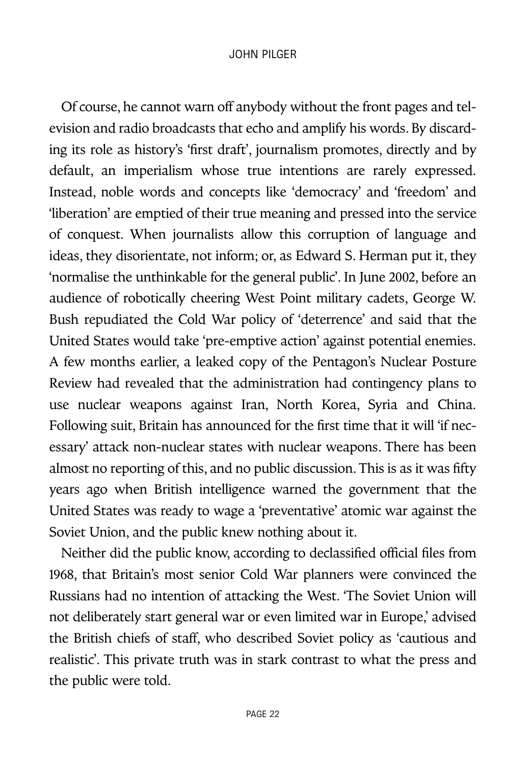Of course, he cannot warn off anybody without the front pages and television and radio broadcasts that echo and amplify his words. By discarding its role as history's 'first draft', journalism promotes, directly and by default, an imperialism whose true intentions are rarely expressed. Instead, noble words and concepts like 'democracy' and 'freedom' and 'liberation' are emptied of their true meaning and pressed into the service of conquest. When journalists allow this corruption of language and ideas, they disorientate, not inform; or, as Edward S. Herman put it, they 'normalise the unthinkable for the general public'. In June 2002, before an audience of robotically cheering West Point military cadets, George W. Bush repudiated the Cold War policy of 'deterrence' and said that the United States would take 'pre-emptive action' against potential enemies. A few months earlier, a leaked copy of the Pentagon's Nuclear Posture Review had revealed that the administration had contingency plans to use nuclear weapons against Iran, North Korea, Syria and China. Following suit, Britain has announced for the first time that it will 'if necessary' attack non-nuclear states with nuclear weapons. There has been almost no reporting of this, and no public discussion. This is as it was fifty years ago when British intelligence warned the government that the United States was ready to wage a 'preventative' atomic war against the Soviet Union, and the public knew nothing about it.

Neither did the public know, according to declassified official files from 1968, that Britain's most senior Cold War planners were convinced the Russians had no intention of attacking the West. 'The Soviet Union will not deliberately start general war or even limited war in Europe,' advised the British chiefs of staff, who described Soviet policy as 'cautious and realistic'. This private truth was in stark contrast to what the press and the public were told.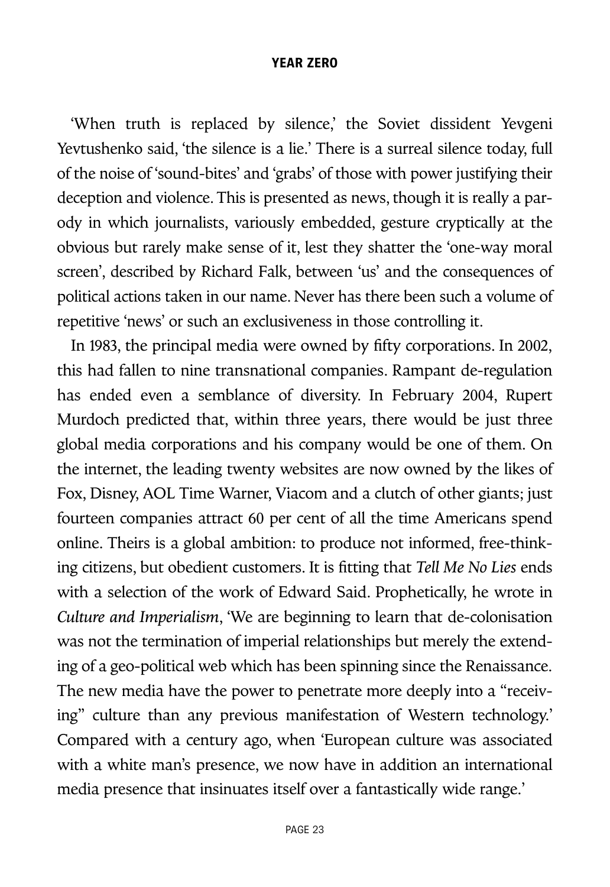'When truth is replaced by silence,' the Soviet dissident Yevgeni Yevtushenko said, 'the silence is a lie.' There is a surreal silence today, full of the noise of 'sound-bites' and 'grabs' of those with power justifying their deception and violence. This is presented as news, though it is really a parody in which journalists, variously embedded, gesture cryptically at the obvious but rarely make sense of it, lest they shatter the 'one-way moral screen', described by Richard Falk, between 'us' and the consequences of political actions taken in our name. Never has there been such a volume of repetitive 'news' or such an exclusiveness in those controlling it.

In 1983, the principal media were owned by fifty corporations. In 2002, this had fallen to nine transnational companies. Rampant de-regulation has ended even a semblance of diversity. In February 2004, Rupert Murdoch predicted that, within three years, there would be just three global media corporations and his company would be one of them. On the internet, the leading twenty websites are now owned by the likes of Fox, Disney, AOL Time Warner, Viacom and a clutch of other giants; just fourteen companies attract 60 per cent of all the time Americans spend online. Theirs is a global ambition: to produce not informed, free-thinking citizens, but obedient customers. It is fitting that *Tell Me No Lies* ends with a selection of the work of Edward Said. Prophetically, he wrote in *Culture and Imperialism*, 'We are beginning to learn that de-colonisation was not the termination of imperial relationships but merely the extending of a geo-political web which has been spinning since the Renaissance. The new media have the power to penetrate more deeply into a "receiving" culture than any previous manifestation of Western technology.' Compared with a century ago, when 'European culture was associated with a white man's presence, we now have in addition an international media presence that insinuates itself over a fantastically wide range.'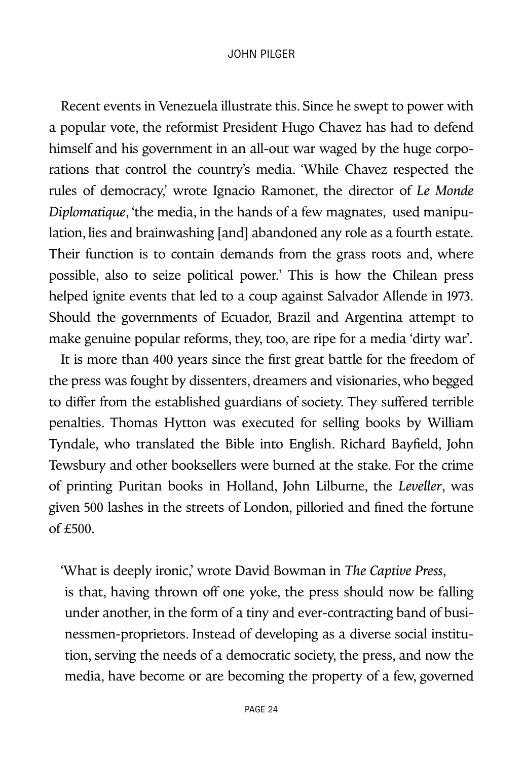Recent events in Venezuela illustrate this. Since he swept to power with a popular vote, the reformist President Hugo Chavez has had to defend himself and his government in an all-out war waged by the huge corporations that control the country's media. 'While Chavez respected the rules of democracy,' wrote Ignacio Ramonet, the director of *Le Monde Diplomatique*, 'the media, in the hands of a few magnates, used manipulation, lies and brainwashing [and] abandoned any role as a fourth estate. Their function is to contain demands from the grass roots and, where possible, also to seize political power.' This is how the Chilean press helped ignite events that led to a coup against Salvador Allende in 1973. Should the governments of Ecuador, Brazil and Argentina attempt to make genuine popular reforms, they, too, are ripe for a media 'dirty war'.

It is more than 400 years since the first great battle for the freedom of the press was fought by dissenters, dreamers and visionaries, who begged to differ from the established guardians of society. They suffered terrible penalties. Thomas Hytton was executed for selling books by William Tyndale, who translated the Bible into English. Richard Bayfield, John Tewsbury and other booksellers were burned at the stake. For the crime of printing Puritan books in Holland, John Lilburne, the *Leveller*, was given 500 lashes in the streets of London, pilloried and fined the fortune of £500.

'What is deeply ironic,' wrote David Bowman in *The Captive Press*,

> is that, having thrown off one yoke, the press should now be falling under another, in the form of a tiny and ever-contracting band of businessmen-proprietors. Instead of developing as a diverse social institution, serving the needs of a democratic society, the press, and now the media, have become or are becoming the property of a few, governed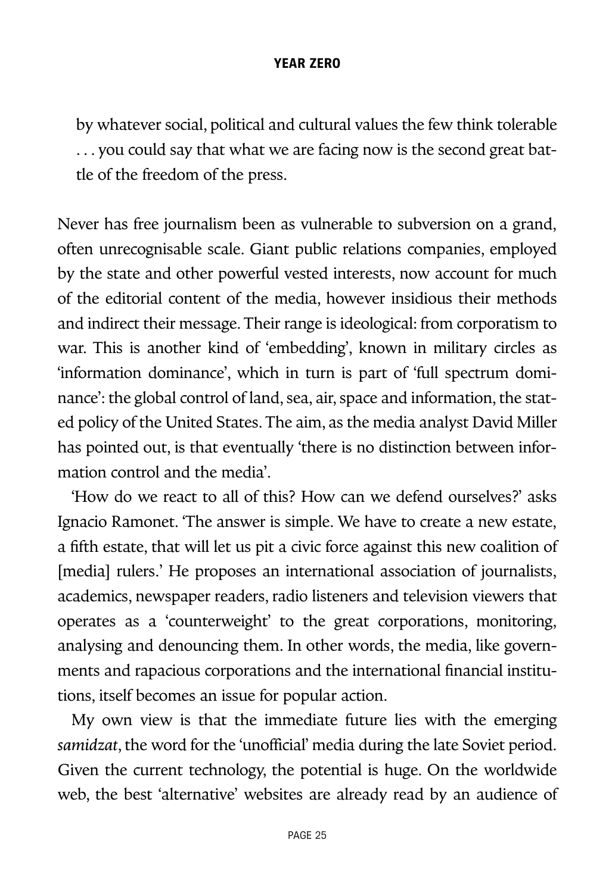> by whatever social, political and cultural values the few think tolerable . . . you could say that what we are facing now is the second great battle of the freedom of the press.

Never has free journalism been as vulnerable to subversion on a grand, often unrecognisable scale. Giant public relations companies, employed by the state and other powerful vested interests, now account for much of the editorial content of the media, however insidious their methods and indirect their message. Their range is ideological: from corporatism to war. This is another kind of 'embedding', known in military circles as 'information dominance', which in turn is part of 'full spectrum dominance': the global control of land, sea, air, space and information, the stated policy of the United States. The aim, as the media analyst David Miller has pointed out, is that eventually 'there is no distinction between information control and the media'.

'How do we react to all of this? How can we defend ourselves?' asks Ignacio Ramonet. 'The answer is simple. We have to create a new estate, a fifth estate, that will let us pit a civic force against this new coalition of [media] rulers.' He proposes an international association of journalists, academics, newspaper readers, radio listeners and television viewers that operates as a 'counterweight' to the great corporations, monitoring, analysing and denouncing them. In other words, the media, like governments and rapacious corporations and the international financial institutions, itself becomes an issue for popular action.

My own view is that the immediate future lies with the emerging *samidzat*, the word for the 'unofficial' media during the late Soviet period. Given the current technology, the potential is huge. On the worldwide web, the best 'alternative' websites are already read by an audience of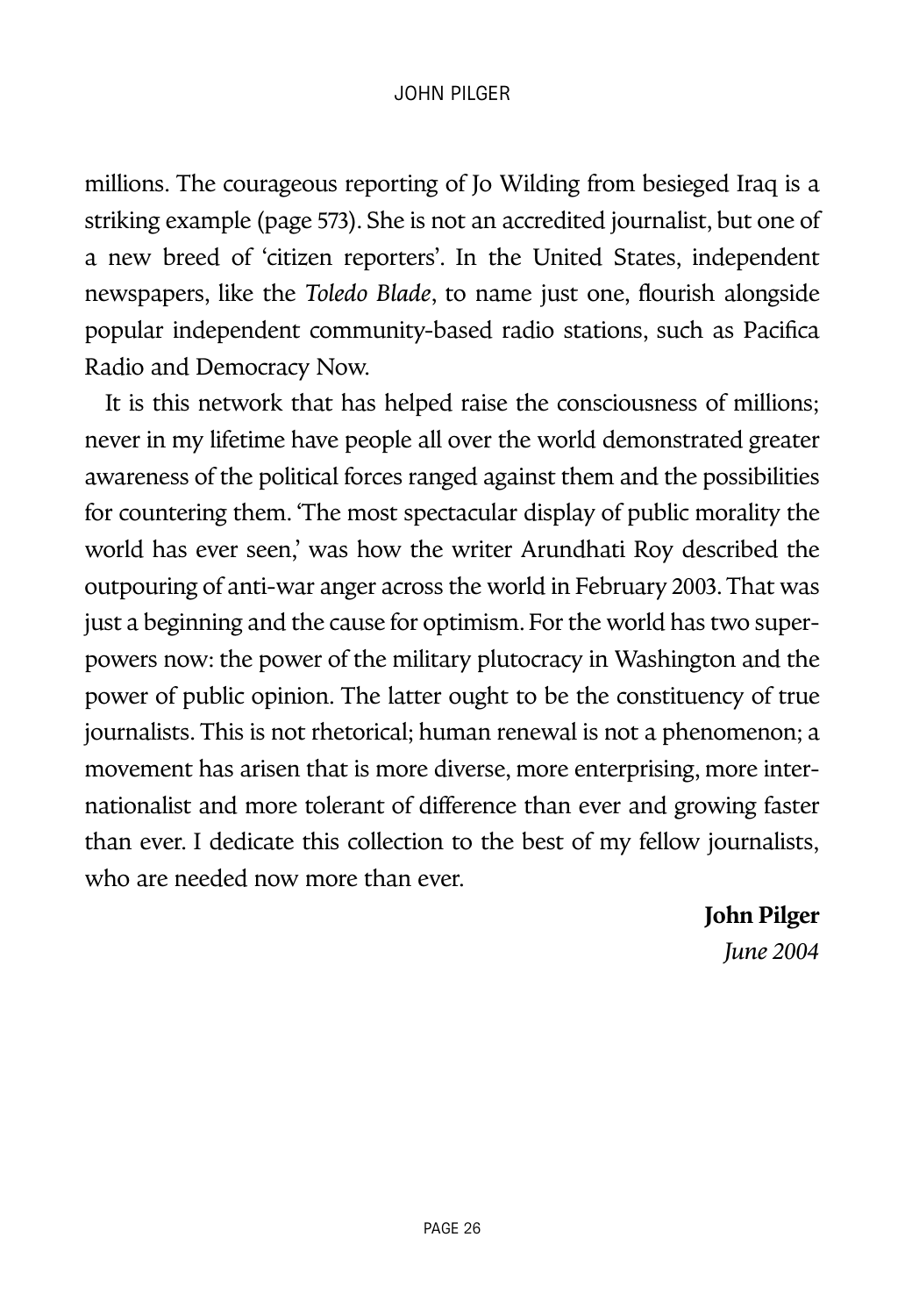millions. The courageous reporting of Jo Wilding from besieged Iraq is a striking example (page 573). She is not an accredited journalist, but one of a new breed of 'citizen reporters'. In the United States, independent newspapers, like the *Toledo Blade*, to name just one, flourish alongside popular independent community-based radio stations, such as Pacifica Radio and Democracy Now.

It is this network that has helped raise the consciousness of millions; never in my lifetime have people all over the world demonstrated greater awareness of the political forces ranged against them and the possibilities for countering them. 'The most spectacular display of public morality the world has ever seen,' was how the writer Arundhati Roy described the outpouring of anti-war anger across the world in February 2003. That was just a beginning and the cause for optimism. For the world has two superpowers now: the power of the military plutocracy in Washington and the power of public opinion. The latter ought to be the constituency of true journalists. This is not rhetorical; human renewal is not a phenomenon; a movement has arisen that is more diverse, more enterprising, more internationalist and more tolerant of difference than ever and growing faster than ever. I dedicate this collection to the best of my fellow journalists, who are needed now more than ever.

**John Pilger**
*June 2004*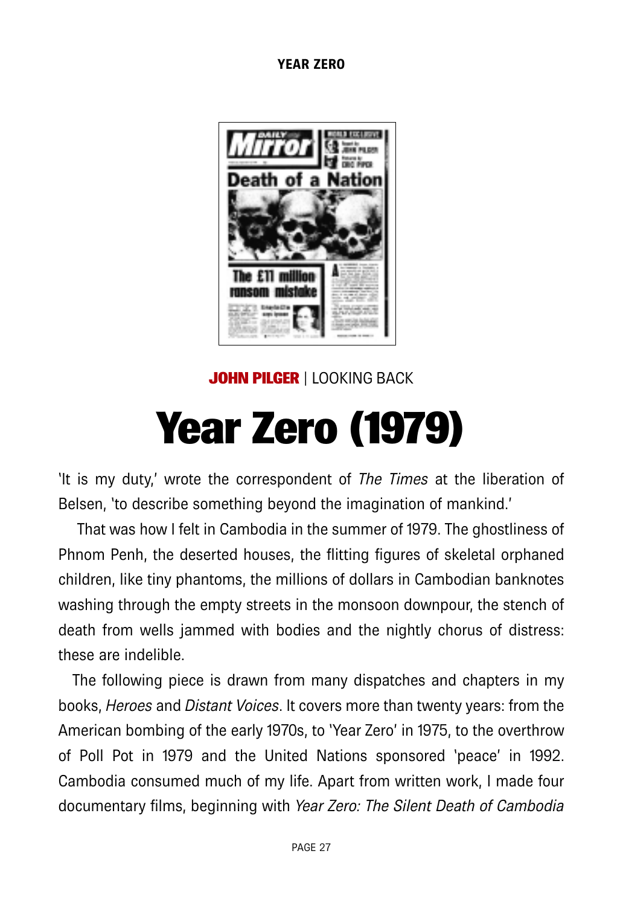**JOHN PILGER** | LOOKING BACK

# Year Zero (1979)

'It is my duty,' wrote the correspondent of *The Times* at the liberation of Belsen, 'to describe something beyond the imagination of mankind.'

That was how I felt in Cambodia in the summer of 1979. The ghostliness of Phnom Penh, the deserted houses, the flitting figures of skeletal orphaned children, like tiny phantoms, the millions of dollars in Cambodian banknotes washing through the empty streets in the monsoon downpour, the stench of death from wells jammed with bodies and the nightly chorus of distress: these are indelible.

The following piece is drawn from many dispatches and chapters in my books, *Heroes* and *Distant Voices*. It covers more than twenty years: from the American bombing of the early 1970s, to 'Year Zero' in 1975, to the overthrow of Poll Pot in 1979 and the United Nations sponsored 'peace' in 1992. Cambodia consumed much of my life. Apart from written work, I made four documentary films, beginning with *Year Zero: The Silent Death of Cambodia*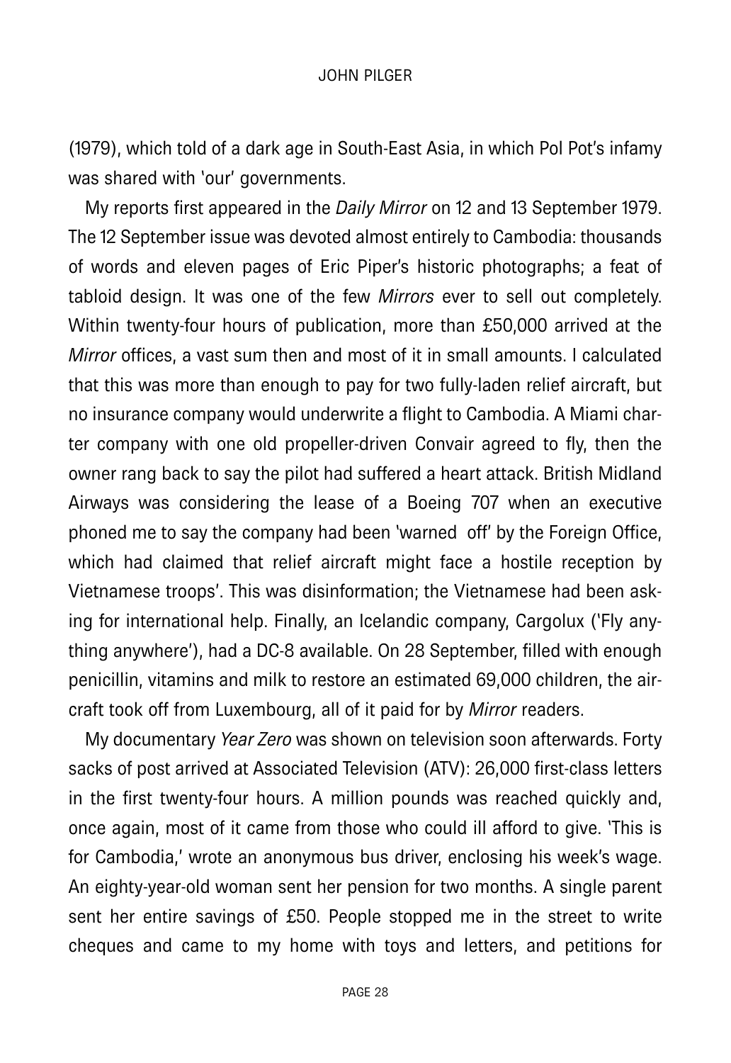(1979), which told of a dark age in South-East Asia, in which Pol Pot's infamy was shared with 'our' governments.

My reports first appeared in the *Daily Mirror* on 12 and 13 September 1979. The 12 September issue was devoted almost entirely to Cambodia: thousands of words and eleven pages of Eric Piper's historic photographs; a feat of tabloid design. It was one of the few *Mirrors* ever to sell out completely. Within twenty-four hours of publication, more than £50,000 arrived at the *Mirror* offices, a vast sum then and most of it in small amounts. I calculated that this was more than enough to pay for two fully-laden relief aircraft, but no insurance company would underwrite a flight to Cambodia. A Miami charter company with one old propeller-driven Convair agreed to fly, then the owner rang back to say the pilot had suffered a heart attack. British Midland Airways was considering the lease of a Boeing 707 when an executive phoned me to say the company had been 'warned off' by the Foreign Office, which had claimed that relief aircraft might face a hostile reception by Vietnamese troops'. This was disinformation; the Vietnamese had been asking for international help. Finally, an Icelandic company, Cargolux ('Fly anything anywhere'), had a DC-8 available. On 28 September, filled with enough penicillin, vitamins and milk to restore an estimated 69,000 children, the aircraft took off from Luxembourg, all of it paid for by *Mirror* readers.

My documentary *Year Zero* was shown on television soon afterwards. Forty sacks of post arrived at Associated Television (ATV): 26,000 first-class letters in the first twenty-four hours. A million pounds was reached quickly and, once again, most of it came from those who could ill afford to give. 'This is for Cambodia,' wrote an anonymous bus driver, enclosing his week's wage. An eighty-year-old woman sent her pension for two months. A single parent sent her entire savings of £50. People stopped me in the street to write cheques and came to my home with toys and letters, and petitions for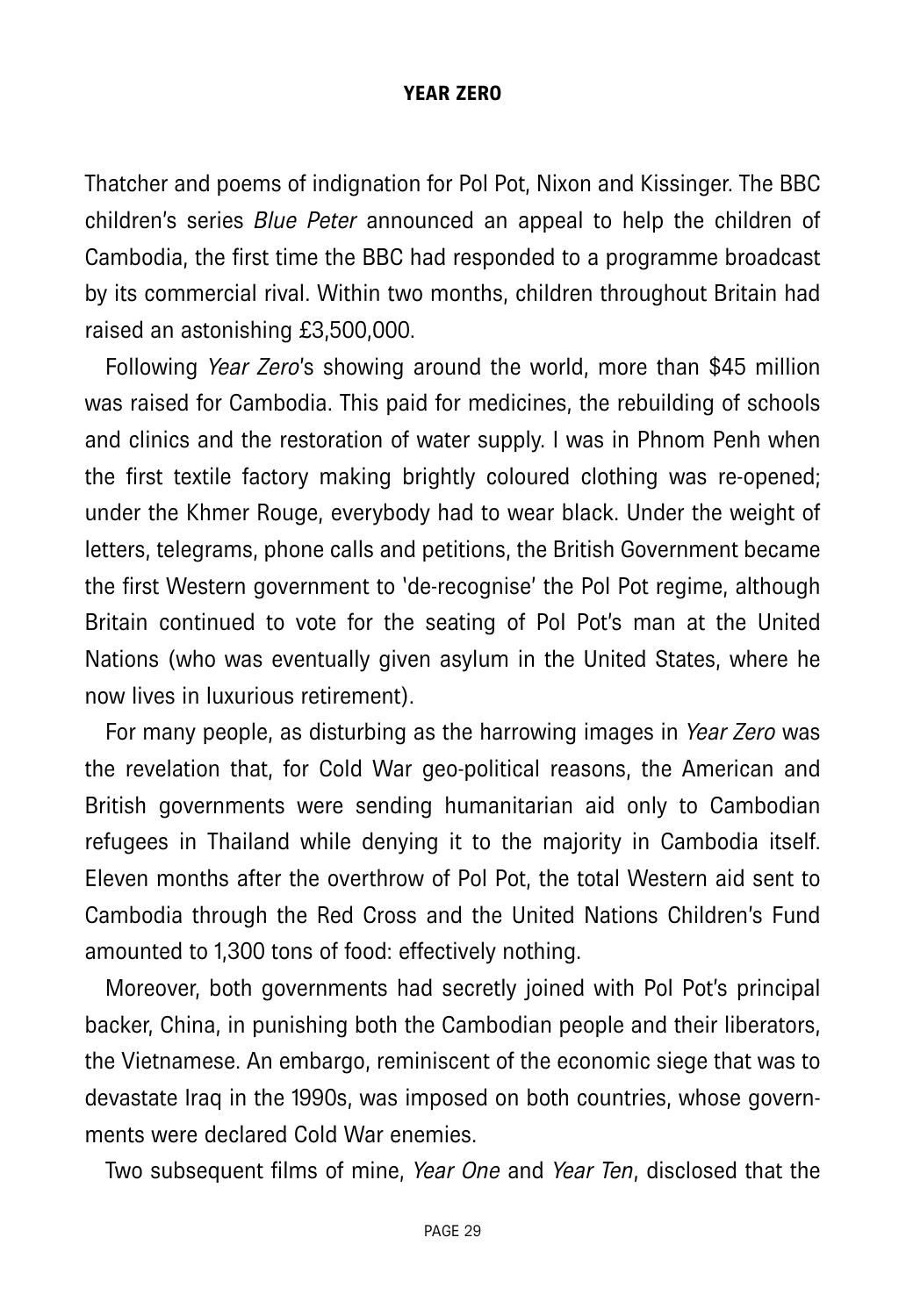Thatcher and poems of indignation for Pol Pot, Nixon and Kissinger. The BBC children's series *Blue Peter* announced an appeal to help the children of Cambodia, the first time the BBC had responded to a programme broadcast by its commercial rival. Within two months, children throughout Britain had raised an astonishing £3,500,000.

Following *Year Zero*'s showing around the world, more than $45 million was raised for Cambodia. This paid for medicines, the rebuilding of schools and clinics and the restoration of water supply. I was in Phnom Penh when the first textile factory making brightly coloured clothing was re-opened; under the Khmer Rouge, everybody had to wear black. Under the weight of letters, telegrams, phone calls and petitions, the British Government became the first Western government to 'de-recognise' the Pol Pot regime, although Britain continued to vote for the seating of Pol Pot's man at the United Nations (who was eventually given asylum in the United States, where he now lives in luxurious retirement).

For many people, as disturbing as the harrowing images in *Year Zero* was the revelation that, for Cold War geo-political reasons, the American and British governments were sending humanitarian aid only to Cambodian refugees in Thailand while denying it to the majority in Cambodia itself. Eleven months after the overthrow of Pol Pot, the total Western aid sent to Cambodia through the Red Cross and the United Nations Children's Fund amounted to 1,300 tons of food: effectively nothing.

Moreover, both governments had secretly joined with Pol Pot's principal backer, China, in punishing both the Cambodian people and their liberators, the Vietnamese. An embargo, reminiscent of the economic siege that was to devastate Iraq in the 1990s, was imposed on both countries, whose governments were declared Cold War enemies.

Two subsequent films of mine, *Year One* and *Year Ten*, disclosed that the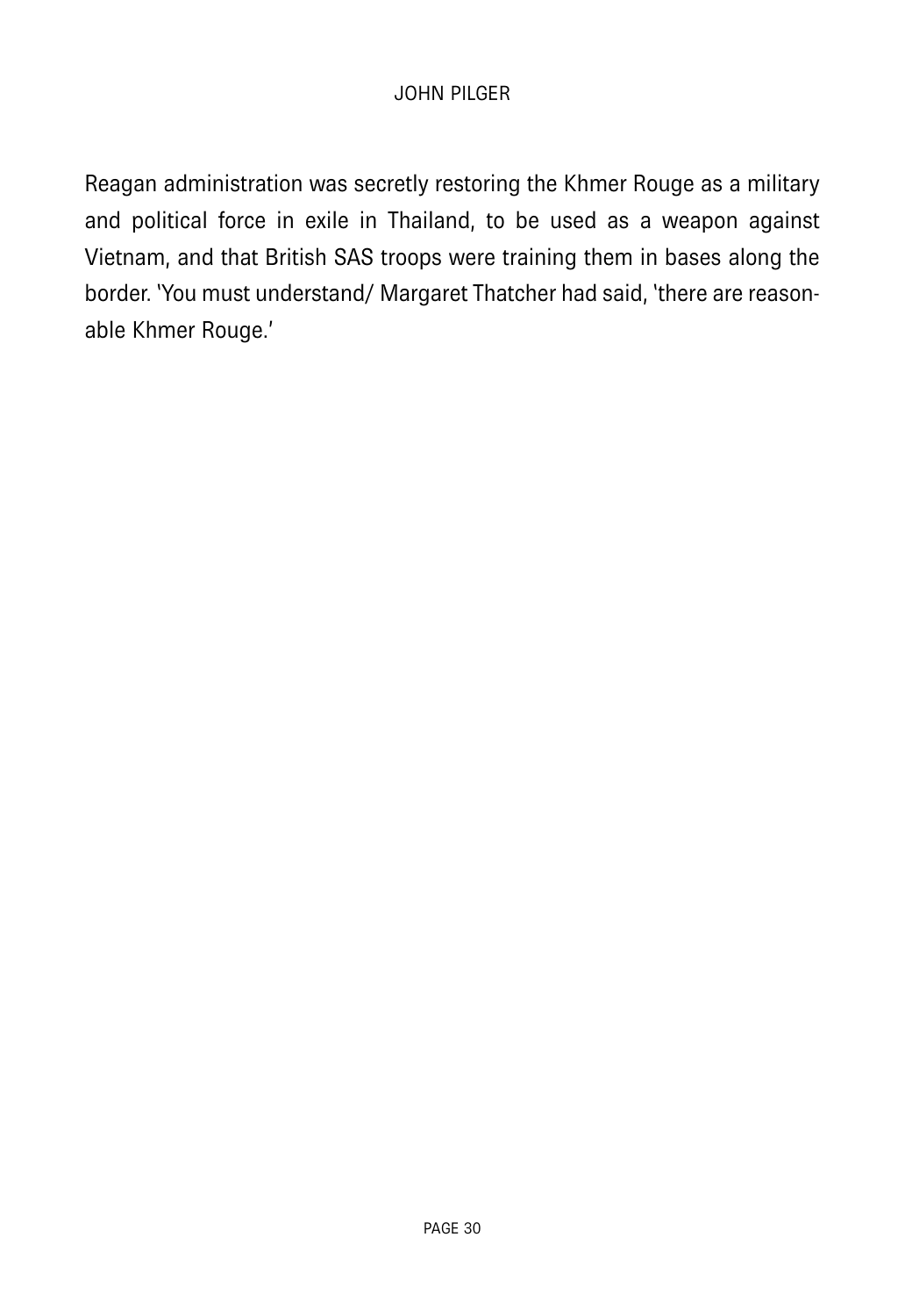Reagan administration was secretly restoring the Khmer Rouge as a military and political force in exile in Thailand, to be used as a weapon against Vietnam, and that British SAS troops were training them in bases along the border. 'You must understand/ Margaret Thatcher had said, 'there are reasonable Khmer Rouge.'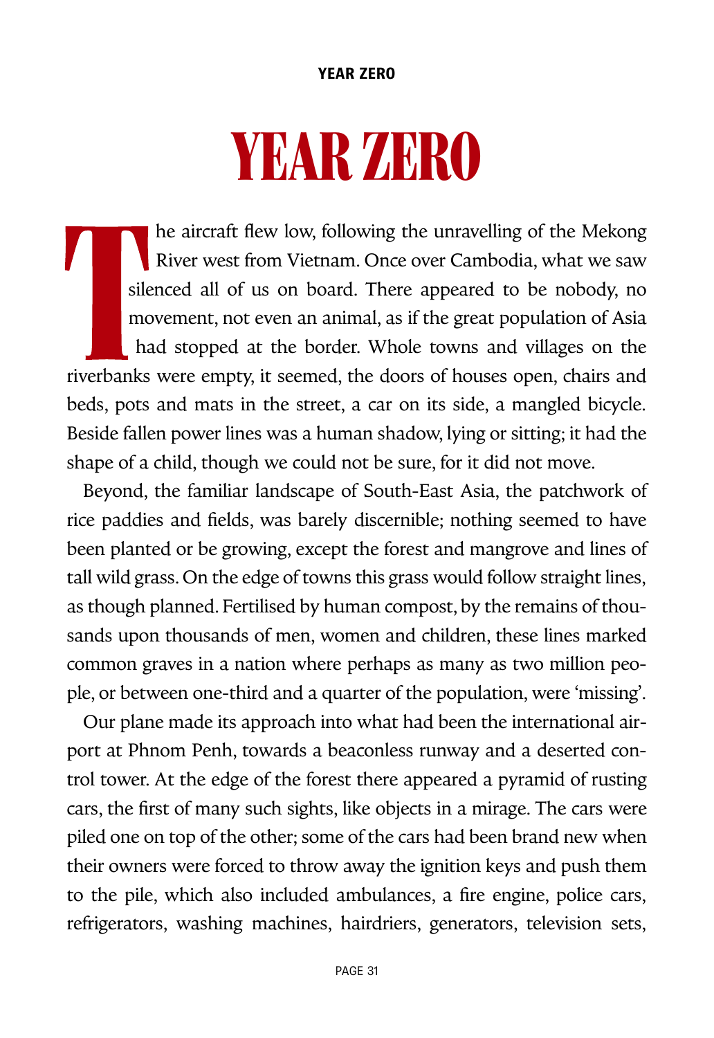# YEAR ZERO

The aircraft flew low, following the unravelling of the Mekong River west from Vietnam. Once over Cambodia, what we saw silenced all of us on board. There appeared to be nobody, no movement, not even an animal, as if the great population of Asia had stopped at the border. Whole towns and villages on the riverbanks were empty, it seemed, the doors of houses open, chairs and beds, pots and mats in the street, a car on its side, a mangled bicycle. Beside fallen power lines was a human shadow, lying or sitting; it had the shape of a child, though we could not be sure, for it did not move.

Beyond, the familiar landscape of South-East Asia, the patchwork of rice paddies and fields, was barely discernible; nothing seemed to have been planted or be growing, except the forest and mangrove and lines of tall wild grass. On the edge of towns this grass would follow straight lines, as though planned. Fertilised by human compost, by the remains of thousands upon thousands of men, women and children, these lines marked common graves in a nation where perhaps as many as two million people, or between one-third and a quarter of the population, were 'missing'.

Our plane made its approach into what had been the international airport at Phnom Penh, towards a beaconless runway and a deserted control tower. At the edge of the forest there appeared a pyramid of rusting cars, the first of many such sights, like objects in a mirage. The cars were piled one on top of the other; some of the cars had been brand new when their owners were forced to throw away the ignition keys and push them to the pile, which also included ambulances, a fire engine, police cars, refrigerators, washing machines, hairdriers, generators, television sets,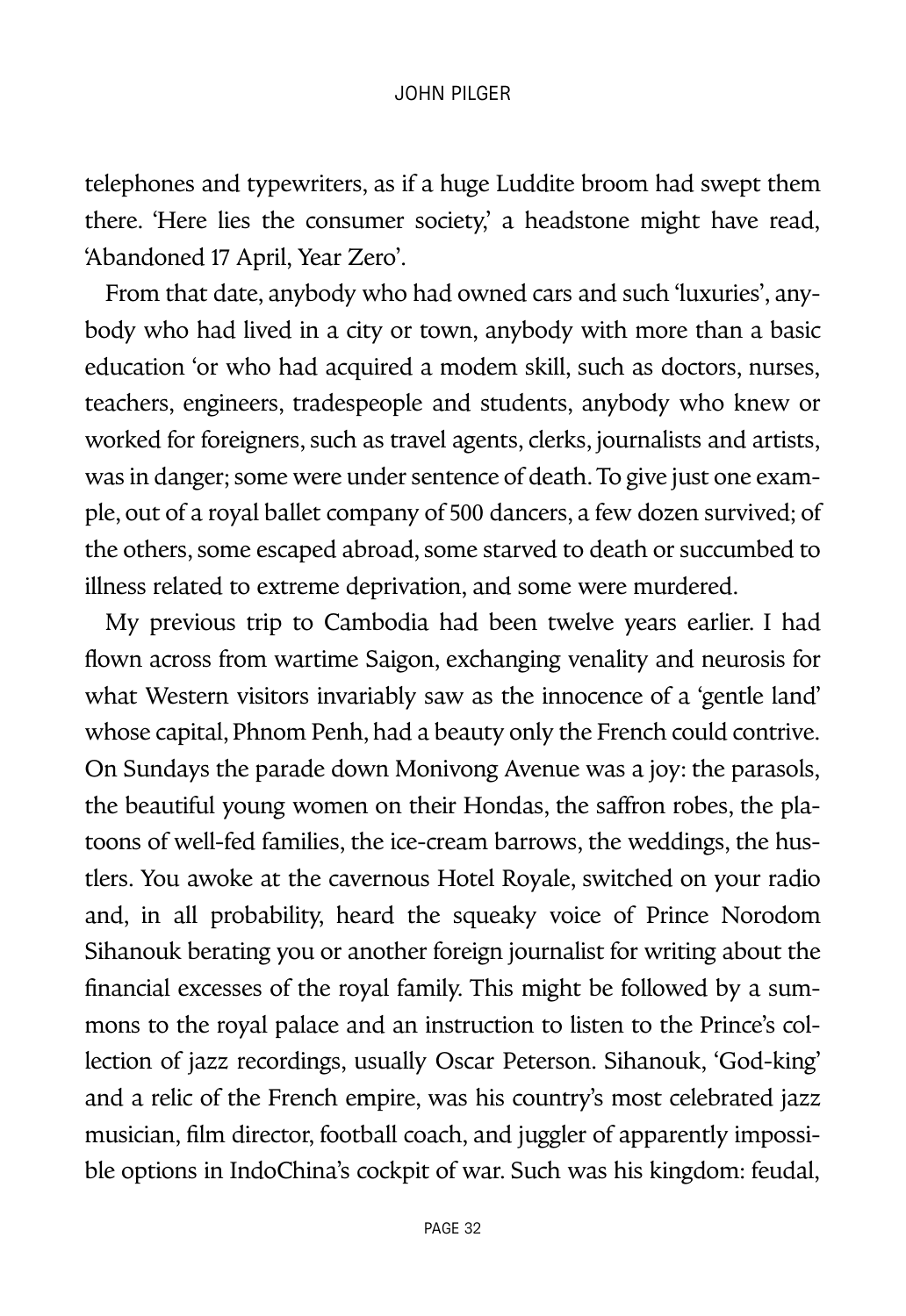telephones and typewriters, as if a huge Luddite broom had swept them there. 'Here lies the consumer society,' a headstone might have read, 'Abandoned 17 April, Year Zero'.

From that date, anybody who had owned cars and such 'luxuries', anybody who had lived in a city or town, anybody with more than a basic education 'or who had acquired a modem skill, such as doctors, nurses, teachers, engineers, tradespeople and students, anybody who knew or worked for foreigners, such as travel agents, clerks, journalists and artists, was in danger; some were under sentence of death. To give just one example, out of a royal ballet company of 500 dancers, a few dozen survived; of the others, some escaped abroad, some starved to death or succumbed to illness related to extreme deprivation, and some were murdered.

My previous trip to Cambodia had been twelve years earlier. I had flown across from wartime Saigon, exchanging venality and neurosis for what Western visitors invariably saw as the innocence of a 'gentle land' whose capital, Phnom Penh, had a beauty only the French could contrive. On Sundays the parade down Monivong Avenue was a joy: the parasols, the beautiful young women on their Hondas, the saffron robes, the platoons of well-fed families, the ice-cream barrows, the weddings, the hustlers. You awoke at the cavernous Hotel Royale, switched on your radio and, in all probability, heard the squeaky voice of Prince Norodom Sihanouk berating you or another foreign journalist for writing about the financial excesses of the royal family. This might be followed by a summons to the royal palace and an instruction to listen to the Prince's collection of jazz recordings, usually Oscar Peterson. Sihanouk, 'God-king' and a relic of the French empire, was his country's most celebrated jazz musician, film director, football coach, and juggler of apparently impossible options in IndoChina's cockpit of war. Such was his kingdom: feudal,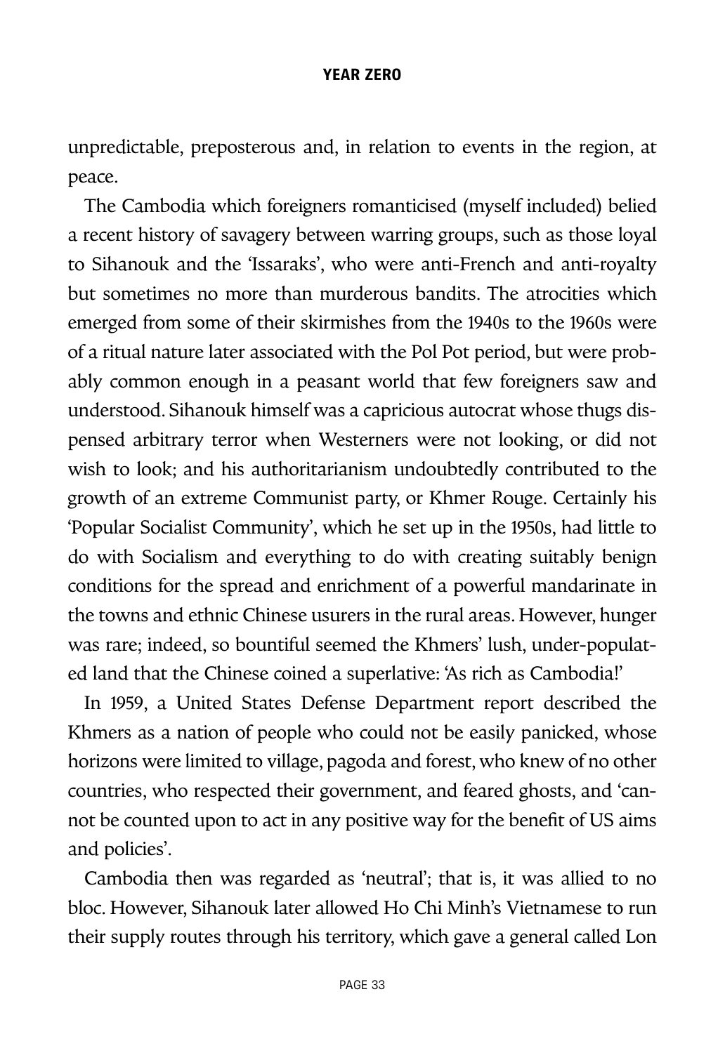unpredictable, preposterous and, in relation to events in the region, at peace.

The Cambodia which foreigners romanticised (myself included) belied a recent history of savagery between warring groups, such as those loyal to Sihanouk and the 'Issaraks', who were anti-French and anti-royalty but sometimes no more than murderous bandits. The atrocities which emerged from some of their skirmishes from the 1940s to the 1960s were of a ritual nature later associated with the Pol Pot period, but were probably common enough in a peasant world that few foreigners saw and understood. Sihanouk himself was a capricious autocrat whose thugs dispensed arbitrary terror when Westerners were not looking, or did not wish to look; and his authoritarianism undoubtedly contributed to the growth of an extreme Communist party, or Khmer Rouge. Certainly his 'Popular Socialist Community', which he set up in the 1950s, had little to do with Socialism and everything to do with creating suitably benign conditions for the spread and enrichment of a powerful mandarinate in the towns and ethnic Chinese usurers in the rural areas. However, hunger was rare; indeed, so bountiful seemed the Khmers' lush, under-populated land that the Chinese coined a superlative: 'As rich as Cambodia!'

In 1959, a United States Defense Department report described the Khmers as a nation of people who could not be easily panicked, whose horizons were limited to village, pagoda and forest, who knew of no other countries, who respected their government, and feared ghosts, and 'cannot be counted upon to act in any positive way for the benefit of US aims and policies'.

Cambodia then was regarded as 'neutral'; that is, it was allied to no bloc. However, Sihanouk later allowed Ho Chi Minh's Vietnamese to run their supply routes through his territory, which gave a general called Lon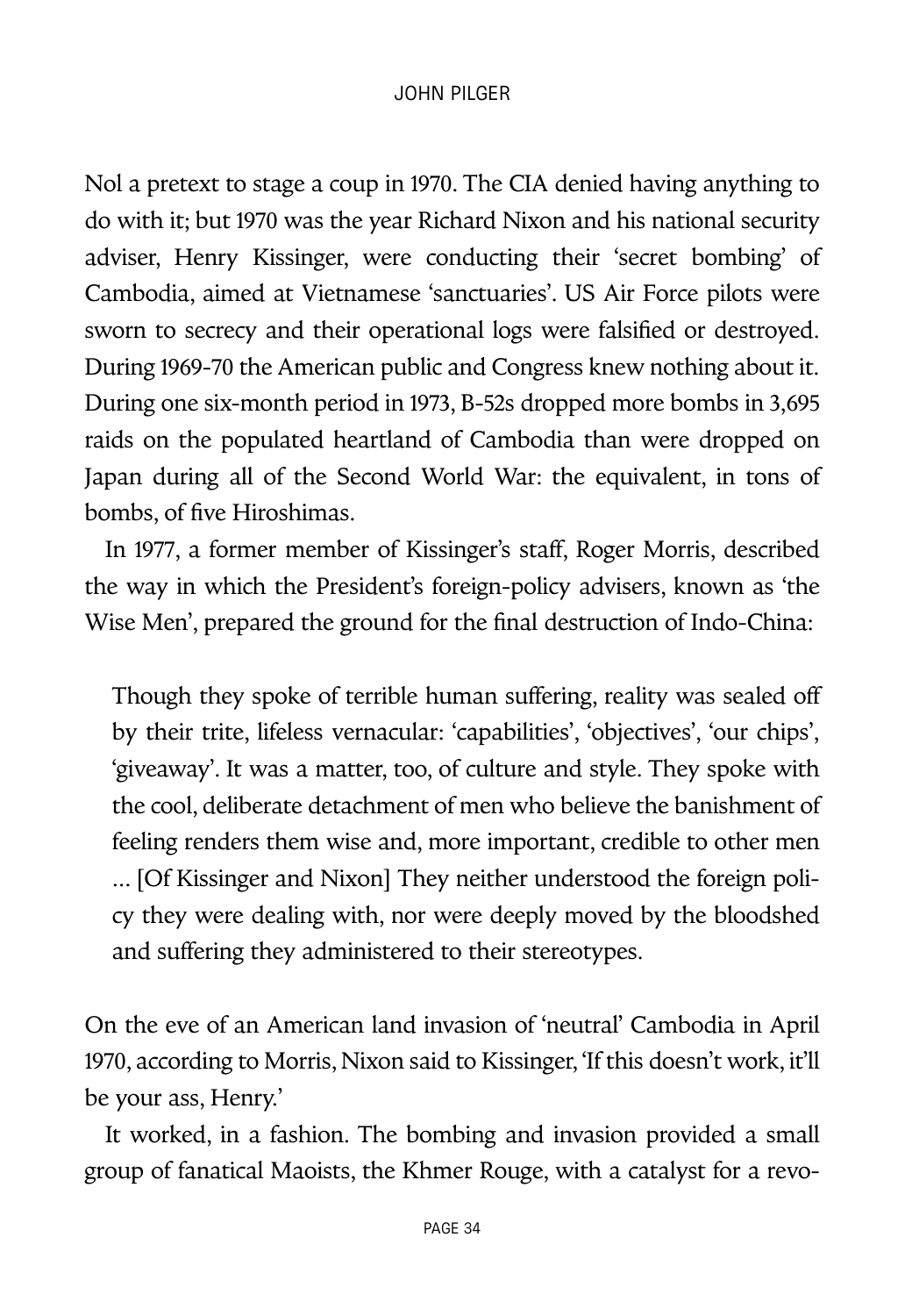Nol a pretext to stage a coup in 1970. The CIA denied having anything to do with it; but 1970 was the year Richard Nixon and his national security adviser, Henry Kissinger, were conducting their 'secret bombing' of Cambodia, aimed at Vietnamese 'sanctuaries'. US Air Force pilots were sworn to secrecy and their operational logs were falsified or destroyed. During 1969-70 the American public and Congress knew nothing about it. During one six-month period in 1973, B-52s dropped more bombs in 3,695 raids on the populated heartland of Cambodia than were dropped on Japan during all of the Second World War: the equivalent, in tons of bombs, of five Hiroshimas.

In 1977, a former member of Kissinger's staff, Roger Morris, described the way in which the President's foreign-policy advisers, known as 'the Wise Men', prepared the ground for the final destruction of Indo-China:

> Though they spoke of terrible human suffering, reality was sealed off by their trite, lifeless vernacular: 'capabilities', 'objectives', 'our chips', 'giveaway'. It was a matter, too, of culture and style. They spoke with the cool, deliberate detachment of men who believe the banishment of feeling renders them wise and, more important, credible to other men ... [Of Kissinger and Nixon] They neither understood the foreign policy they were dealing with, nor were deeply moved by the bloodshed and suffering they administered to their stereotypes.

On the eve of an American land invasion of 'neutral' Cambodia in April 1970, according to Morris, Nixon said to Kissinger, 'If this doesn't work, it'll be your ass, Henry.'

It worked, in a fashion. The bombing and invasion provided a small group of fanatical Maoists, the Khmer Rouge, with a catalyst for a revo-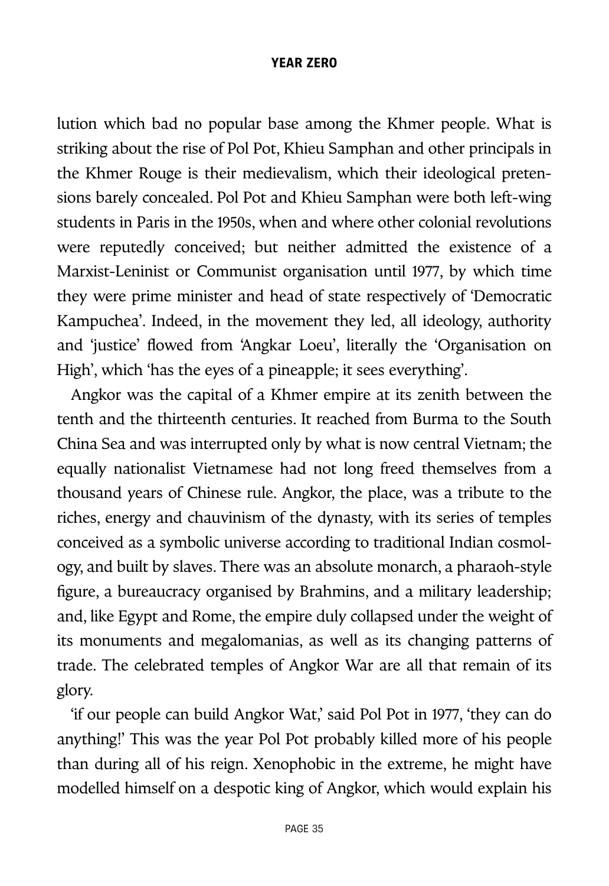lution which bad no popular base among the Khmer people. What is striking about the rise of Pol Pot, Khieu Samphan and other principals in the Khmer Rouge is their medievalism, which their ideological pretensions barely concealed. Pol Pot and Khieu Samphan were both left-wing students in Paris in the 1950s, when and where other colonial revolutions were reputedly conceived; but neither admitted the existence of a Marxist-Leninist or Communist organisation until 1977, by which time they were prime minister and head of state respectively of 'Democratic Kampuchea'. Indeed, in the movement they led, all ideology, authority and 'justice' flowed from 'Angkar Loeu', literally the 'Organisation on High', which 'has the eyes of a pineapple; it sees everything'.

Angkor was the capital of a Khmer empire at its zenith between the tenth and the thirteenth centuries. It reached from Burma to the South China Sea and was interrupted only by what is now central Vietnam; the equally nationalist Vietnamese had not long freed themselves from a thousand years of Chinese rule. Angkor, the place, was a tribute to the riches, energy and chauvinism of the dynasty, with its series of temples conceived as a symbolic universe according to traditional Indian cosmology, and built by slaves. There was an absolute monarch, a pharaoh-style figure, a bureaucracy organised by Brahmins, and a military leadership; and, like Egypt and Rome, the empire duly collapsed under the weight of its monuments and megalomanias, as well as its changing patterns of trade. The celebrated temples of Angkor War are all that remain of its glory.

'if our people can build Angkor Wat,' said Pol Pot in 1977, 'they can do anything!' This was the year Pol Pot probably killed more of his people than during all of his reign. Xenophobic in the extreme, he might have modelled himself on a despotic king of Angkor, which would explain his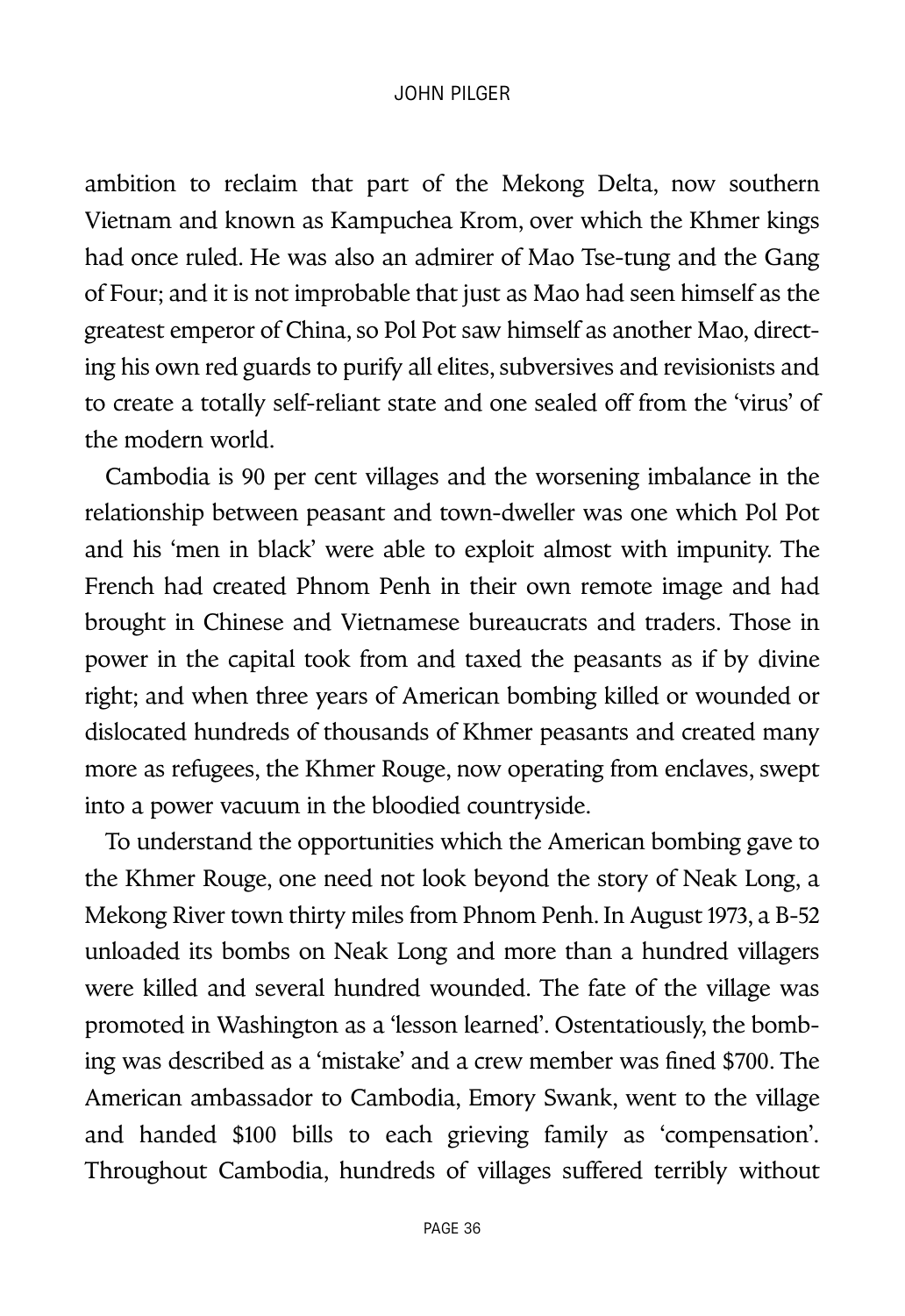ambition to reclaim that part of the Mekong Delta, now southern Vietnam and known as Kampuchea Krom, over which the Khmer kings had once ruled. He was also an admirer of Mao Tse-tung and the Gang of Four; and it is not improbable that just as Mao had seen himself as the greatest emperor of China, so Pol Pot saw himself as another Mao, directing his own red guards to purify all elites, subversives and revisionists and to create a totally self-reliant state and one sealed off from the 'virus' of the modern world.

Cambodia is 90 per cent villages and the worsening imbalance in the relationship between peasant and town-dweller was one which Pol Pot and his 'men in black' were able to exploit almost with impunity. The French had created Phnom Penh in their own remote image and had brought in Chinese and Vietnamese bureaucrats and traders. Those in power in the capital took from and taxed the peasants as if by divine right; and when three years of American bombing killed or wounded or dislocated hundreds of thousands of Khmer peasants and created many more as refugees, the Khmer Rouge, now operating from enclaves, swept into a power vacuum in the bloodied countryside.

To understand the opportunities which the American bombing gave to the Khmer Rouge, one need not look beyond the story of Neak Long, a Mekong River town thirty miles from Phnom Penh. In August 1973, a B-52 unloaded its bombs on Neak Long and more than a hundred villagers were killed and several hundred wounded. The fate of the village was promoted in Washington as a 'lesson learned'. Ostentatiously, the bombing was described as a 'mistake' and a crew member was fined $700. The American ambassador to Cambodia, Emory Swank, went to the village and handed $100 bills to each grieving family as 'compensation'. Throughout Cambodia, hundreds of villages suffered terribly without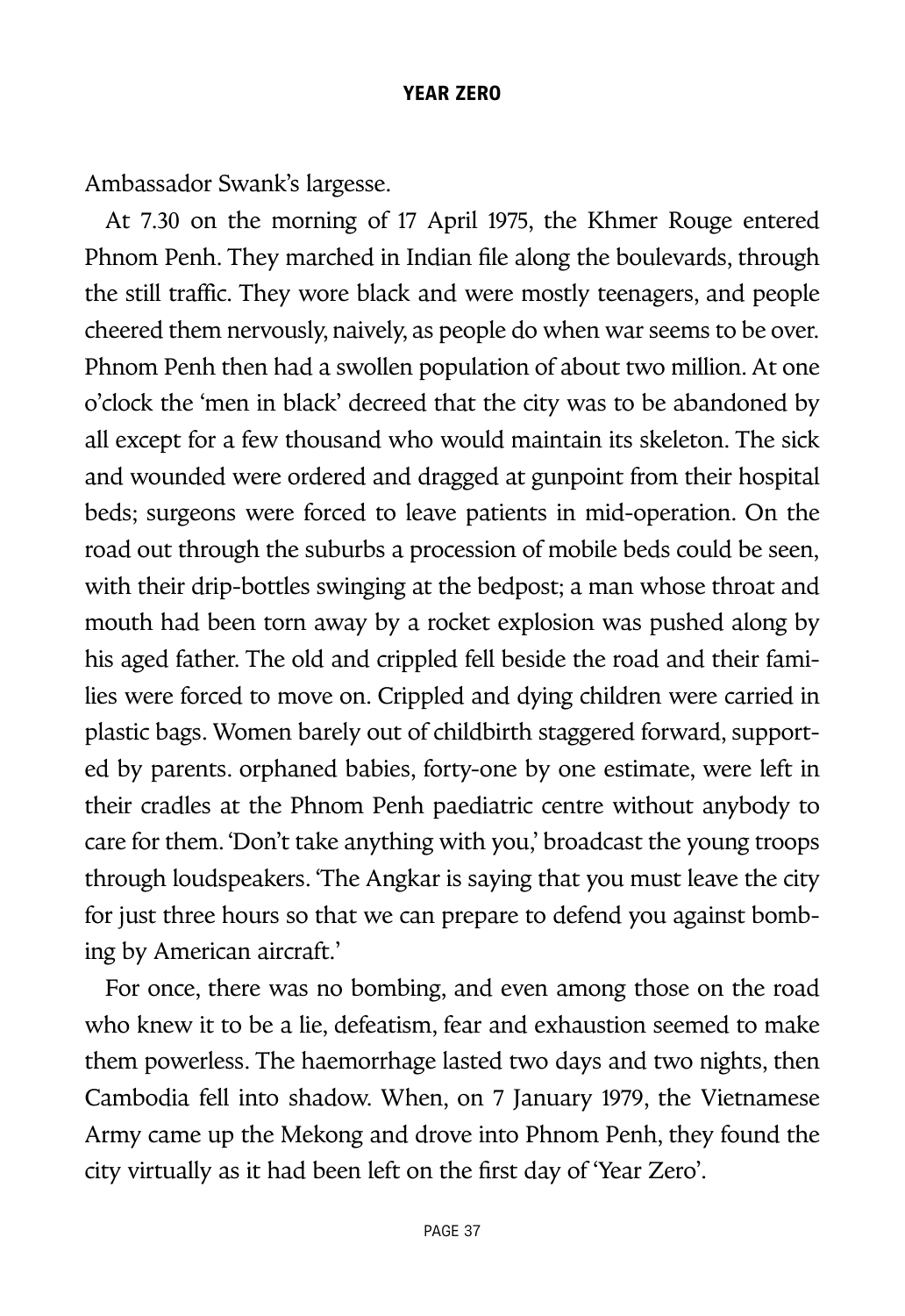Ambassador Swank's largesse.

At 7.30 on the morning of 17 April 1975, the Khmer Rouge entered Phnom Penh. They marched in Indian file along the boulevards, through the still traffic. They wore black and were mostly teenagers, and people cheered them nervously, naively, as people do when war seems to be over. Phnom Penh then had a swollen population of about two million. At one o'clock the 'men in black' decreed that the city was to be abandoned by all except for a few thousand who would maintain its skeleton. The sick and wounded were ordered and dragged at gunpoint from their hospital beds; surgeons were forced to leave patients in mid-operation. On the road out through the suburbs a procession of mobile beds could be seen, with their drip-bottles swinging at the bedpost; a man whose throat and mouth had been torn away by a rocket explosion was pushed along by his aged father. The old and crippled fell beside the road and their families were forced to move on. Crippled and dying children were carried in plastic bags. Women barely out of childbirth staggered forward, supported by parents. orphaned babies, forty-one by one estimate, were left in their cradles at the Phnom Penh paediatric centre without anybody to care for them. 'Don't take anything with you,' broadcast the young troops through loudspeakers. 'The Angkar is saying that you must leave the city for just three hours so that we can prepare to defend you against bombing by American aircraft.'

For once, there was no bombing, and even among those on the road who knew it to be a lie, defeatism, fear and exhaustion seemed to make them powerless. The haemorrhage lasted two days and two nights, then Cambodia fell into shadow. When, on 7 January 1979, the Vietnamese Army came up the Mekong and drove into Phnom Penh, they found the city virtually as it had been left on the first day of 'Year Zero'.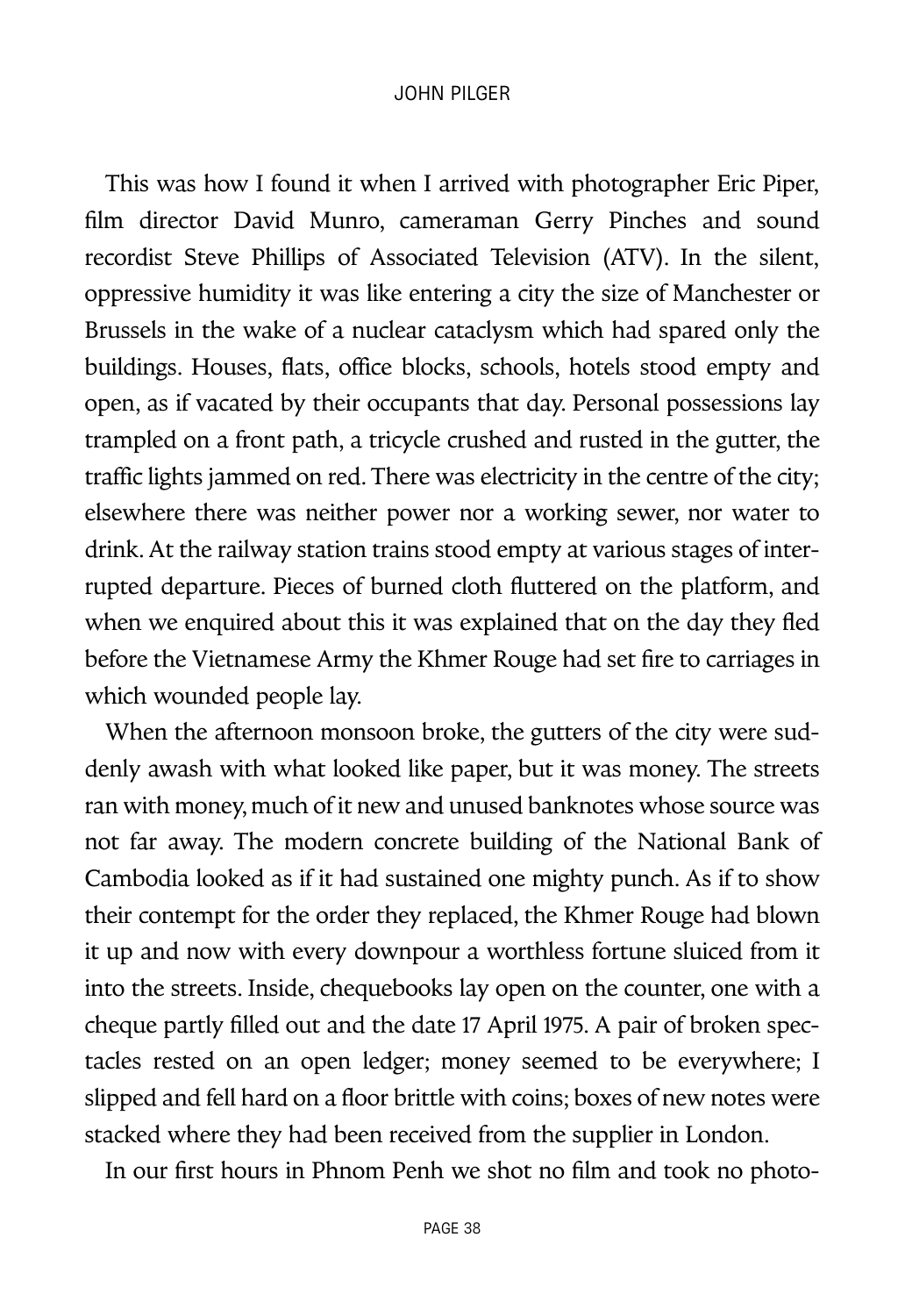This was how I found it when I arrived with photographer Eric Piper, film director David Munro, cameraman Gerry Pinches and sound recordist Steve Phillips of Associated Television (ATV). In the silent, oppressive humidity it was like entering a city the size of Manchester or Brussels in the wake of a nuclear cataclysm which had spared only the buildings. Houses, flats, office blocks, schools, hotels stood empty and open, as if vacated by their occupants that day. Personal possessions lay trampled on a front path, a tricycle crushed and rusted in the gutter, the traffic lights jammed on red. There was electricity in the centre of the city; elsewhere there was neither power nor a working sewer, nor water to drink. At the railway station trains stood empty at various stages of interrupted departure. Pieces of burned cloth fluttered on the platform, and when we enquired about this it was explained that on the day they fled before the Vietnamese Army the Khmer Rouge had set fire to carriages in which wounded people lay.

When the afternoon monsoon broke, the gutters of the city were suddenly awash with what looked like paper, but it was money. The streets ran with money, much of it new and unused banknotes whose source was not far away. The modern concrete building of the National Bank of Cambodia looked as if it had sustained one mighty punch. As if to show their contempt for the order they replaced, the Khmer Rouge had blown it up and now with every downpour a worthless fortune sluiced from it into the streets. Inside, chequebooks lay open on the counter, one with a cheque partly filled out and the date 17 April 1975. A pair of broken spectacles rested on an open ledger; money seemed to be everywhere; I slipped and fell hard on a floor brittle with coins; boxes of new notes were stacked where they had been received from the supplier in London.

In our first hours in Phnom Penh we shot no film and took no photo-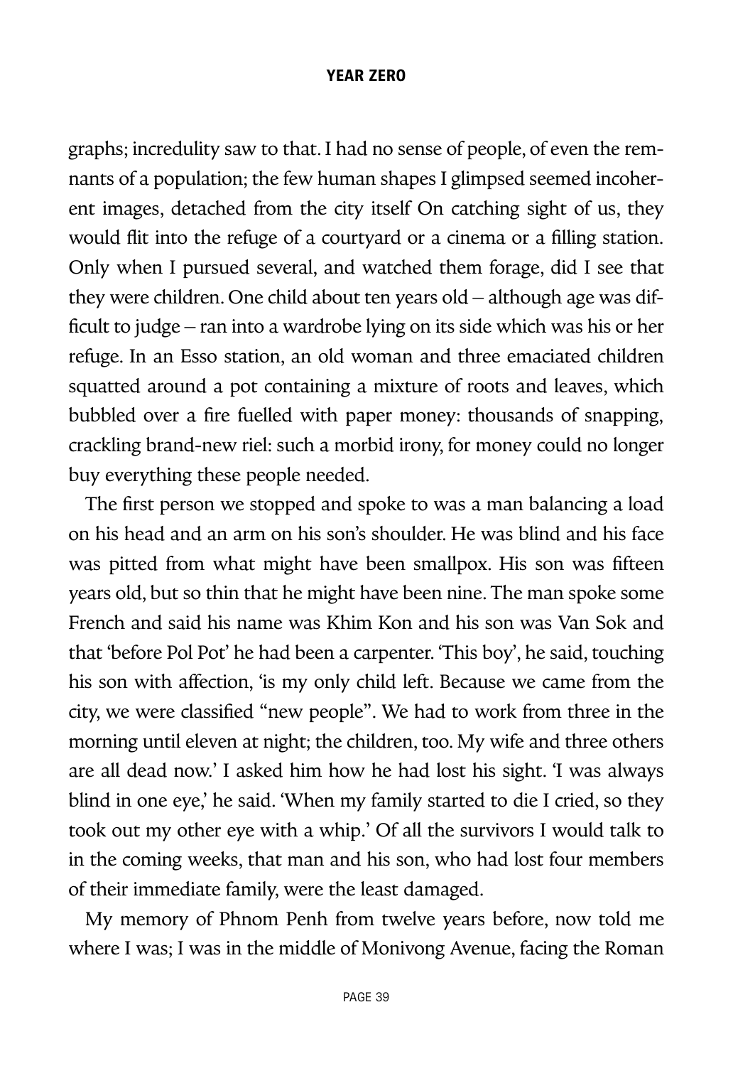graphs; incredulity saw to that. I had no sense of people, of even the remnants of a population; the few human shapes I glimpsed seemed incoherent images, detached from the city itself On catching sight of us, they would flit into the refuge of a courtyard or a cinema or a filling station. Only when I pursued several, and watched them forage, did I see that they were children. One child about ten years old – although age was difficult to judge – ran into a wardrobe lying on its side which was his or her refuge. In an Esso station, an old woman and three emaciated children squatted around a pot containing a mixture of roots and leaves, which bubbled over a fire fuelled with paper money: thousands of snapping, crackling brand-new riel: such a morbid irony, for money could no longer buy everything these people needed.

The first person we stopped and spoke to was a man balancing a load on his head and an arm on his son's shoulder. He was blind and his face was pitted from what might have been smallpox. His son was fifteen years old, but so thin that he might have been nine. The man spoke some French and said his name was Khim Kon and his son was Van Sok and that 'before Pol Pot' he had been a carpenter. 'This boy', he said, touching his son with affection, 'is my only child left. Because we came from the city, we were classified "new people". We had to work from three in the morning until eleven at night; the children, too. My wife and three others are all dead now.' I asked him how he had lost his sight. 'I was always blind in one eye,' he said. 'When my family started to die I cried, so they took out my other eye with a whip.' Of all the survivors I would talk to in the coming weeks, that man and his son, who had lost four members of their immediate family, were the least damaged.

My memory of Phnom Penh from twelve years before, now told me where I was; I was in the middle of Monivong Avenue, facing the Roman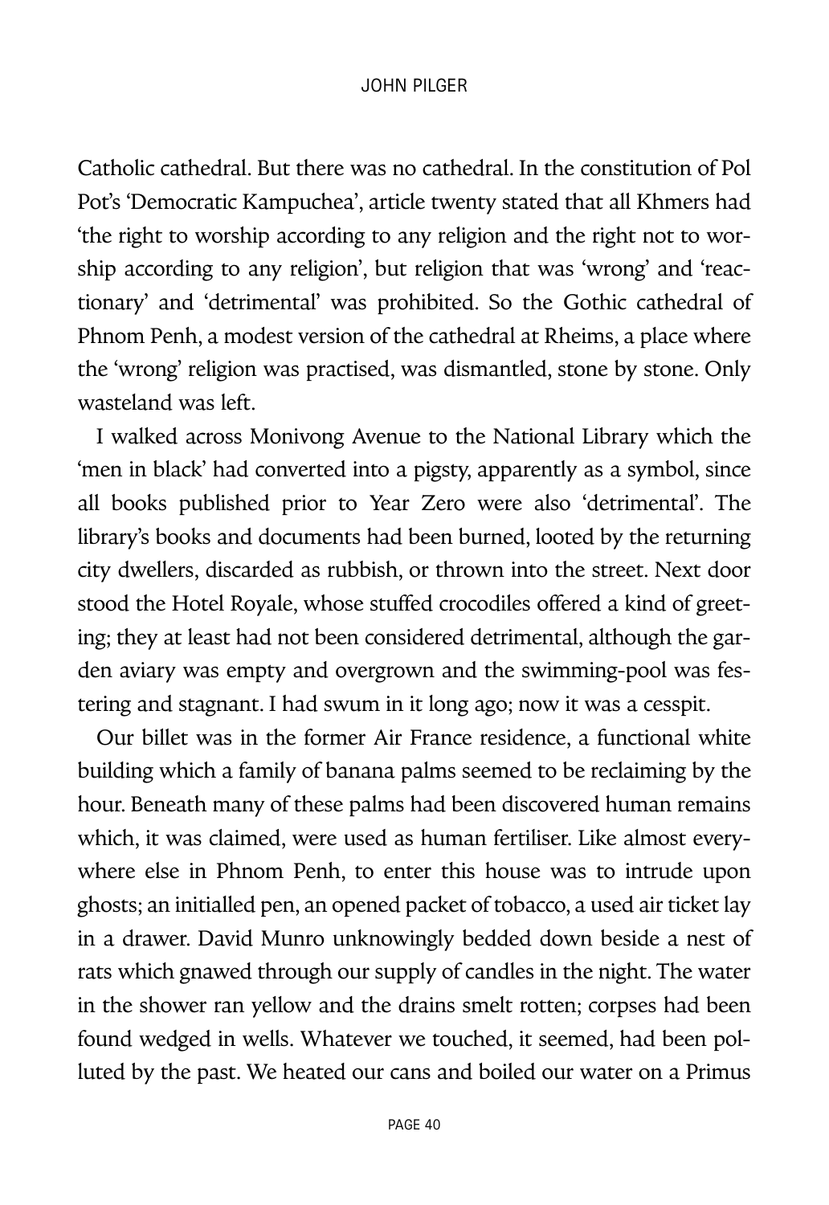Catholic cathedral. But there was no cathedral. In the constitution of Pol Pot's 'Democratic Kampuchea', article twenty stated that all Khmers had 'the right to worship according to any religion and the right not to worship according to any religion', but religion that was 'wrong' and 'reactionary' and 'detrimental' was prohibited. So the Gothic cathedral of Phnom Penh, a modest version of the cathedral at Rheims, a place where the 'wrong' religion was practised, was dismantled, stone by stone. Only wasteland was left.

I walked across Monivong Avenue to the National Library which the 'men in black' had converted into a pigsty, apparently as a symbol, since all books published prior to Year Zero were also 'detrimental'. The library's books and documents had been burned, looted by the returning city dwellers, discarded as rubbish, or thrown into the street. Next door stood the Hotel Royale, whose stuffed crocodiles offered a kind of greeting; they at least had not been considered detrimental, although the garden aviary was empty and overgrown and the swimming-pool was festering and stagnant. I had swum in it long ago; now it was a cesspit.

Our billet was in the former Air France residence, a functional white building which a family of banana palms seemed to be reclaiming by the hour. Beneath many of these palms had been discovered human remains which, it was claimed, were used as human fertiliser. Like almost everywhere else in Phnom Penh, to enter this house was to intrude upon ghosts; an initialled pen, an opened packet of tobacco, a used air ticket lay in a drawer. David Munro unknowingly bedded down beside a nest of rats which gnawed through our supply of candles in the night. The water in the shower ran yellow and the drains smelt rotten; corpses had been found wedged in wells. Whatever we touched, it seemed, had been polluted by the past. We heated our cans and boiled our water on a Primus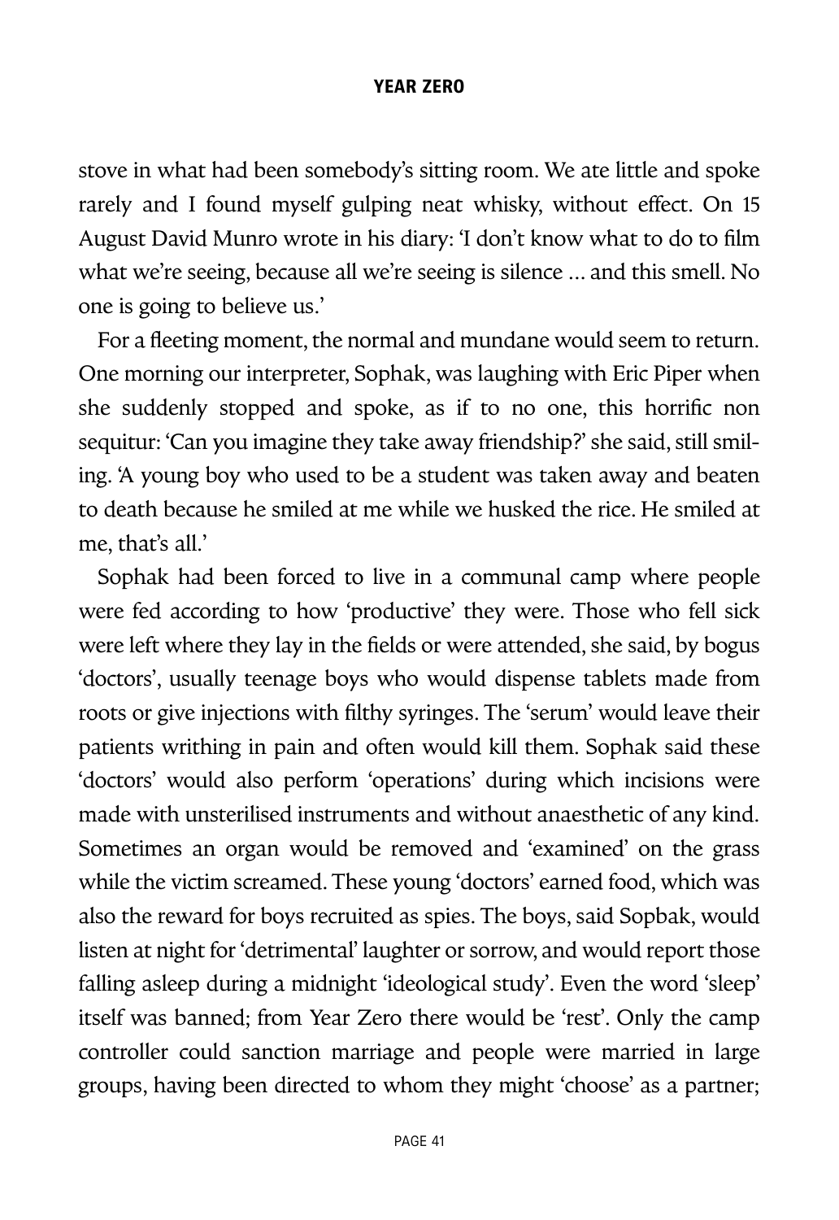stove in what had been somebody's sitting room. We ate little and spoke rarely and I found myself gulping neat whisky, without effect. On 15 August David Munro wrote in his diary: 'I don't know what to do to film what we're seeing, because all we're seeing is silence ... and this smell. No one is going to believe us.'

For a fleeting moment, the normal and mundane would seem to return. One morning our interpreter, Sophak, was laughing with Eric Piper when she suddenly stopped and spoke, as if to no one, this horrific non sequitur: 'Can you imagine they take away friendship?' she said, still smiling. 'A young boy who used to be a student was taken away and beaten to death because he smiled at me while we husked the rice. He smiled at me, that's all.'

Sophak had been forced to live in a communal camp where people were fed according to how 'productive' they were. Those who fell sick were left where they lay in the fields or were attended, she said, by bogus 'doctors', usually teenage boys who would dispense tablets made from roots or give injections with filthy syringes. The 'serum' would leave their patients writhing in pain and often would kill them. Sophak said these 'doctors' would also perform 'operations' during which incisions were made with unsterilised instruments and without anaesthetic of any kind. Sometimes an organ would be removed and 'examined' on the grass while the victim screamed. These young 'doctors' earned food, which was also the reward for boys recruited as spies. The boys, said Sopbak, would listen at night for 'detrimental' laughter or sorrow, and would report those falling asleep during a midnight 'ideological study'. Even the word 'sleep' itself was banned; from Year Zero there would be 'rest'. Only the camp controller could sanction marriage and people were married in large groups, having been directed to whom they might 'choose' as a partner;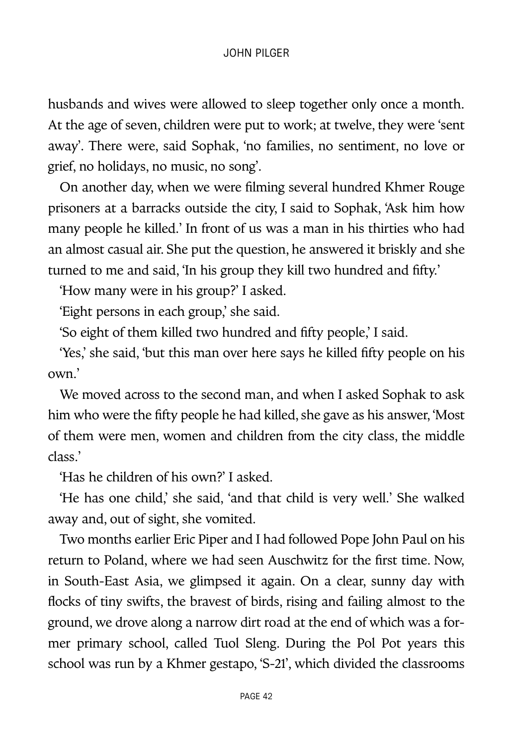husbands and wives were allowed to sleep together only once a month. At the age of seven, children were put to work; at twelve, they were 'sent away'. There were, said Sophak, 'no families, no sentiment, no love or grief, no holidays, no music, no song'.

On another day, when we were filming several hundred Khmer Rouge prisoners at a barracks outside the city, I said to Sophak, 'Ask him how many people he killed.' In front of us was a man in his thirties who had an almost casual air. She put the question, he answered it briskly and she turned to me and said, 'In his group they kill two hundred and fifty.'

'How many were in his group?' I asked.

'Eight persons in each group,' she said.

'So eight of them killed two hundred and fifty people,' I said.

'Yes,' she said, 'but this man over here says he killed fifty people on his own.'

We moved across to the second man, and when I asked Sophak to ask him who were the fifty people he had killed, she gave as his answer, 'Most of them were men, women and children from the city class, the middle class.'

'Has he children of his own?' I asked.

'He has one child,' she said, 'and that child is very well.' She walked away and, out of sight, she vomited.

Two months earlier Eric Piper and I had followed Pope John Paul on his return to Poland, where we had seen Auschwitz for the first time. Now, in South-East Asia, we glimpsed it again. On a clear, sunny day with flocks of tiny swifts, the bravest of birds, rising and failing almost to the ground, we drove along a narrow dirt road at the end of which was a former primary school, called Tuol Sleng. During the Pol Pot years this school was run by a Khmer gestapo, 'S-21', which divided the classrooms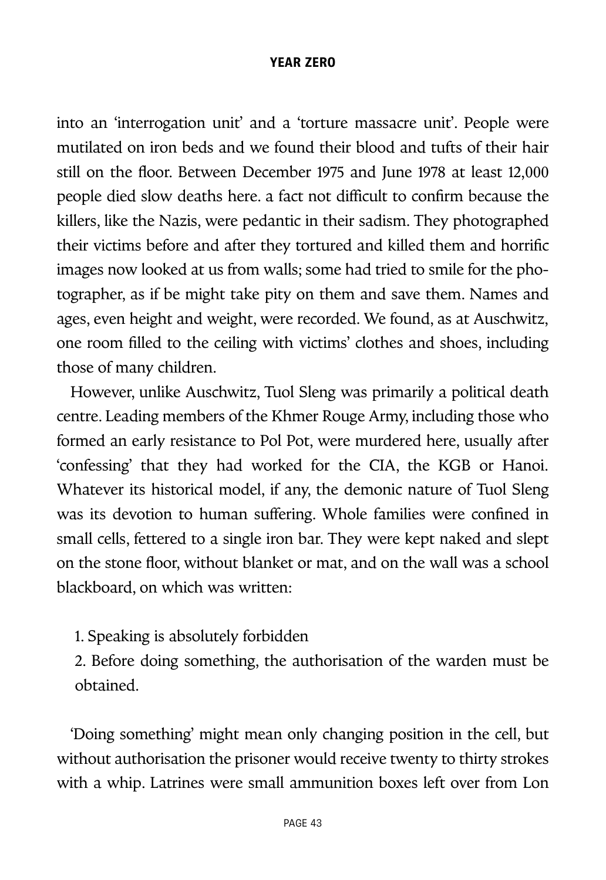into an 'interrogation unit' and a 'torture massacre unit'. People were mutilated on iron beds and we found their blood and tufts of their hair still on the floor. Between December 1975 and June 1978 at least 12,000 people died slow deaths here. a fact not difficult to confirm because the killers, like the Nazis, were pedantic in their sadism. They photographed their victims before and after they tortured and killed them and horrific images now looked at us from walls; some had tried to smile for the photographer, as if be might take pity on them and save them. Names and ages, even height and weight, were recorded. We found, as at Auschwitz, one room filled to the ceiling with victims' clothes and shoes, including those of many children.

However, unlike Auschwitz, Tuol Sleng was primarily a political death centre. Leading members of the Khmer Rouge Army, including those who formed an early resistance to Pol Pot, were murdered here, usually after 'confessing' that they had worked for the CIA, the KGB or Hanoi. Whatever its historical model, if any, the demonic nature of Tuol Sleng was its devotion to human suffering. Whole families were confined in small cells, fettered to a single iron bar. They were kept naked and slept on the stone floor, without blanket or mat, and on the wall was a school blackboard, on which was written:

1. Speaking is absolutely forbidden
2. Before doing something, the authorisation of the warden must be obtained.

'Doing something' might mean only changing position in the cell, but without authorisation the prisoner would receive twenty to thirty strokes with a whip. Latrines were small ammunition boxes left over from Lon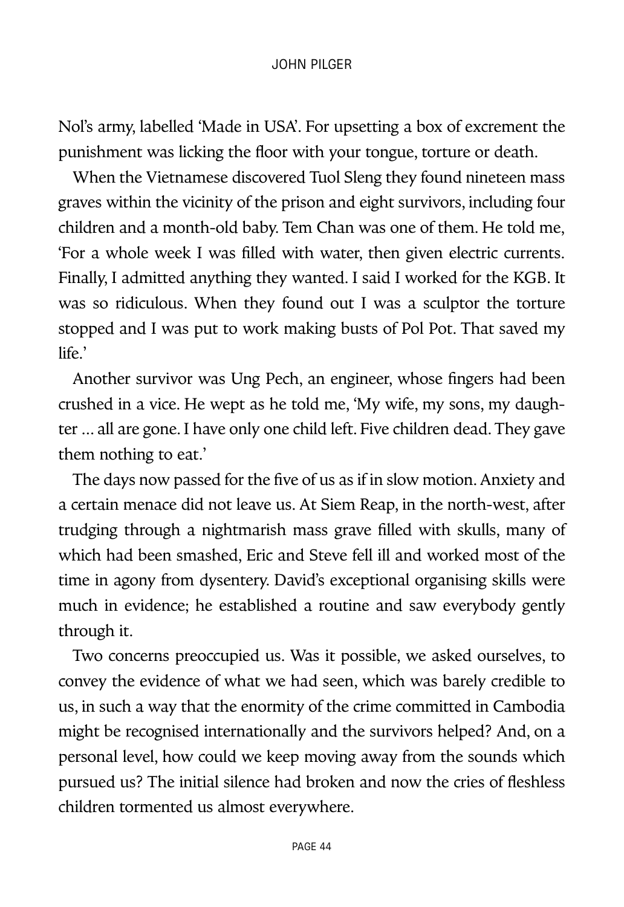Nol's army, labelled 'Made in USA'. For upsetting a box of excrement the punishment was licking the floor with your tongue, torture or death.

When the Vietnamese discovered Tuol Sleng they found nineteen mass graves within the vicinity of the prison and eight survivors, including four children and a month-old baby. Tem Chan was one of them. He told me, 'For a whole week I was filled with water, then given electric currents. Finally, I admitted anything they wanted. I said I worked for the KGB. It was so ridiculous. When they found out I was a sculptor the torture stopped and I was put to work making busts of Pol Pot. That saved my life.'

Another survivor was Ung Pech, an engineer, whose fingers had been crushed in a vice. He wept as he told me, 'My wife, my sons, my daughter ... all are gone. I have only one child left. Five children dead. They gave them nothing to eat.'

The days now passed for the five of us as if in slow motion. Anxiety and a certain menace did not leave us. At Siem Reap, in the north-west, after trudging through a nightmarish mass grave filled with skulls, many of which had been smashed, Eric and Steve fell ill and worked most of the time in agony from dysentery. David's exceptional organising skills were much in evidence; he established a routine and saw everybody gently through it.

Two concerns preoccupied us. Was it possible, we asked ourselves, to convey the evidence of what we had seen, which was barely credible to us, in such a way that the enormity of the crime committed in Cambodia might be recognised internationally and the survivors helped? And, on a personal level, how could we keep moving away from the sounds which pursued us? The initial silence had broken and now the cries of fleshless children tormented us almost everywhere.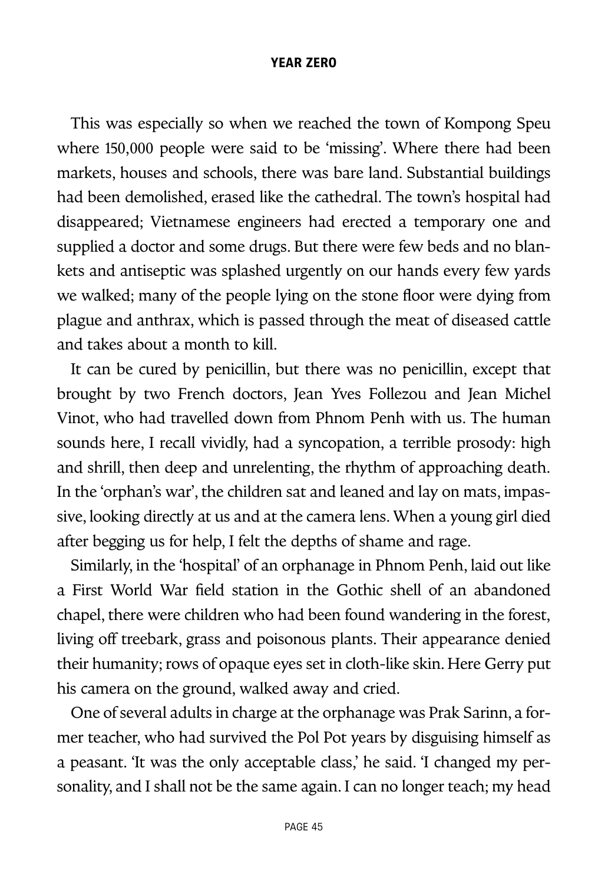This was especially so when we reached the town of Kompong Speu where 150,000 people were said to be 'missing'. Where there had been markets, houses and schools, there was bare land. Substantial buildings had been demolished, erased like the cathedral. The town's hospital had disappeared; Vietnamese engineers had erected a temporary one and supplied a doctor and some drugs. But there were few beds and no blankets and antiseptic was splashed urgently on our hands every few yards we walked; many of the people lying on the stone floor were dying from plague and anthrax, which is passed through the meat of diseased cattle and takes about a month to kill.

It can be cured by penicillin, but there was no penicillin, except that brought by two French doctors, Jean Yves Follezou and Jean Michel Vinot, who had travelled down from Phnom Penh with us. The human sounds here, I recall vividly, had a syncopation, a terrible prosody: high and shrill, then deep and unrelenting, the rhythm of approaching death. In the 'orphan's war', the children sat and leaned and lay on mats, impassive, looking directly at us and at the camera lens. When a young girl died after begging us for help, I felt the depths of shame and rage.

Similarly, in the 'hospital' of an orphanage in Phnom Penh, laid out like a First World War field station in the Gothic shell of an abandoned chapel, there were children who had been found wandering in the forest, living off treebark, grass and poisonous plants. Their appearance denied their humanity; rows of opaque eyes set in cloth-like skin. Here Gerry put his camera on the ground, walked away and cried.

One of several adults in charge at the orphanage was Prak Sarinn, a former teacher, who had survived the Pol Pot years by disguising himself as a peasant. 'It was the only acceptable class,' he said. 'I changed my personality, and I shall not be the same again. I can no longer teach; my head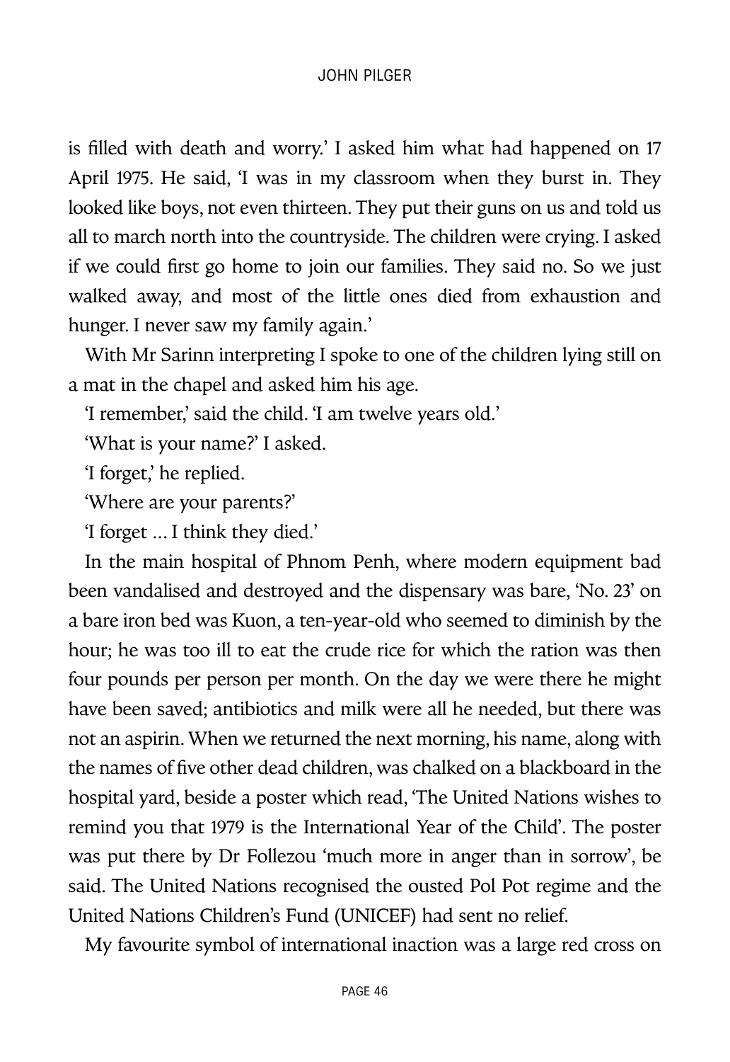is filled with death and worry.' I asked him what had happened on 17 April 1975. He said, 'I was in my classroom when they burst in. They looked like boys, not even thirteen. They put their guns on us and told us all to march north into the countryside. The children were crying. I asked if we could first go home to join our families. They said no. So we just walked away, and most of the little ones died from exhaustion and hunger. I never saw my family again.'

With Mr Sarinn interpreting I spoke to one of the children lying still on a mat in the chapel and asked him his age.

'I remember,' said the child. 'I am twelve years old.'

'What is your name?' I asked.

'I forget,' he replied.

'Where are your parents?'

'I forget ... I think they died.'

In the main hospital of Phnom Penh, where modern equipment bad been vandalised and destroyed and the dispensary was bare, 'No. 23' on a bare iron bed was Kuon, a ten-year-old who seemed to diminish by the hour; he was too ill to eat the crude rice for which the ration was then four pounds per person per month. On the day we were there he might have been saved; antibiotics and milk were all he needed, but there was not an aspirin. When we returned the next morning, his name, along with the names of five other dead children, was chalked on a blackboard in the hospital yard, beside a poster which read, 'The United Nations wishes to remind you that 1979 is the International Year of the Child'. The poster was put there by Dr Follezou 'much more in anger than in sorrow', be said. The United Nations recognised the ousted Pol Pot regime and the United Nations Children's Fund (UNICEF) had sent no relief.

My favourite symbol of international inaction was a large red cross on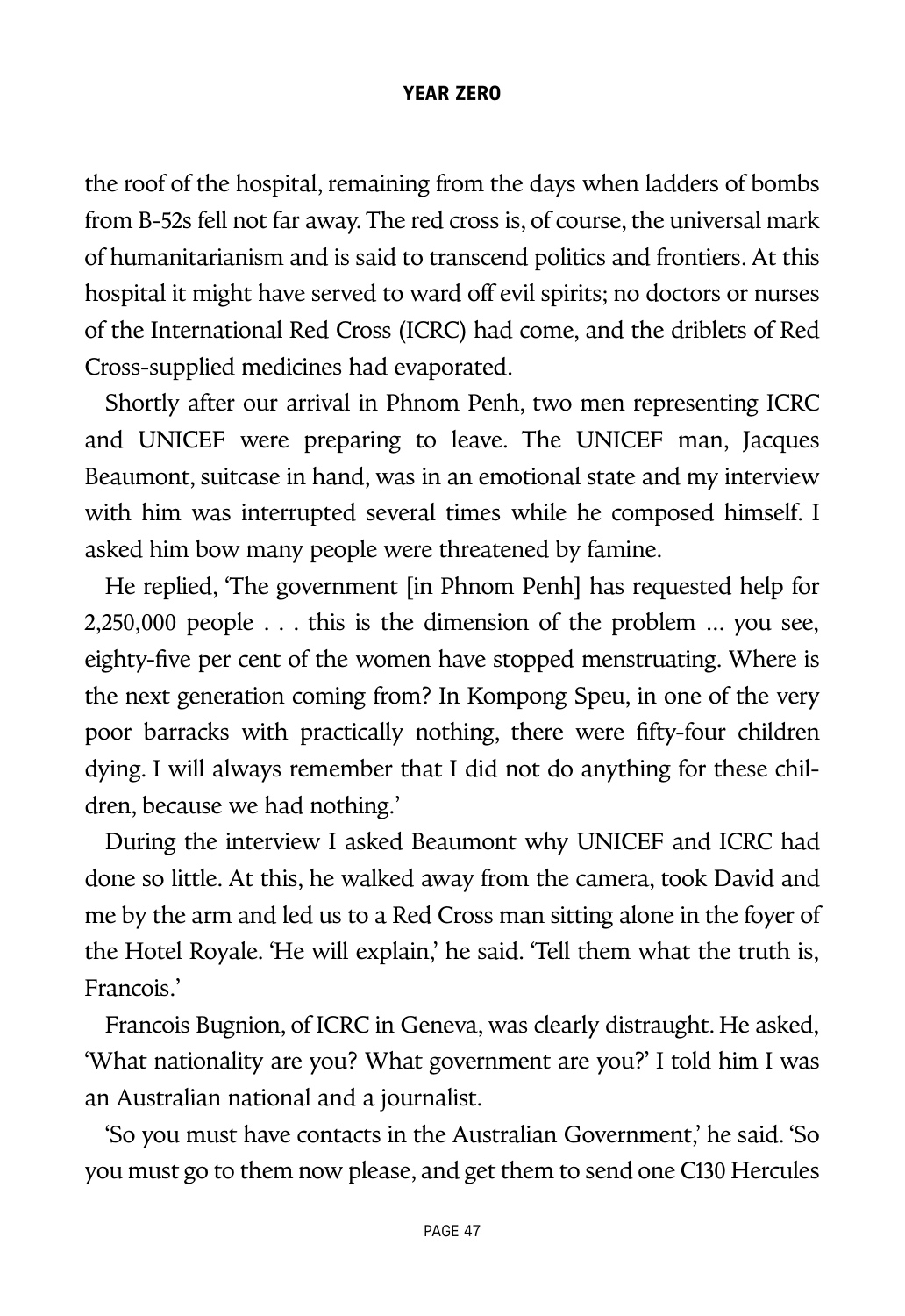the roof of the hospital, remaining from the days when ladders of bombs from B-52s fell not far away. The red cross is, of course, the universal mark of humanitarianism and is said to transcend politics and frontiers. At this hospital it might have served to ward off evil spirits; no doctors or nurses of the International Red Cross (ICRC) had come, and the driblets of Red Cross-supplied medicines had evaporated.

Shortly after our arrival in Phnom Penh, two men representing ICRC and UNICEF were preparing to leave. The UNICEF man, Jacques Beaumont, suitcase in hand, was in an emotional state and my interview with him was interrupted several times while he composed himself. I asked him bow many people were threatened by famine.

He replied, 'The government [in Phnom Penh] has requested help for 2,250,000 people . . . this is the dimension of the problem ... you see, eighty-five per cent of the women have stopped menstruating. Where is the next generation coming from? In Kompong Speu, in one of the very poor barracks with practically nothing, there were fifty-four children dying. I will always remember that I did not do anything for these children, because we had nothing.'

During the interview I asked Beaumont why UNICEF and ICRC had done so little. At this, he walked away from the camera, took David and me by the arm and led us to a Red Cross man sitting alone in the foyer of the Hotel Royale. 'He will explain,' he said. 'Tell them what the truth is, Francois.'

Francois Bugnion, of ICRC in Geneva, was clearly distraught. He asked, 'What nationality are you? What government are you?' I told him I was an Australian national and a journalist.

'So you must have contacts in the Australian Government,' he said. 'So you must go to them now please, and get them to send one C130 Hercules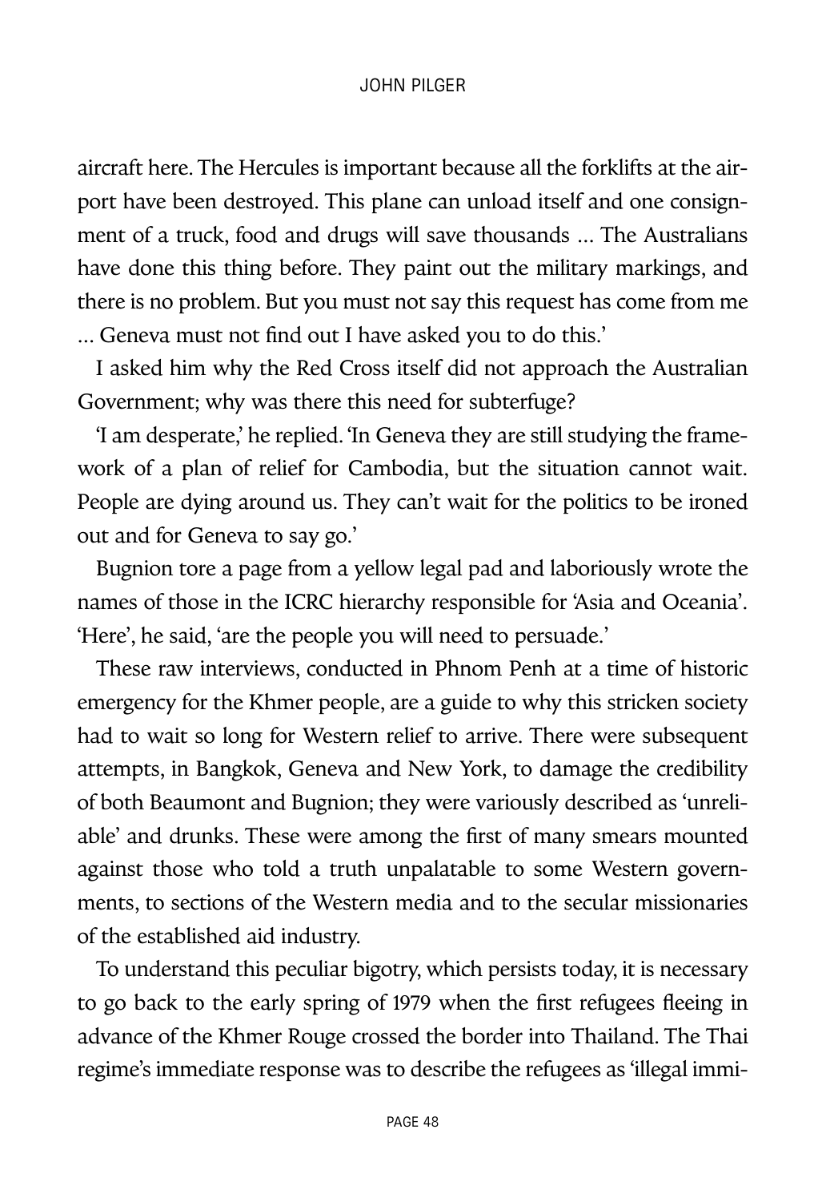aircraft here. The Hercules is important because all the forklifts at the airport have been destroyed. This plane can unload itself and one consignment of a truck, food and drugs will save thousands ... The Australians have done this thing before. They paint out the military markings, and there is no problem. But you must not say this request has come from me ... Geneva must not find out I have asked you to do this.'

I asked him why the Red Cross itself did not approach the Australian Government; why was there this need for subterfuge?

'I am desperate,' he replied. 'In Geneva they are still studying the framework of a plan of relief for Cambodia, but the situation cannot wait. People are dying around us. They can't wait for the politics to be ironed out and for Geneva to say go.'

Bugnion tore a page from a yellow legal pad and laboriously wrote the names of those in the ICRC hierarchy responsible for 'Asia and Oceania'. 'Here', he said, 'are the people you will need to persuade.'

These raw interviews, conducted in Phnom Penh at a time of historic emergency for the Khmer people, are a guide to why this stricken society had to wait so long for Western relief to arrive. There were subsequent attempts, in Bangkok, Geneva and New York, to damage the credibility of both Beaumont and Bugnion; they were variously described as 'unreliable' and drunks. These were among the first of many smears mounted against those who told a truth unpalatable to some Western governments, to sections of the Western media and to the secular missionaries of the established aid industry.

To understand this peculiar bigotry, which persists today, it is necessary to go back to the early spring of 1979 when the first refugees fleeing in advance of the Khmer Rouge crossed the border into Thailand. The Thai regime's immediate response was to describe the refugees as 'illegal immi-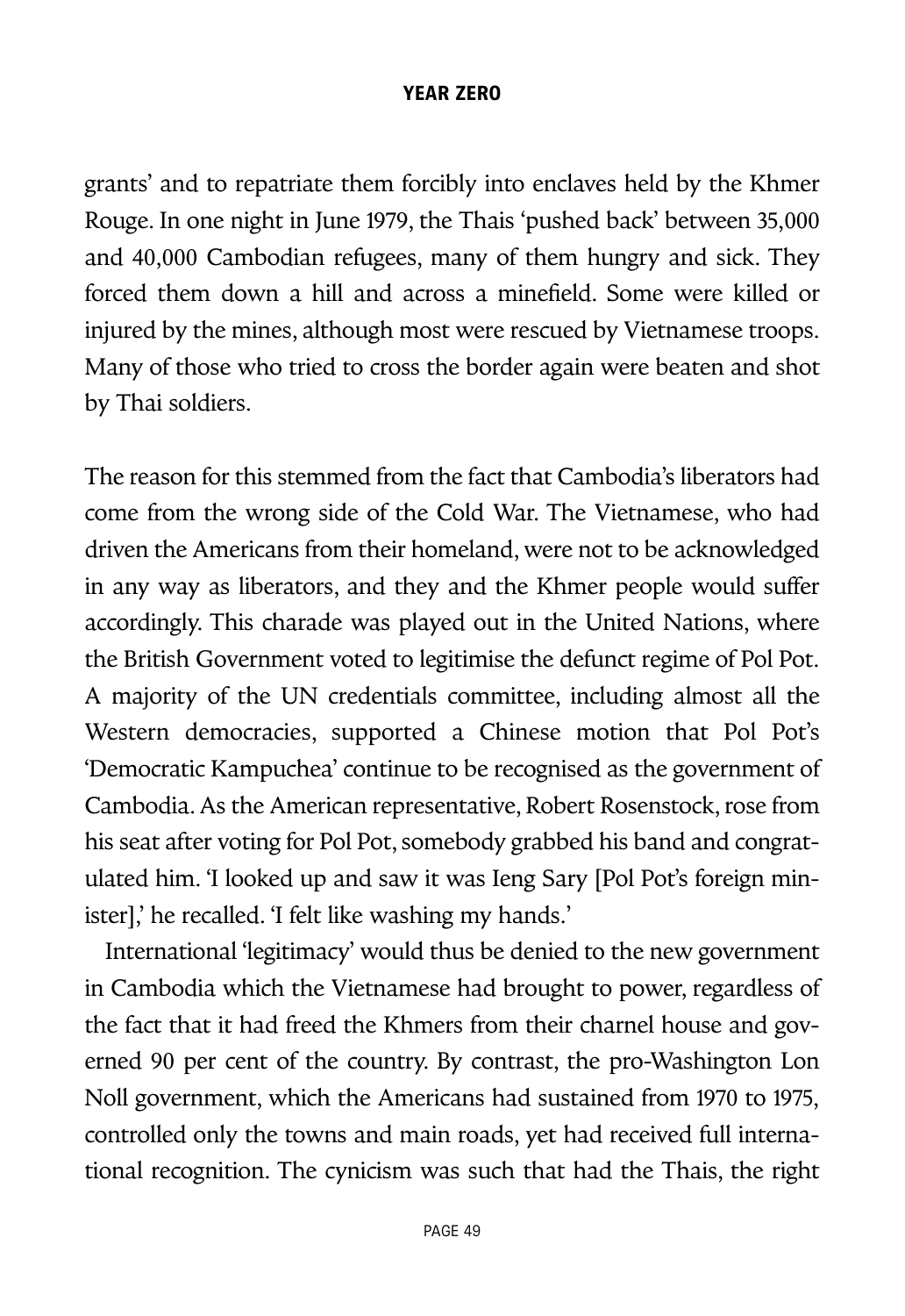grants' and to repatriate them forcibly into enclaves held by the Khmer Rouge. In one night in June 1979, the Thais 'pushed back' between 35,000 and 40,000 Cambodian refugees, many of them hungry and sick. They forced them down a hill and across a minefield. Some were killed or injured by the mines, although most were rescued by Vietnamese troops. Many of those who tried to cross the border again were beaten and shot by Thai soldiers.

The reason for this stemmed from the fact that Cambodia's liberators had come from the wrong side of the Cold War. The Vietnamese, who had driven the Americans from their homeland, were not to be acknowledged in any way as liberators, and they and the Khmer people would suffer accordingly. This charade was played out in the United Nations, where the British Government voted to legitimise the defunct regime of Pol Pot. A majority of the UN credentials committee, including almost all the Western democracies, supported a Chinese motion that Pol Pot's 'Democratic Kampuchea' continue to be recognised as the government of Cambodia. As the American representative, Robert Rosenstock, rose from his seat after voting for Pol Pot, somebody grabbed his band and congratulated him. 'I looked up and saw it was Ieng Sary [Pol Pot's foreign minister],' he recalled. 'I felt like washing my hands.'

International 'legitimacy' would thus be denied to the new government in Cambodia which the Vietnamese had brought to power, regardless of the fact that it had freed the Khmers from their charnel house and governed 90 per cent of the country. By contrast, the pro-Washington Lon Noll government, which the Americans had sustained from 1970 to 1975, controlled only the towns and main roads, yet had received full international recognition. The cynicism was such that had the Thais, the right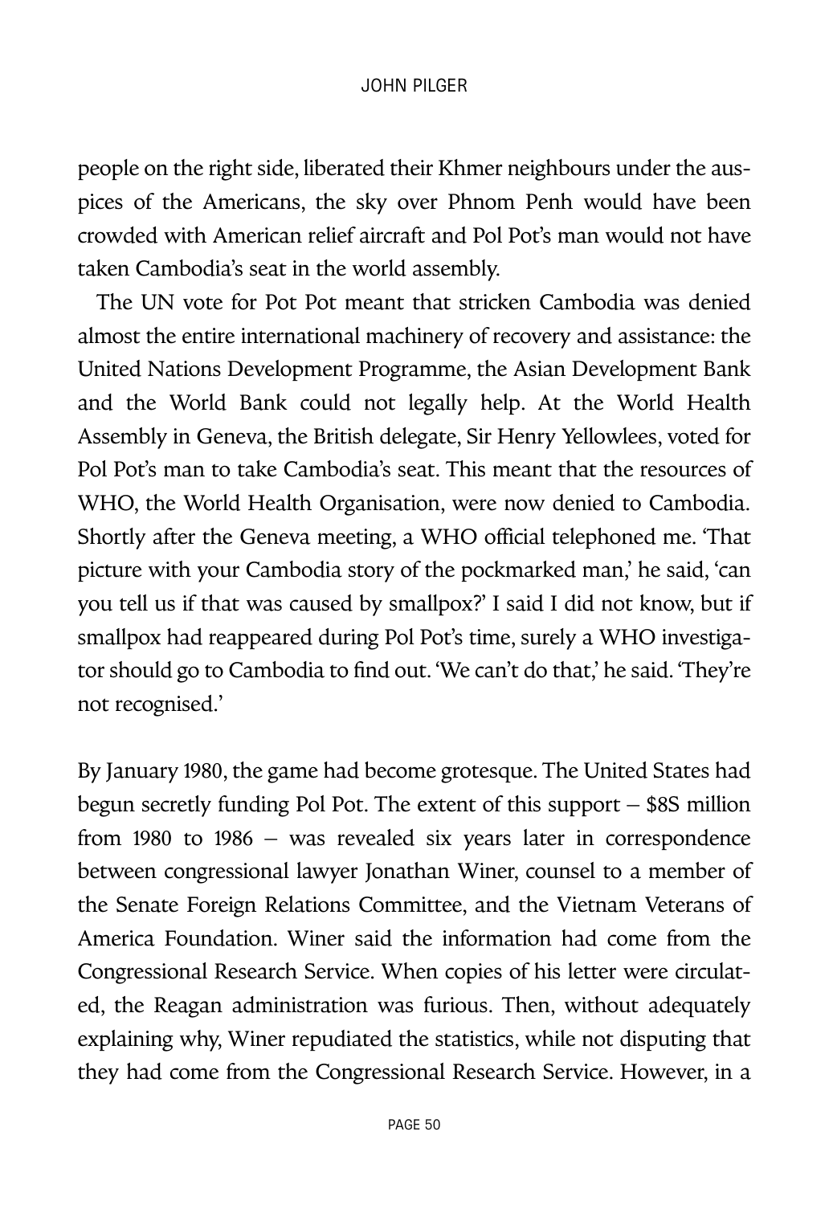people on the right side, liberated their Khmer neighbours under the auspices of the Americans, the sky over Phnom Penh would have been crowded with American relief aircraft and Pol Pot's man would not have taken Cambodia's seat in the world assembly.

The UN vote for Pot Pot meant that stricken Cambodia was denied almost the entire international machinery of recovery and assistance: the United Nations Development Programme, the Asian Development Bank and the World Bank could not legally help. At the World Health Assembly in Geneva, the British delegate, Sir Henry Yellowlees, voted for Pol Pot's man to take Cambodia's seat. This meant that the resources of WHO, the World Health Organisation, were now denied to Cambodia. Shortly after the Geneva meeting, a WHO official telephoned me. 'That picture with your Cambodia story of the pockmarked man,' he said, 'can you tell us if that was caused by smallpox?' I said I did not know, but if smallpox had reappeared during Pol Pot's time, surely a WHO investigator should go to Cambodia to find out. 'We can't do that,' he said. 'They're not recognised.'

By January 1980, the game had become grotesque. The United States had begun secretly funding Pol Pot. The extent of this support – $8S million from 1980 to 1986 – was revealed six years later in correspondence between congressional lawyer Jonathan Winer, counsel to a member of the Senate Foreign Relations Committee, and the Vietnam Veterans of America Foundation. Winer said the information had come from the Congressional Research Service. When copies of his letter were circulated, the Reagan administration was furious. Then, without adequately explaining why, Winer repudiated the statistics, while not disputing that they had come from the Congressional Research Service. However, in a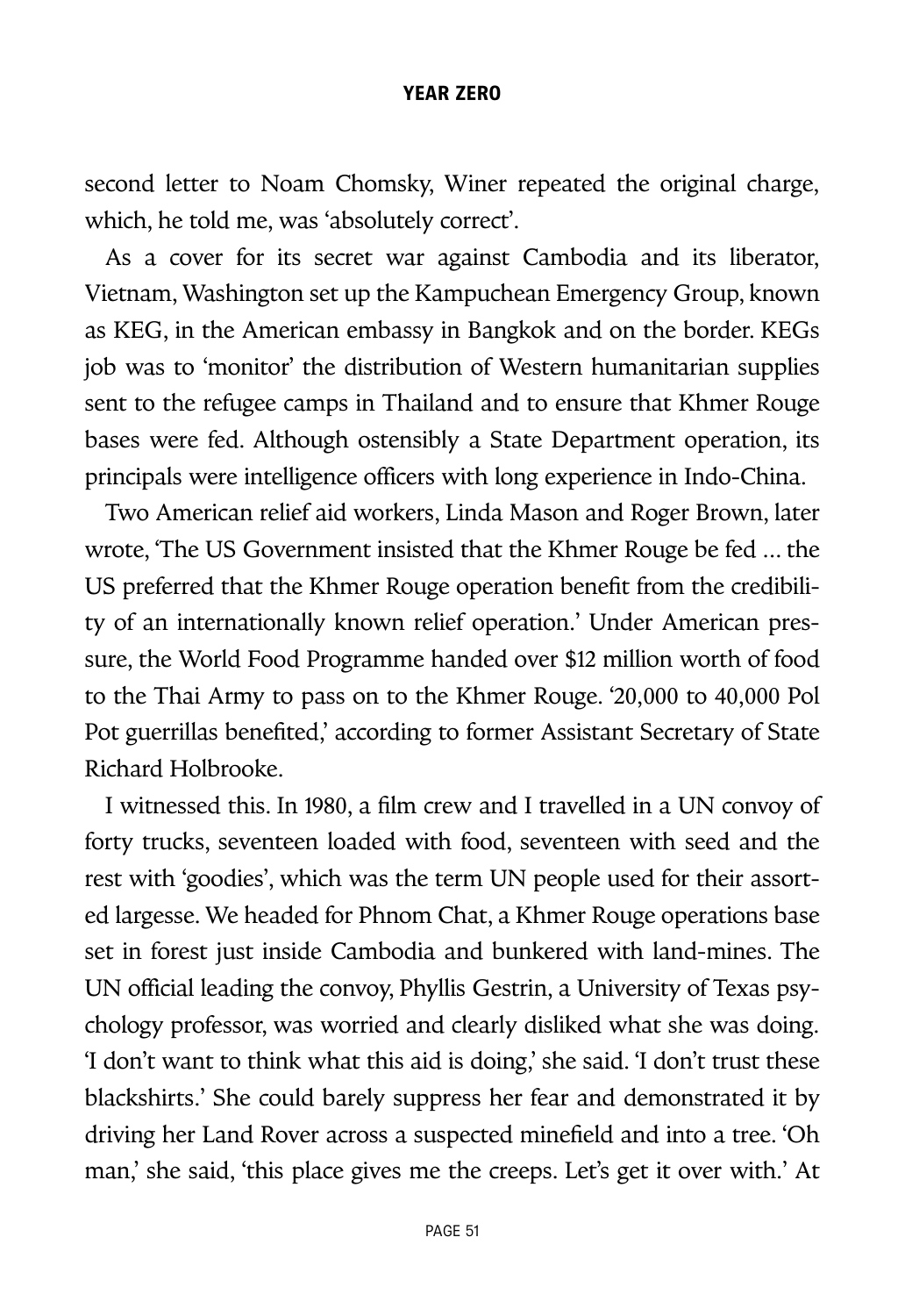second letter to Noam Chomsky, Winer repeated the original charge, which, he told me, was 'absolutely correct'.

As a cover for its secret war against Cambodia and its liberator, Vietnam, Washington set up the Kampuchean Emergency Group, known as KEG, in the American embassy in Bangkok and on the border. KEGs job was to 'monitor' the distribution of Western humanitarian supplies sent to the refugee camps in Thailand and to ensure that Khmer Rouge bases were fed. Although ostensibly a State Department operation, its principals were intelligence officers with long experience in Indo-China.

Two American relief aid workers, Linda Mason and Roger Brown, later wrote, 'The US Government insisted that the Khmer Rouge be fed … the US preferred that the Khmer Rouge operation benefit from the credibility of an internationally known relief operation.' Under American pressure, the World Food Programme handed over $12 million worth of food to the Thai Army to pass on to the Khmer Rouge. '20,000 to 40,000 Pol Pot guerrillas benefited,' according to former Assistant Secretary of State Richard Holbrooke.

I witnessed this. In 1980, a film crew and I travelled in a UN convoy of forty trucks, seventeen loaded with food, seventeen with seed and the rest with 'goodies', which was the term UN people used for their assorted largesse. We headed for Phnom Chat, a Khmer Rouge operations base set in forest just inside Cambodia and bunkered with land-mines. The UN official leading the convoy, Phyllis Gestrin, a University of Texas psychology professor, was worried and clearly disliked what she was doing. 'I don't want to think what this aid is doing,' she said. 'I don't trust these blackshirts.' She could barely suppress her fear and demonstrated it by driving her Land Rover across a suspected minefield and into a tree. 'Oh man,' she said, 'this place gives me the creeps. Let's get it over with.' At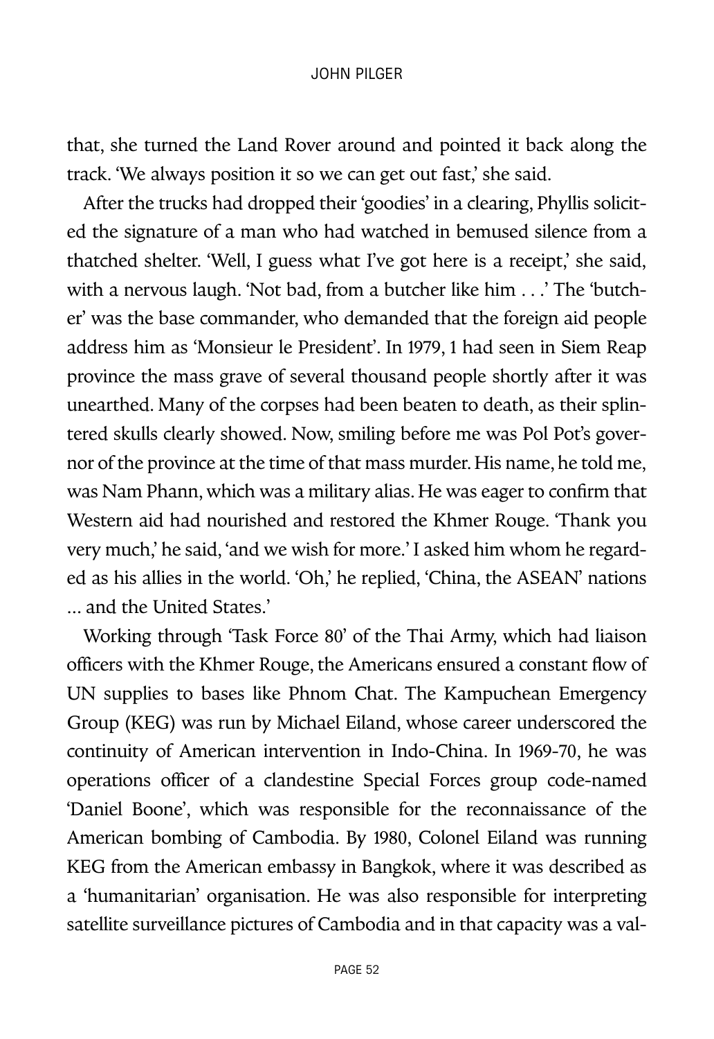that, she turned the Land Rover around and pointed it back along the track. 'We always position it so we can get out fast,' she said.

After the trucks had dropped their 'goodies' in a clearing, Phyllis solicited the signature of a man who had watched in bemused silence from a thatched shelter. 'Well, I guess what I've got here is a receipt,' she said, with a nervous laugh. 'Not bad, from a butcher like him . . .' The 'butcher' was the base commander, who demanded that the foreign aid people address him as 'Monsieur le President'. In 1979, 1 had seen in Siem Reap province the mass grave of several thousand people shortly after it was unearthed. Many of the corpses had been beaten to death, as their splintered skulls clearly showed. Now, smiling before me was Pol Pot's governor of the province at the time of that mass murder. His name, he told me, was Nam Phann, which was a military alias. He was eager to confirm that Western aid had nourished and restored the Khmer Rouge. 'Thank you very much,' he said, 'and we wish for more.' I asked him whom he regarded as his allies in the world. 'Oh,' he replied, 'China, the ASEAN' nations ... and the United States.'

Working through 'Task Force 80' of the Thai Army, which had liaison officers with the Khmer Rouge, the Americans ensured a constant flow of UN supplies to bases like Phnom Chat. The Kampuchean Emergency Group (KEG) was run by Michael Eiland, whose career underscored the continuity of American intervention in Indo-China. In 1969-70, he was operations officer of a clandestine Special Forces group code-named 'Daniel Boone', which was responsible for the reconnaissance of the American bombing of Cambodia. By 1980, Colonel Eiland was running KEG from the American embassy in Bangkok, where it was described as a 'humanitarian' organisation. He was also responsible for interpreting satellite surveillance pictures of Cambodia and in that capacity was a val-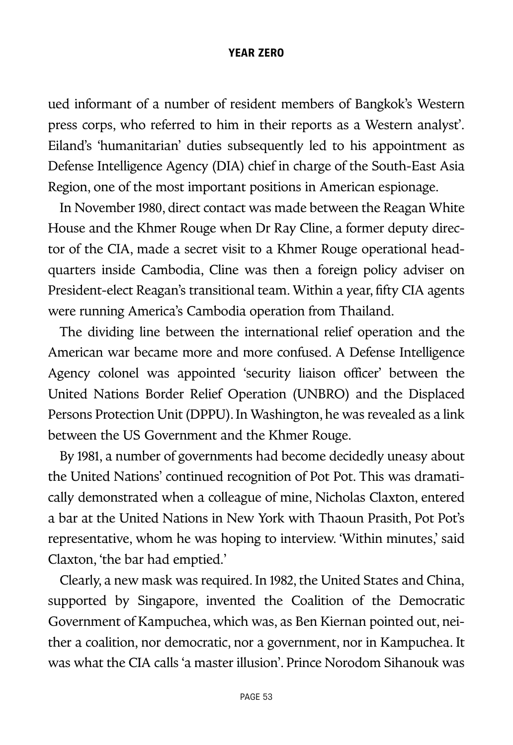ued informant of a number of resident members of Bangkok's Western press corps, who referred to him in their reports as a Western analyst'. Eiland's 'humanitarian' duties subsequently led to his appointment as Defense Intelligence Agency (DIA) chief in charge of the South-East Asia Region, one of the most important positions in American espionage.

In November 1980, direct contact was made between the Reagan White House and the Khmer Rouge when Dr Ray Cline, a former deputy director of the CIA, made a secret visit to a Khmer Rouge operational headquarters inside Cambodia, Cline was then a foreign policy adviser on President-elect Reagan's transitional team. Within a year, fifty CIA agents were running America's Cambodia operation from Thailand.

The dividing line between the international relief operation and the American war became more and more confused. A Defense Intelligence Agency colonel was appointed 'security liaison officer' between the United Nations Border Relief Operation (UNBRO) and the Displaced Persons Protection Unit (DPPU). In Washington, he was revealed as a link between the US Government and the Khmer Rouge.

By 1981, a number of governments had become decidedly uneasy about the United Nations' continued recognition of Pot Pot. This was dramatically demonstrated when a colleague of mine, Nicholas Claxton, entered a bar at the United Nations in New York with Thaoun Prasith, Pot Pot's representative, whom he was hoping to interview. 'Within minutes,' said Claxton, 'the bar had emptied.'

Clearly, a new mask was required. In 1982, the United States and China, supported by Singapore, invented the Coalition of the Democratic Government of Kampuchea, which was, as Ben Kiernan pointed out, neither a coalition, nor democratic, nor a government, nor in Kampuchea. It was what the CIA calls 'a master illusion'. Prince Norodom Sihanouk was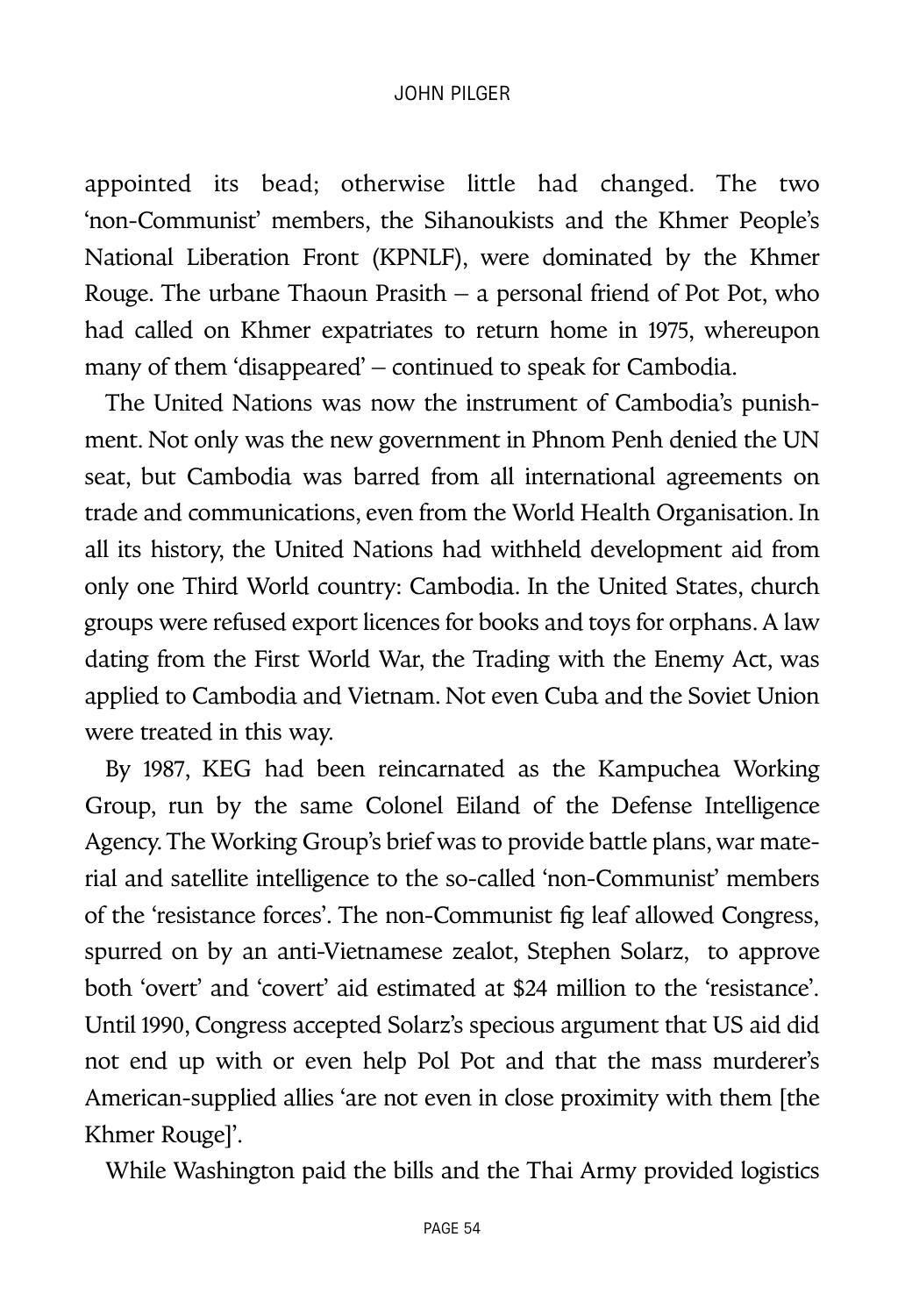appointed its bead; otherwise little had changed. The two 'non-Communist' members, the Sihanoukists and the Khmer People's National Liberation Front (KPNLF), were dominated by the Khmer Rouge. The urbane Thaoun Prasith – a personal friend of Pot Pot, who had called on Khmer expatriates to return home in 1975, whereupon many of them 'disappeared' – continued to speak for Cambodia.

The United Nations was now the instrument of Cambodia's punishment. Not only was the new government in Phnom Penh denied the UN seat, but Cambodia was barred from all international agreements on trade and communications, even from the World Health Organisation. In all its history, the United Nations had withheld development aid from only one Third World country: Cambodia. In the United States, church groups were refused export licences for books and toys for orphans. A law dating from the First World War, the Trading with the Enemy Act, was applied to Cambodia and Vietnam. Not even Cuba and the Soviet Union were treated in this way.

By 1987, KEG had been reincarnated as the Kampuchea Working Group, run by the same Colonel Eiland of the Defense Intelligence Agency. The Working Group's brief was to provide battle plans, war material and satellite intelligence to the so-called 'non-Communist' members of the 'resistance forces'. The non-Communist fig leaf allowed Congress, spurred on by an anti-Vietnamese zealot, Stephen Solarz, to approve both 'overt' and 'covert' aid estimated at $24 million to the 'resistance'. Until 1990, Congress accepted Solarz's specious argument that US aid did not end up with or even help Pol Pot and that the mass murderer's American-supplied allies 'are not even in close proximity with them [the Khmer Rouge]'.

While Washington paid the bills and the Thai Army provided logistics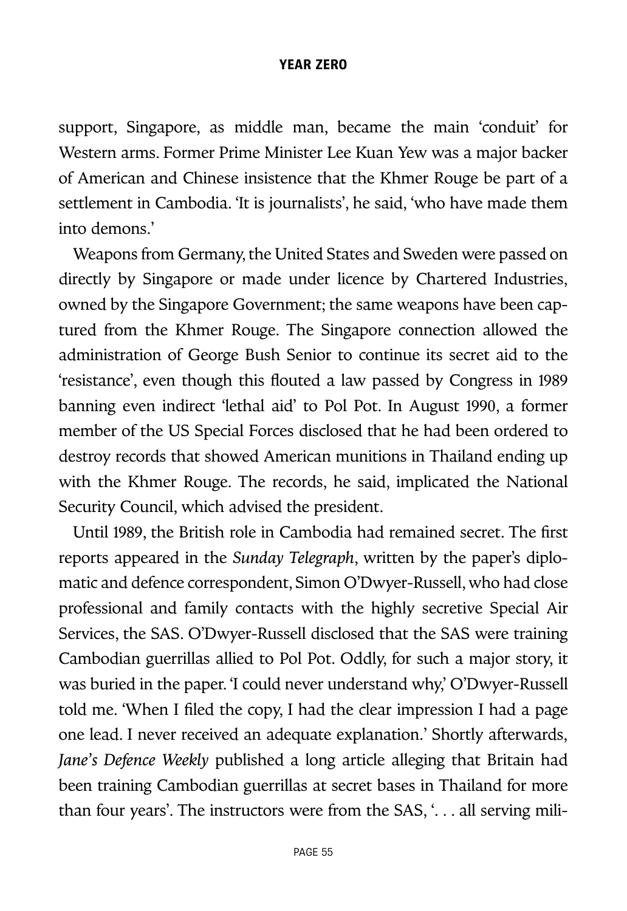support, Singapore, as middle man, became the main 'conduit' for Western arms. Former Prime Minister Lee Kuan Yew was a major backer of American and Chinese insistence that the Khmer Rouge be part of a settlement in Cambodia. 'It is journalists', he said, 'who have made them into demons.'

Weapons from Germany, the United States and Sweden were passed on directly by Singapore or made under licence by Chartered Industries, owned by the Singapore Government; the same weapons have been captured from the Khmer Rouge. The Singapore connection allowed the administration of George Bush Senior to continue its secret aid to the 'resistance', even though this flouted a law passed by Congress in 1989 banning even indirect 'lethal aid' to Pol Pot. In August 1990, a former member of the US Special Forces disclosed that he had been ordered to destroy records that showed American munitions in Thailand ending up with the Khmer Rouge. The records, he said, implicated the National Security Council, which advised the president.

Until 1989, the British role in Cambodia had remained secret. The first reports appeared in the *Sunday Telegraph*, written by the paper's diplomatic and defence correspondent, Simon O'Dwyer-Russell, who had close professional and family contacts with the highly secretive Special Air Services, the SAS. O'Dwyer-Russell disclosed that the SAS were training Cambodian guerrillas allied to Pol Pot. Oddly, for such a major story, it was buried in the paper. 'I could never understand why,' O'Dwyer-Russell told me. 'When I filed the copy, I had the clear impression I had a page one lead. I never received an adequate explanation.' Shortly afterwards, *Jane's Defence Weekly* published a long article alleging that Britain had been training Cambodian guerrillas at secret bases in Thailand for more than four years'. The instructors were from the SAS, '. . . all serving mili-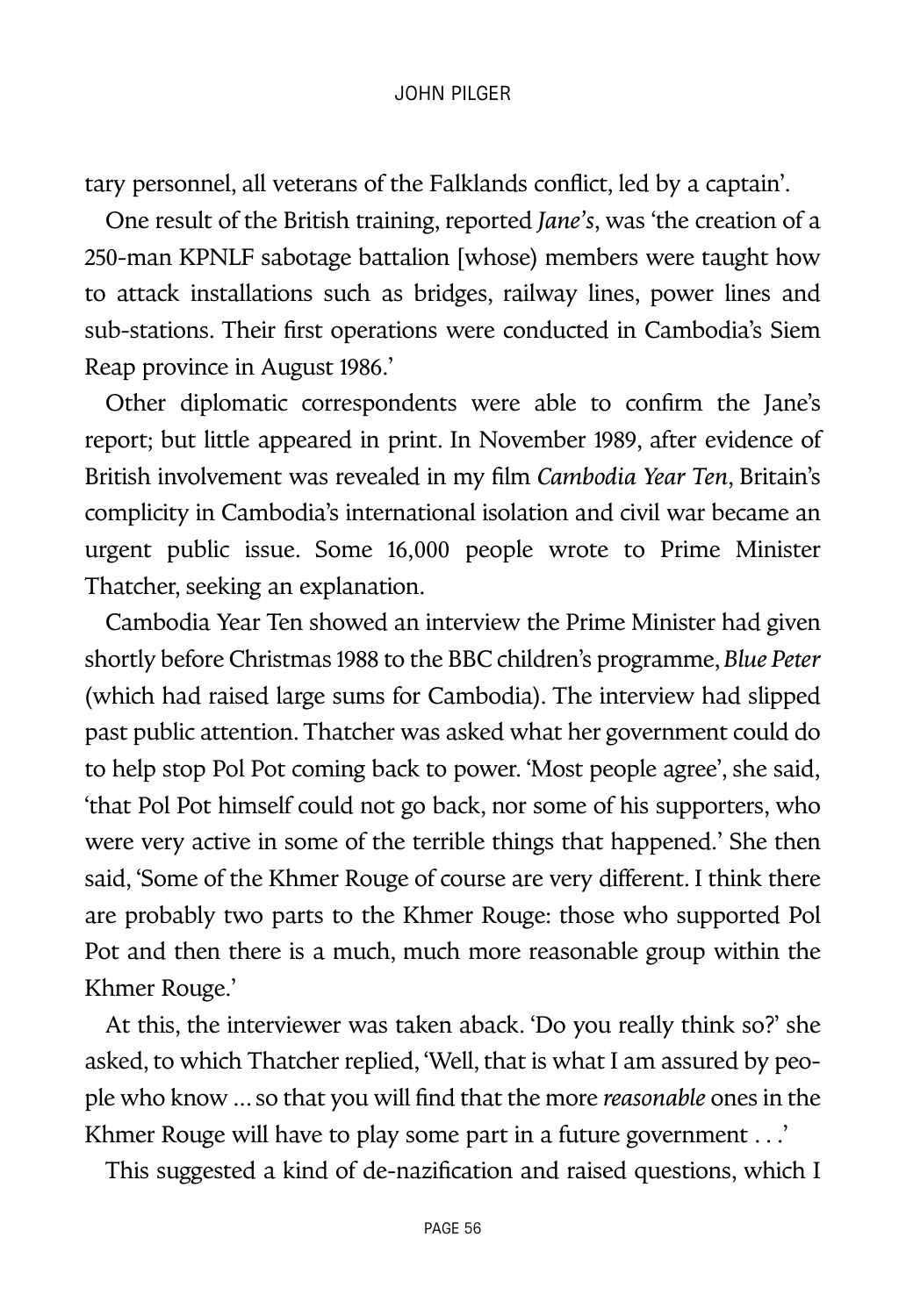tary personnel, all veterans of the Falklands conflict, led by a captain'.

One result of the British training, reported *Jane's*, was 'the creation of a 250-man KPNLF sabotage battalion [whose) members were taught how to attack installations such as bridges, railway lines, power lines and sub-stations. Their first operations were conducted in Cambodia's Siem Reap province in August 1986.'

Other diplomatic correspondents were able to confirm the Jane's report; but little appeared in print. In November 1989, after evidence of British involvement was revealed in my film *Cambodia Year Ten*, Britain's complicity in Cambodia's international isolation and civil war became an urgent public issue. Some 16,000 people wrote to Prime Minister Thatcher, seeking an explanation.

Cambodia Year Ten showed an interview the Prime Minister had given shortly before Christmas 1988 to the BBC children's programme, *Blue Peter* (which had raised large sums for Cambodia). The interview had slipped past public attention. Thatcher was asked what her government could do to help stop Pol Pot coming back to power. 'Most people agree', she said, 'that Pol Pot himself could not go back, nor some of his supporters, who were very active in some of the terrible things that happened.' She then said, 'Some of the Khmer Rouge of course are very different. I think there are probably two parts to the Khmer Rouge: those who supported Pol Pot and then there is a much, much more reasonable group within the Khmer Rouge.'

At this, the interviewer was taken aback. 'Do you really think so?' she asked, to which Thatcher replied, 'Well, that is what I am assured by people who know ... so that you will find that the more *reasonable* ones in the Khmer Rouge will have to play some part in a future government . . .'

This suggested a kind of de-nazification and raised questions, which I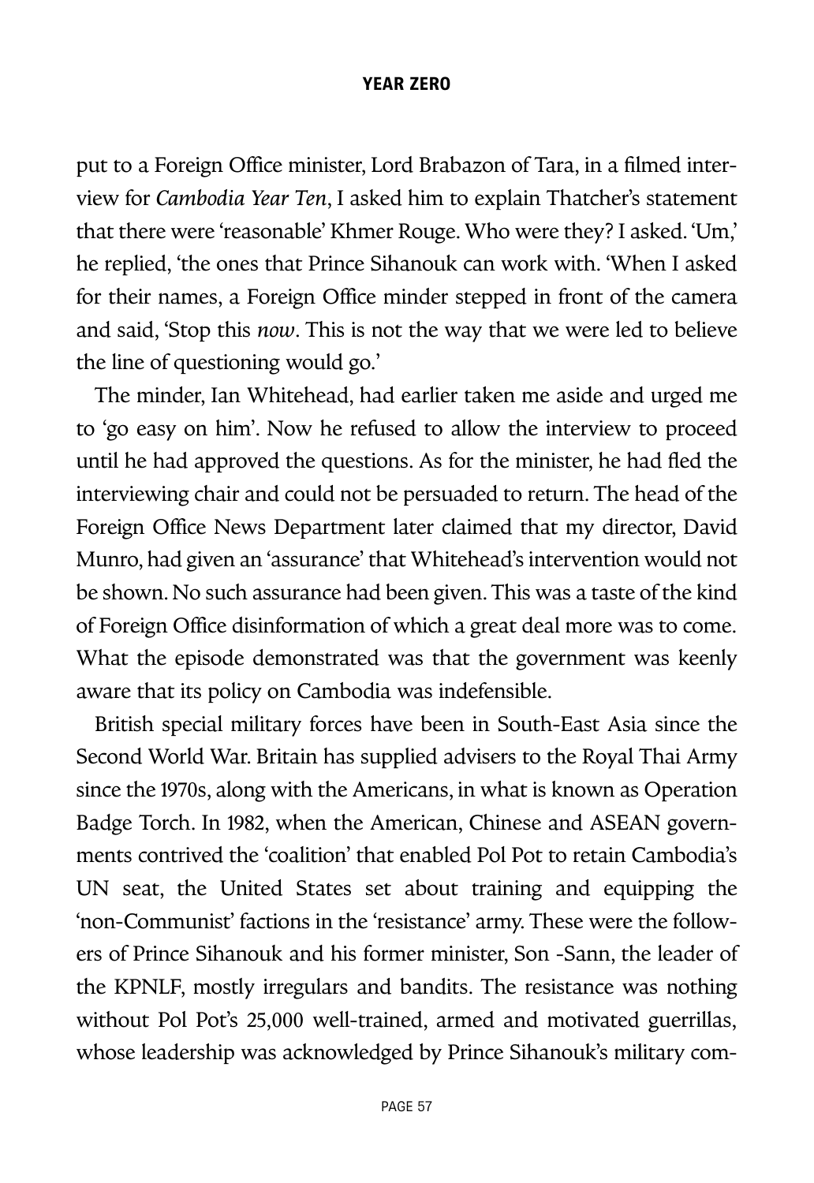put to a Foreign Office minister, Lord Brabazon of Tara, in a filmed interview for *Cambodia Year Ten*, I asked him to explain Thatcher's statement that there were 'reasonable' Khmer Rouge. Who were they? I asked. 'Um,' he replied, 'the ones that Prince Sihanouk can work with. 'When I asked for their names, a Foreign Office minder stepped in front of the camera and said, 'Stop this *now*. This is not the way that we were led to believe the line of questioning would go.'

The minder, Ian Whitehead, had earlier taken me aside and urged me to 'go easy on him'. Now he refused to allow the interview to proceed until he had approved the questions. As for the minister, he had fled the interviewing chair and could not be persuaded to return. The head of the Foreign Office News Department later claimed that my director, David Munro, had given an 'assurance' that Whitehead's intervention would not be shown. No such assurance had been given. This was a taste of the kind of Foreign Office disinformation of which a great deal more was to come. What the episode demonstrated was that the government was keenly aware that its policy on Cambodia was indefensible.

British special military forces have been in South-East Asia since the Second World War. Britain has supplied advisers to the Royal Thai Army since the 1970s, along with the Americans, in what is known as Operation Badge Torch. In 1982, when the American, Chinese and ASEAN governments contrived the 'coalition' that enabled Pol Pot to retain Cambodia's UN seat, the United States set about training and equipping the 'non-Communist' factions in the 'resistance' army. These were the followers of Prince Sihanouk and his former minister, Son -Sann, the leader of the KPNLF, mostly irregulars and bandits. The resistance was nothing without Pol Pot's 25,000 well-trained, armed and motivated guerrillas, whose leadership was acknowledged by Prince Sihanouk's military com-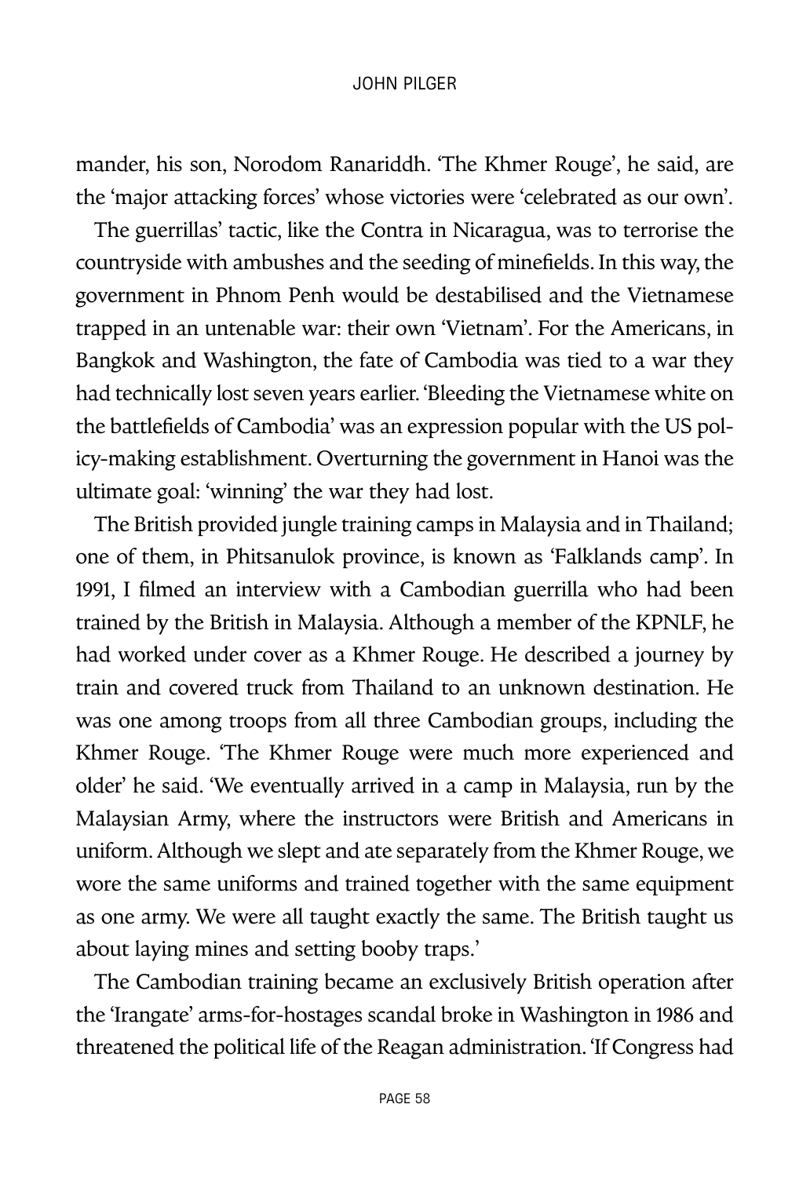mander, his son, Norodom Ranariddh. 'The Khmer Rouge', he said, are the 'major attacking forces' whose victories were 'celebrated as our own'.

The guerrillas' tactic, like the Contra in Nicaragua, was to terrorise the countryside with ambushes and the seeding of minefields. In this way, the government in Phnom Penh would be destabilised and the Vietnamese trapped in an untenable war: their own 'Vietnam'. For the Americans, in Bangkok and Washington, the fate of Cambodia was tied to a war they had technically lost seven years earlier. 'Bleeding the Vietnamese white on the battlefields of Cambodia' was an expression popular with the US policy-making establishment. Overturning the government in Hanoi was the ultimate goal: 'winning' the war they had lost.

The British provided jungle training camps in Malaysia and in Thailand; one of them, in Phitsanulok province, is known as 'Falklands camp'. In 1991, I filmed an interview with a Cambodian guerrilla who had been trained by the British in Malaysia. Although a member of the KPNLF, he had worked under cover as a Khmer Rouge. He described a journey by train and covered truck from Thailand to an unknown destination. He was one among troops from all three Cambodian groups, including the Khmer Rouge. 'The Khmer Rouge were much more experienced and older' he said. 'We eventually arrived in a camp in Malaysia, run by the Malaysian Army, where the instructors were British and Americans in uniform. Although we slept and ate separately from the Khmer Rouge, we wore the same uniforms and trained together with the same equipment as one army. We were all taught exactly the same. The British taught us about laying mines and setting booby traps.'

The Cambodian training became an exclusively British operation after the 'Irangate' arms-for-hostages scandal broke in Washington in 1986 and threatened the political life of the Reagan administration. 'If Congress had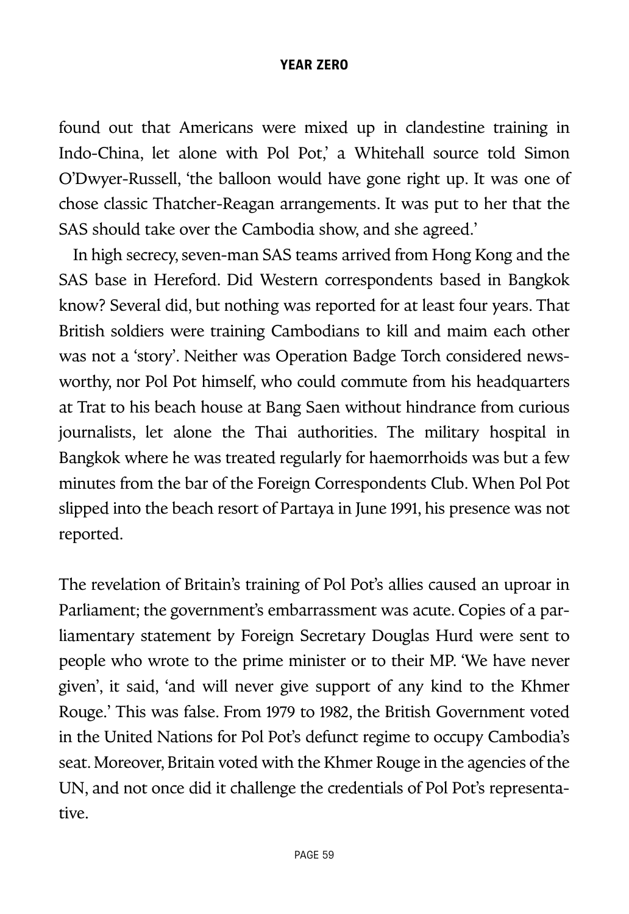found out that Americans were mixed up in clandestine training in Indo-China, let alone with Pol Pot,' a Whitehall source told Simon O'Dwyer-Russell, 'the balloon would have gone right up. It was one of chose classic Thatcher-Reagan arrangements. It was put to her that the SAS should take over the Cambodia show, and she agreed.'

In high secrecy, seven-man SAS teams arrived from Hong Kong and the SAS base in Hereford. Did Western correspondents based in Bangkok know? Several did, but nothing was reported for at least four years. That British soldiers were training Cambodians to kill and maim each other was not a 'story'. Neither was Operation Badge Torch considered newsworthy, nor Pol Pot himself, who could commute from his headquarters at Trat to his beach house at Bang Saen without hindrance from curious journalists, let alone the Thai authorities. The military hospital in Bangkok where he was treated regularly for haemorrhoids was but a few minutes from the bar of the Foreign Correspondents Club. When Pol Pot slipped into the beach resort of Partaya in June 1991, his presence was not reported.

The revelation of Britain's training of Pol Pot's allies caused an uproar in Parliament; the government's embarrassment was acute. Copies of a parliamentary statement by Foreign Secretary Douglas Hurd were sent to people who wrote to the prime minister or to their MP. 'We have never given', it said, 'and will never give support of any kind to the Khmer Rouge.' This was false. From 1979 to 1982, the British Government voted in the United Nations for Pol Pot's defunct regime to occupy Cambodia's seat. Moreover, Britain voted with the Khmer Rouge in the agencies of the UN, and not once did it challenge the credentials of Pol Pot's representative.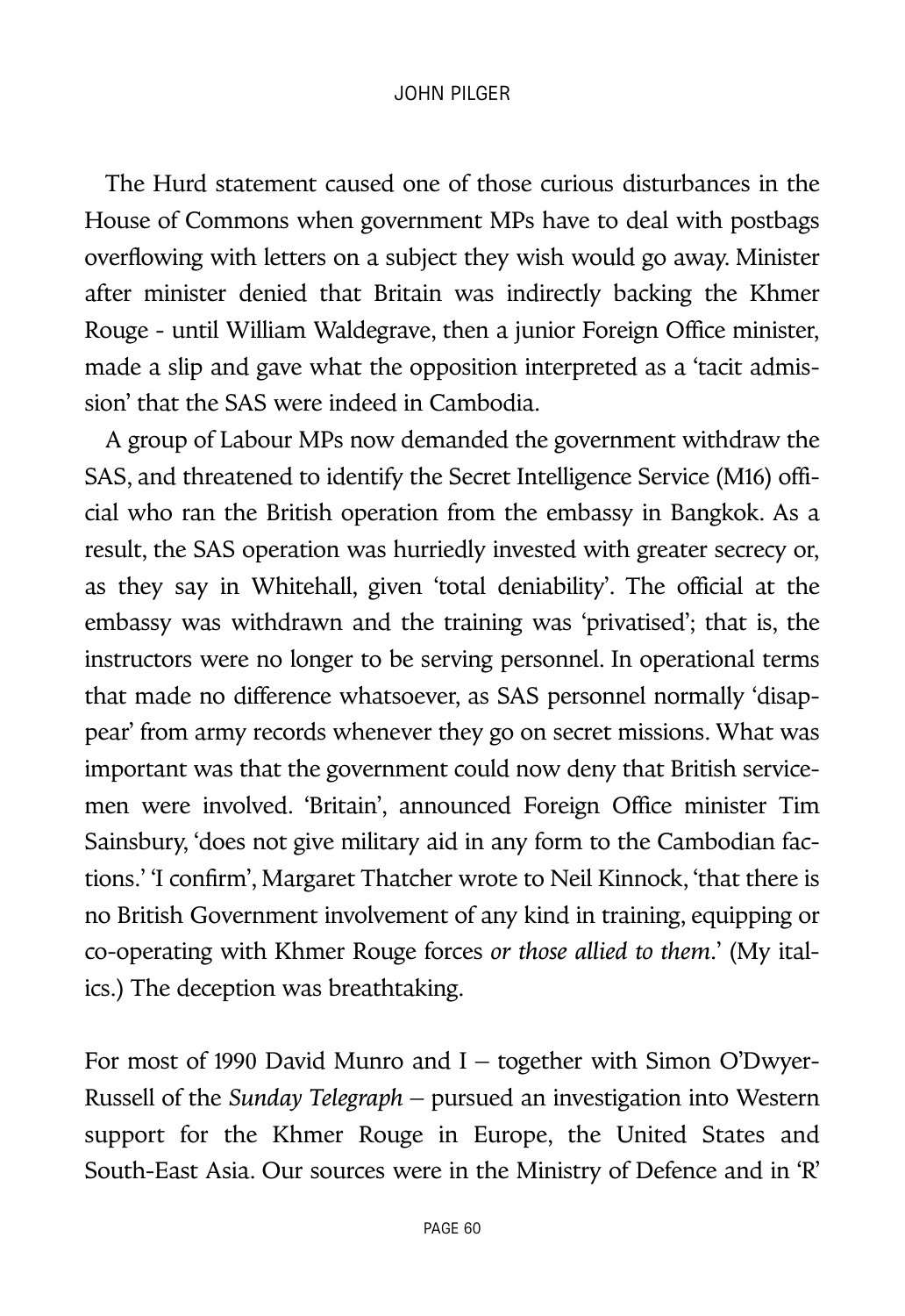The Hurd statement caused one of those curious disturbances in the House of Commons when government MPs have to deal with postbags overflowing with letters on a subject they wish would go away. Minister after minister denied that Britain was indirectly backing the Khmer Rouge - until William Waldegrave, then a junior Foreign Office minister, made a slip and gave what the opposition interpreted as a 'tacit admission' that the SAS were indeed in Cambodia.

A group of Labour MPs now demanded the government withdraw the SAS, and threatened to identify the Secret Intelligence Service (M16) official who ran the British operation from the embassy in Bangkok. As a result, the SAS operation was hurriedly invested with greater secrecy or, as they say in Whitehall, given 'total deniability'. The official at the embassy was withdrawn and the training was 'privatised'; that is, the instructors were no longer to be serving personnel. In operational terms that made no difference whatsoever, as SAS personnel normally 'disappear' from army records whenever they go on secret missions. What was important was that the government could now deny that British servicemen were involved. 'Britain', announced Foreign Office minister Tim Sainsbury, 'does not give military aid in any form to the Cambodian factions.' 'I confirm', Margaret Thatcher wrote to Neil Kinnock, 'that there is no British Government involvement of any kind in training, equipping or co-operating with Khmer Rouge forces *or those allied to them*.' (My italics.) The deception was breathtaking.

For most of 1990 David Munro and I – together with Simon O'Dwyer-Russell of the *Sunday Telegraph* – pursued an investigation into Western support for the Khmer Rouge in Europe, the United States and South-East Asia. Our sources were in the Ministry of Defence and in 'R'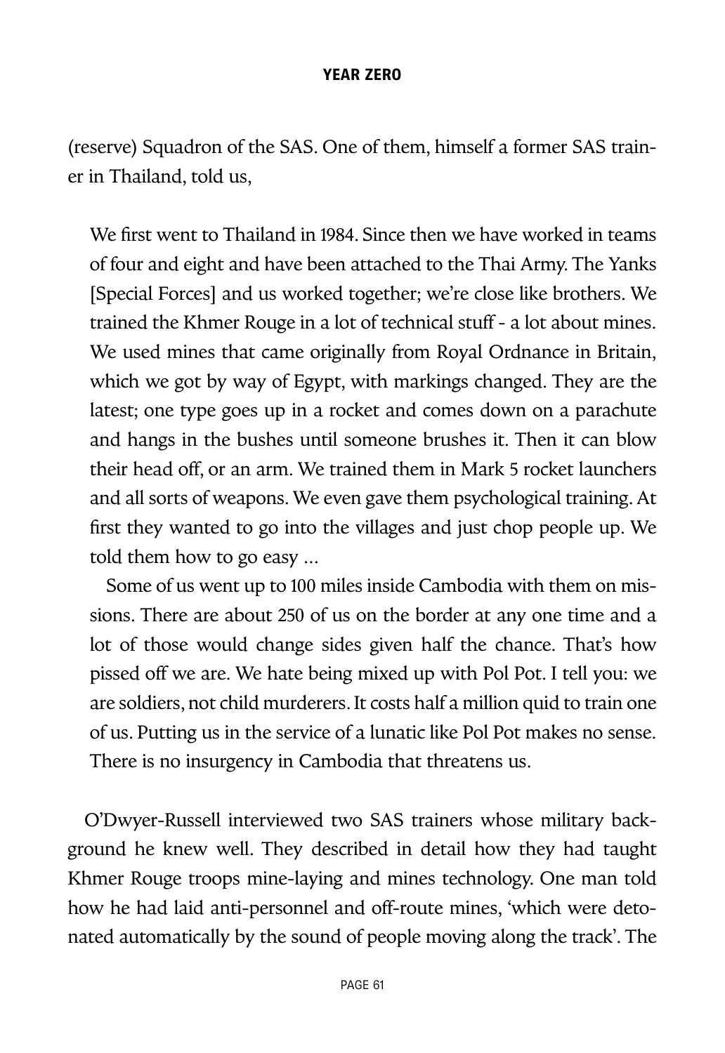(reserve) Squadron of the SAS. One of them, himself a former SAS trainer in Thailand, told us,

> We first went to Thailand in 1984. Since then we have worked in teams of four and eight and have been attached to the Thai Army. The Yanks [Special Forces] and us worked together; we're close like brothers. We trained the Khmer Rouge in a lot of technical stuff - a lot about mines. We used mines that came originally from Royal Ordnance in Britain, which we got by way of Egypt, with markings changed. They are the latest; one type goes up in a rocket and comes down on a parachute and hangs in the bushes until someone brushes it. Then it can blow their head off, or an arm. We trained them in Mark 5 rocket launchers and all sorts of weapons. We even gave them psychological training. At first they wanted to go into the villages and just chop people up. We told them how to go easy ...
>
> Some of us went up to 100 miles inside Cambodia with them on missions. There are about 250 of us on the border at any one time and a lot of those would change sides given half the chance. That's how pissed off we are. We hate being mixed up with Pol Pot. I tell you: we are soldiers, not child murderers. It costs half a million quid to train one of us. Putting us in the service of a lunatic like Pol Pot makes no sense. There is no insurgency in Cambodia that threatens us.

O'Dwyer-Russell interviewed two SAS trainers whose military background he knew well. They described in detail how they had taught Khmer Rouge troops mine-laying and mines technology. One man told how he had laid anti-personnel and off-route mines, 'which were detonated automatically by the sound of people moving along the track'. The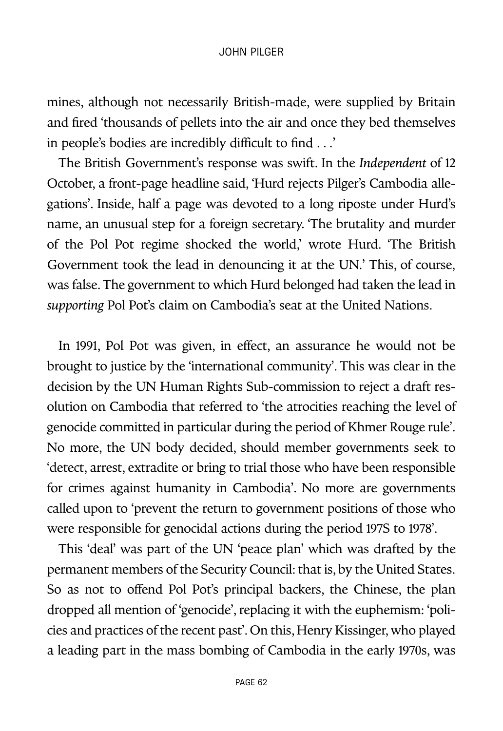mines, although not necessarily British-made, were supplied by Britain and fired 'thousands of pellets into the air and once they bed themselves in people's bodies are incredibly difficult to find . . .'

The British Government's response was swift. In the *Independent* of 12 October, a front-page headline said, 'Hurd rejects Pilger's Cambodia allegations'. Inside, half a page was devoted to a long riposte under Hurd's name, an unusual step for a foreign secretary. 'The brutality and murder of the Pol Pot regime shocked the world,' wrote Hurd. 'The British Government took the lead in denouncing it at the UN.' This, of course, was false. The government to which Hurd belonged had taken the lead in *supporting* Pol Pot's claim on Cambodia's seat at the United Nations.

In 1991, Pol Pot was given, in effect, an assurance he would not be brought to justice by the 'international community'. This was clear in the decision by the UN Human Rights Sub-commission to reject a draft resolution on Cambodia that referred to 'the atrocities reaching the level of genocide committed in particular during the period of Khmer Rouge rule'. No more, the UN body decided, should member governments seek to 'detect, arrest, extradite or bring to trial those who have been responsible for crimes against humanity in Cambodia'. No more are governments called upon to 'prevent the return to government positions of those who were responsible for genocidal actions during the period 197S to 1978'.

This 'deal' was part of the UN 'peace plan' which was drafted by the permanent members of the Security Council: that is, by the United States. So as not to offend Pol Pot's principal backers, the Chinese, the plan dropped all mention of 'genocide', replacing it with the euphemism: 'policies and practices of the recent past'. On this, Henry Kissinger, who played a leading part in the mass bombing of Cambodia in the early 1970s, was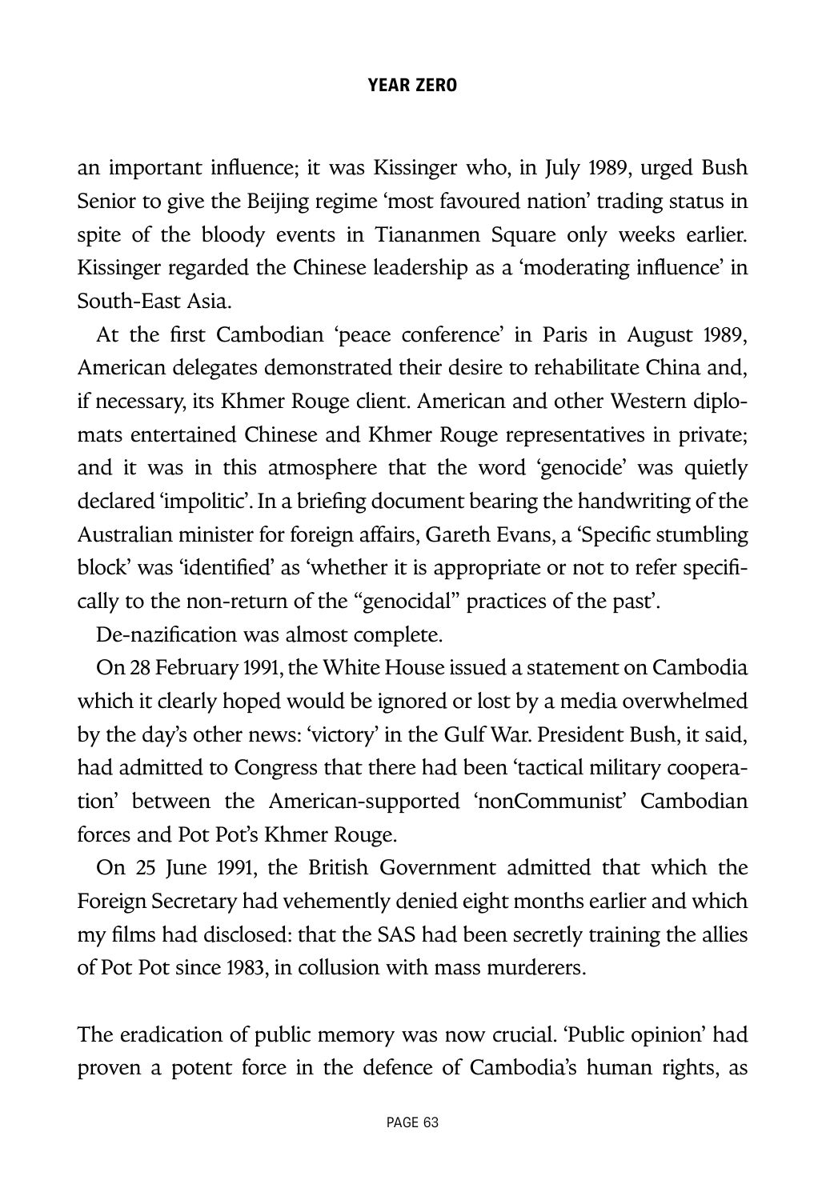an important influence; it was Kissinger who, in July 1989, urged Bush Senior to give the Beijing regime 'most favoured nation' trading status in spite of the bloody events in Tiananmen Square only weeks earlier. Kissinger regarded the Chinese leadership as a 'moderating influence' in South-East Asia.

At the first Cambodian 'peace conference' in Paris in August 1989, American delegates demonstrated their desire to rehabilitate China and, if necessary, its Khmer Rouge client. American and other Western diplomats entertained Chinese and Khmer Rouge representatives in private; and it was in this atmosphere that the word 'genocide' was quietly declared 'impolitic'. In a briefing document bearing the handwriting of the Australian minister for foreign affairs, Gareth Evans, a 'Specific stumbling block' was 'identified' as 'whether it is appropriate or not to refer specifically to the non-return of the "genocidal" practices of the past'.

De-nazification was almost complete.

On 28 February 1991, the White House issued a statement on Cambodia which it clearly hoped would be ignored or lost by a media overwhelmed by the day's other news: 'victory' in the Gulf War. President Bush, it said, had admitted to Congress that there had been 'tactical military cooperation' between the American-supported 'nonCommunist' Cambodian forces and Pot Pot's Khmer Rouge.

On 25 June 1991, the British Government admitted that which the Foreign Secretary had vehemently denied eight months earlier and which my films had disclosed: that the SAS had been secretly training the allies of Pot Pot since 1983, in collusion with mass murderers.

The eradication of public memory was now crucial. 'Public opinion' had proven a potent force in the defence of Cambodia's human rights, as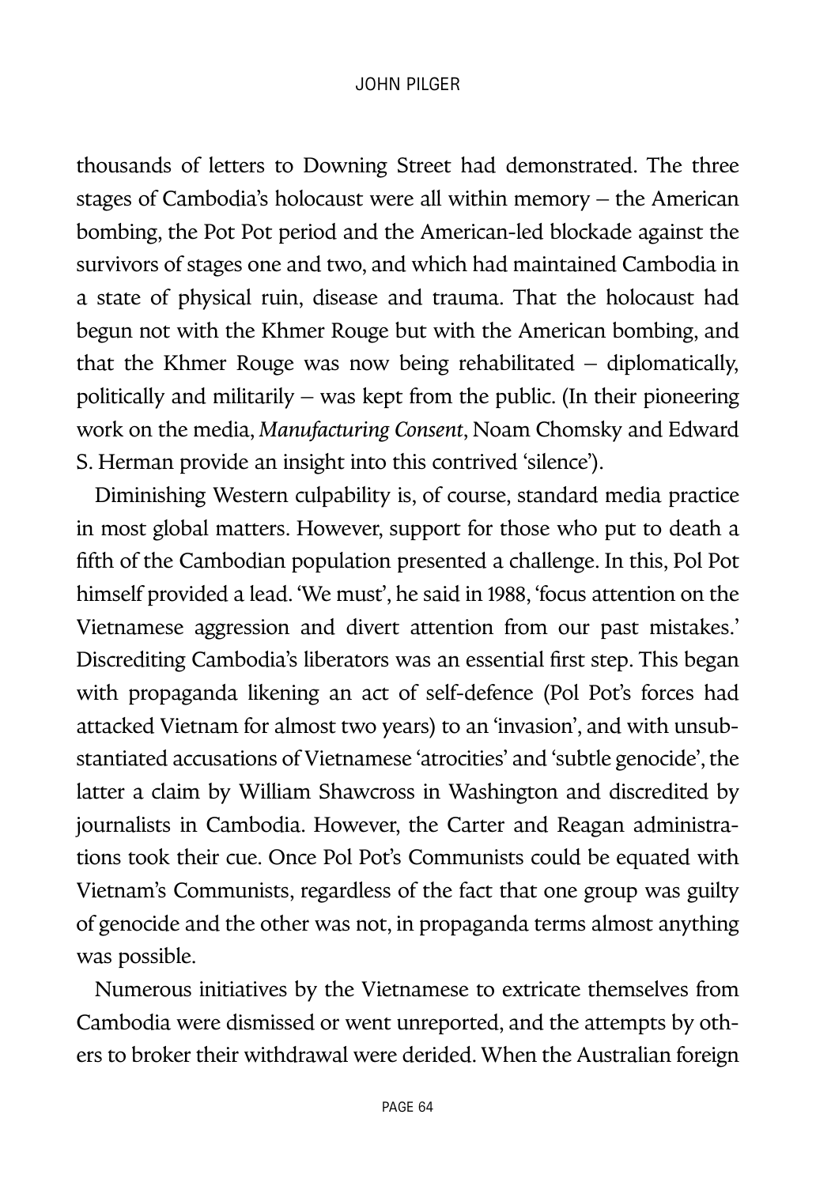thousands of letters to Downing Street had demonstrated. The three stages of Cambodia's holocaust were all within memory – the American bombing, the Pot Pot period and the American-led blockade against the survivors of stages one and two, and which had maintained Cambodia in a state of physical ruin, disease and trauma. That the holocaust had begun not with the Khmer Rouge but with the American bombing, and that the Khmer Rouge was now being rehabilitated – diplomatically, politically and militarily – was kept from the public. (In their pioneering work on the media, *Manufacturing Consent*, Noam Chomsky and Edward S. Herman provide an insight into this contrived 'silence').

Diminishing Western culpability is, of course, standard media practice in most global matters. However, support for those who put to death a fifth of the Cambodian population presented a challenge. In this, Pol Pot himself provided a lead. 'We must', he said in 1988, 'focus attention on the Vietnamese aggression and divert attention from our past mistakes.' Discrediting Cambodia's liberators was an essential first step. This began with propaganda likening an act of self-defence (Pol Pot's forces had attacked Vietnam for almost two years) to an 'invasion', and with unsubstantiated accusations of Vietnamese 'atrocities' and 'subtle genocide', the latter a claim by William Shawcross in Washington and discredited by journalists in Cambodia. However, the Carter and Reagan administrations took their cue. Once Pol Pot's Communists could be equated with Vietnam's Communists, regardless of the fact that one group was guilty of genocide and the other was not, in propaganda terms almost anything was possible.

Numerous initiatives by the Vietnamese to extricate themselves from Cambodia were dismissed or went unreported, and the attempts by others to broker their withdrawal were derided. When the Australian foreign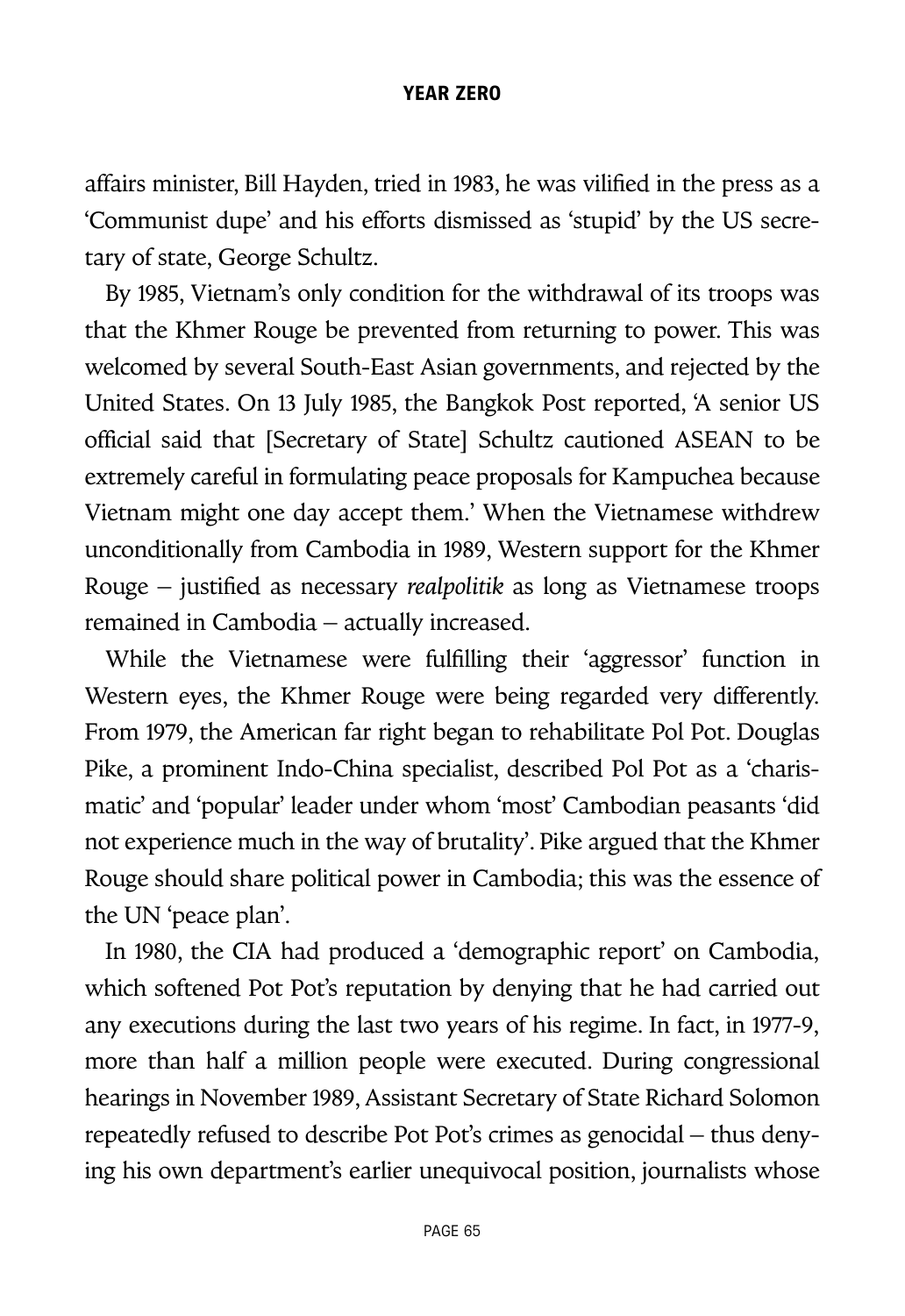affairs minister, Bill Hayden, tried in 1983, he was vilified in the press as a 'Communist dupe' and his efforts dismissed as 'stupid' by the US secretary of state, George Schultz.

By 1985, Vietnam's only condition for the withdrawal of its troops was that the Khmer Rouge be prevented from returning to power. This was welcomed by several South-East Asian governments, and rejected by the United States. On 13 July 1985, the Bangkok Post reported, 'A senior US official said that [Secretary of State] Schultz cautioned ASEAN to be extremely careful in formulating peace proposals for Kampuchea because Vietnam might one day accept them.' When the Vietnamese withdrew unconditionally from Cambodia in 1989, Western support for the Khmer Rouge – justified as necessary *realpolitik* as long as Vietnamese troops remained in Cambodia – actually increased.

While the Vietnamese were fulfilling their 'aggressor' function in Western eyes, the Khmer Rouge were being regarded very differently. From 1979, the American far right began to rehabilitate Pol Pot. Douglas Pike, a prominent Indo-China specialist, described Pol Pot as a 'charismatic' and 'popular' leader under whom 'most' Cambodian peasants 'did not experience much in the way of brutality'. Pike argued that the Khmer Rouge should share political power in Cambodia; this was the essence of the UN 'peace plan'.

In 1980, the CIA had produced a 'demographic report' on Cambodia, which softened Pot Pot's reputation by denying that he had carried out any executions during the last two years of his regime. In fact, in 1977-9, more than half a million people were executed. During congressional hearings in November 1989, Assistant Secretary of State Richard Solomon repeatedly refused to describe Pot Pot's crimes as genocidal – thus denying his own department's earlier unequivocal position, journalists whose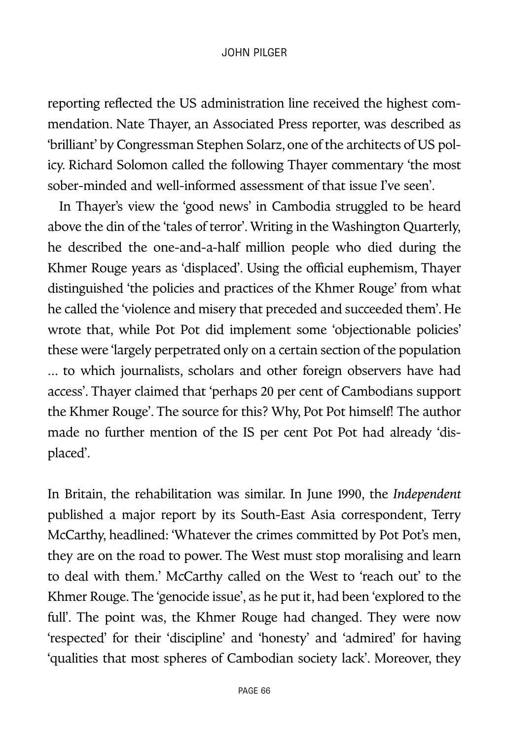reporting reflected the US administration line received the highest commendation. Nate Thayer, an Associated Press reporter, was described as 'brilliant' by Congressman Stephen Solarz, one of the architects of US policy. Richard Solomon called the following Thayer commentary 'the most sober-minded and well-informed assessment of that issue I've seen'.

In Thayer's view the 'good news' in Cambodia struggled to be heard above the din of the 'tales of terror'. Writing in the Washington Quarterly, he described the one-and-a-half million people who died during the Khmer Rouge years as 'displaced'. Using the official euphemism, Thayer distinguished 'the policies and practices of the Khmer Rouge' from what he called the 'violence and misery that preceded and succeeded them'. He wrote that, while Pot Pot did implement some 'objectionable policies' these were 'largely perpetrated only on a certain section of the population ... to which journalists, scholars and other foreign observers have had access'. Thayer claimed that 'perhaps 20 per cent of Cambodians support the Khmer Rouge'. The source for this? Why, Pot Pot himself! The author made no further mention of the IS per cent Pot Pot had already 'displaced'.

In Britain, the rehabilitation was similar. In June 1990, the *Independent* published a major report by its South-East Asia correspondent, Terry McCarthy, headlined: 'Whatever the crimes committed by Pot Pot's men, they are on the road to power. The West must stop moralising and learn to deal with them.' McCarthy called on the West to 'reach out' to the Khmer Rouge. The 'genocide issue', as he put it, had been 'explored to the full'. The point was, the Khmer Rouge had changed. They were now 'respected' for their 'discipline' and 'honesty' and 'admired' for having 'qualities that most spheres of Cambodian society lack'. Moreover, they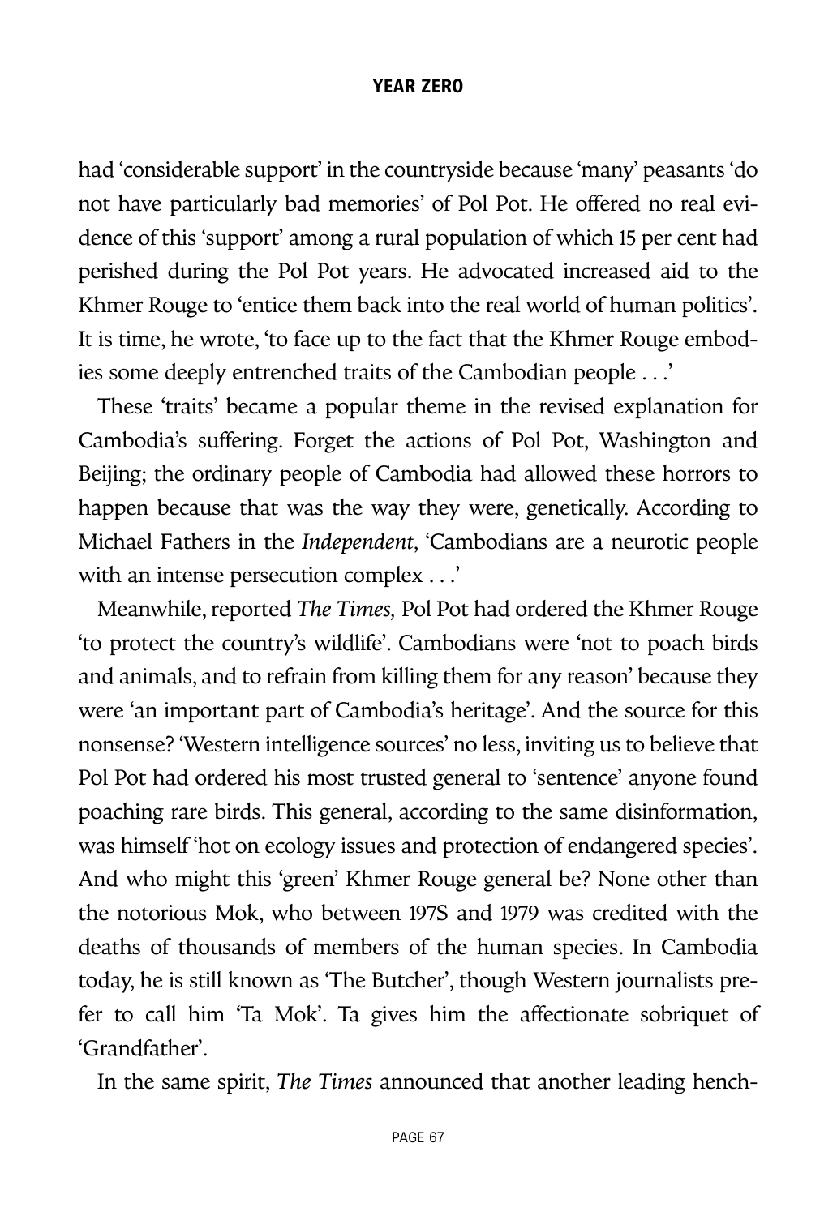had 'considerable support' in the countryside because 'many' peasants 'do not have particularly bad memories' of Pol Pot. He offered no real evidence of this 'support' among a rural population of which 15 per cent had perished during the Pol Pot years. He advocated increased aid to the Khmer Rouge to 'entice them back into the real world of human politics'. It is time, he wrote, 'to face up to the fact that the Khmer Rouge embodies some deeply entrenched traits of the Cambodian people . . .'

These 'traits' became a popular theme in the revised explanation for Cambodia's suffering. Forget the actions of Pol Pot, Washington and Beijing; the ordinary people of Cambodia had allowed these horrors to happen because that was the way they were, genetically. According to Michael Fathers in the *Independent*, 'Cambodians are a neurotic people with an intense persecution complex . . .'

Meanwhile, reported *The Times,* Pol Pot had ordered the Khmer Rouge 'to protect the country's wildlife'. Cambodians were 'not to poach birds and animals, and to refrain from killing them for any reason' because they were 'an important part of Cambodia's heritage'. And the source for this nonsense? 'Western intelligence sources' no less, inviting us to believe that Pol Pot had ordered his most trusted general to 'sentence' anyone found poaching rare birds. This general, according to the same disinformation, was himself 'hot on ecology issues and protection of endangered species'. And who might this 'green' Khmer Rouge general be? None other than the notorious Mok, who between 197S and 1979 was credited with the deaths of thousands of members of the human species. In Cambodia today, he is still known as 'The Butcher', though Western journalists prefer to call him 'Ta Mok'. Ta gives him the affectionate sobriquet of 'Grandfather'.

In the same spirit, *The Times* announced that another leading hench-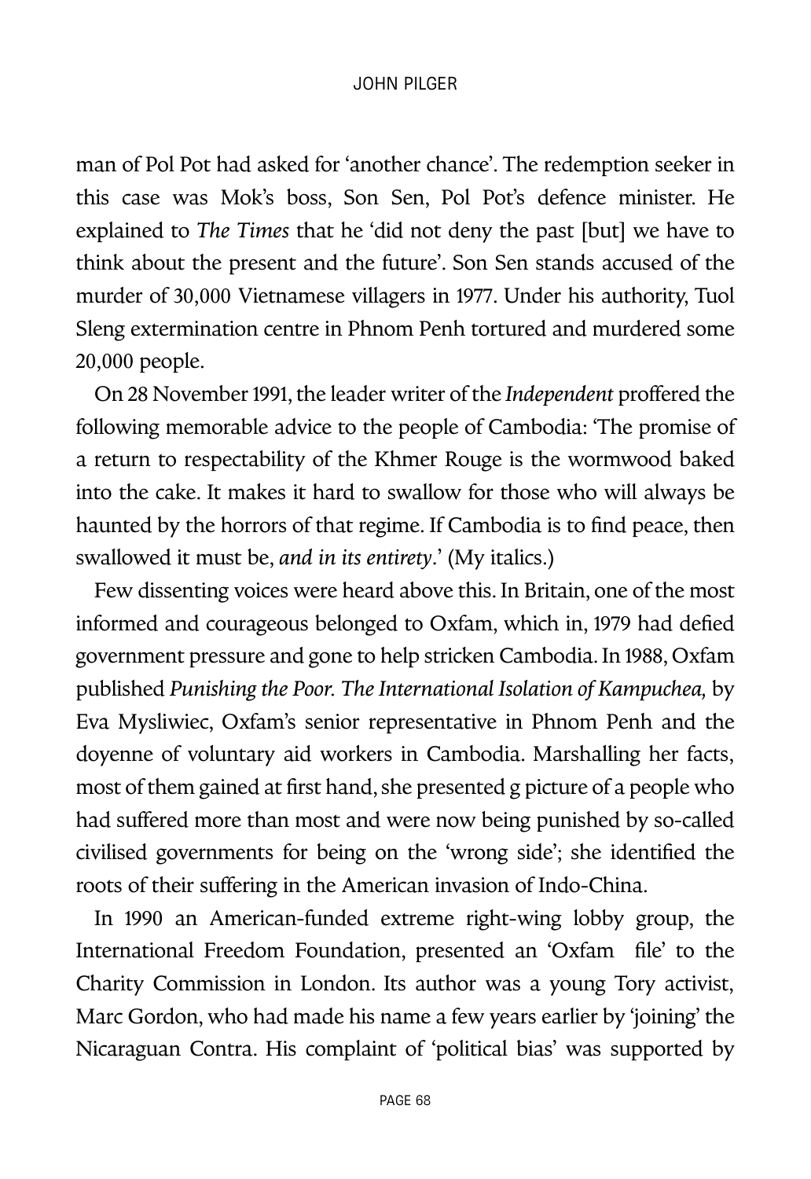man of Pol Pot had asked for 'another chance'. The redemption seeker in this case was Mok's boss, Son Sen, Pol Pot's defence minister. He explained to *The Times* that he 'did not deny the past [but] we have to think about the present and the future'. Son Sen stands accused of the murder of 30,000 Vietnamese villagers in 1977. Under his authority, Tuol Sleng extermination centre in Phnom Penh tortured and murdered some 20,000 people.

On 28 November 1991, the leader writer of the *Independent* proffered the following memorable advice to the people of Cambodia: 'The promise of a return to respectability of the Khmer Rouge is the wormwood baked into the cake. It makes it hard to swallow for those who will always be haunted by the horrors of that regime. If Cambodia is to find peace, then swallowed it must be, *and in its entirety*.' (My italics.)

Few dissenting voices were heard above this. In Britain, one of the most informed and courageous belonged to Oxfam, which in, 1979 had defied government pressure and gone to help stricken Cambodia. In 1988, Oxfam published *Punishing the Poor. The International Isolation of Kampuchea,* by Eva Mysliwiec, Oxfam's senior representative in Phnom Penh and the doyenne of voluntary aid workers in Cambodia. Marshalling her facts, most of them gained at first hand, she presented g picture of a people who had suffered more than most and were now being punished by so-called civilised governments for being on the 'wrong side'; she identified the roots of their suffering in the American invasion of Indo-China.

In 1990 an American-funded extreme right-wing lobby group, the International Freedom Foundation, presented an 'Oxfam file' to the Charity Commission in London. Its author was a young Tory activist, Marc Gordon, who had made his name a few years earlier by 'joining' the Nicaraguan Contra. His complaint of 'political bias' was supported by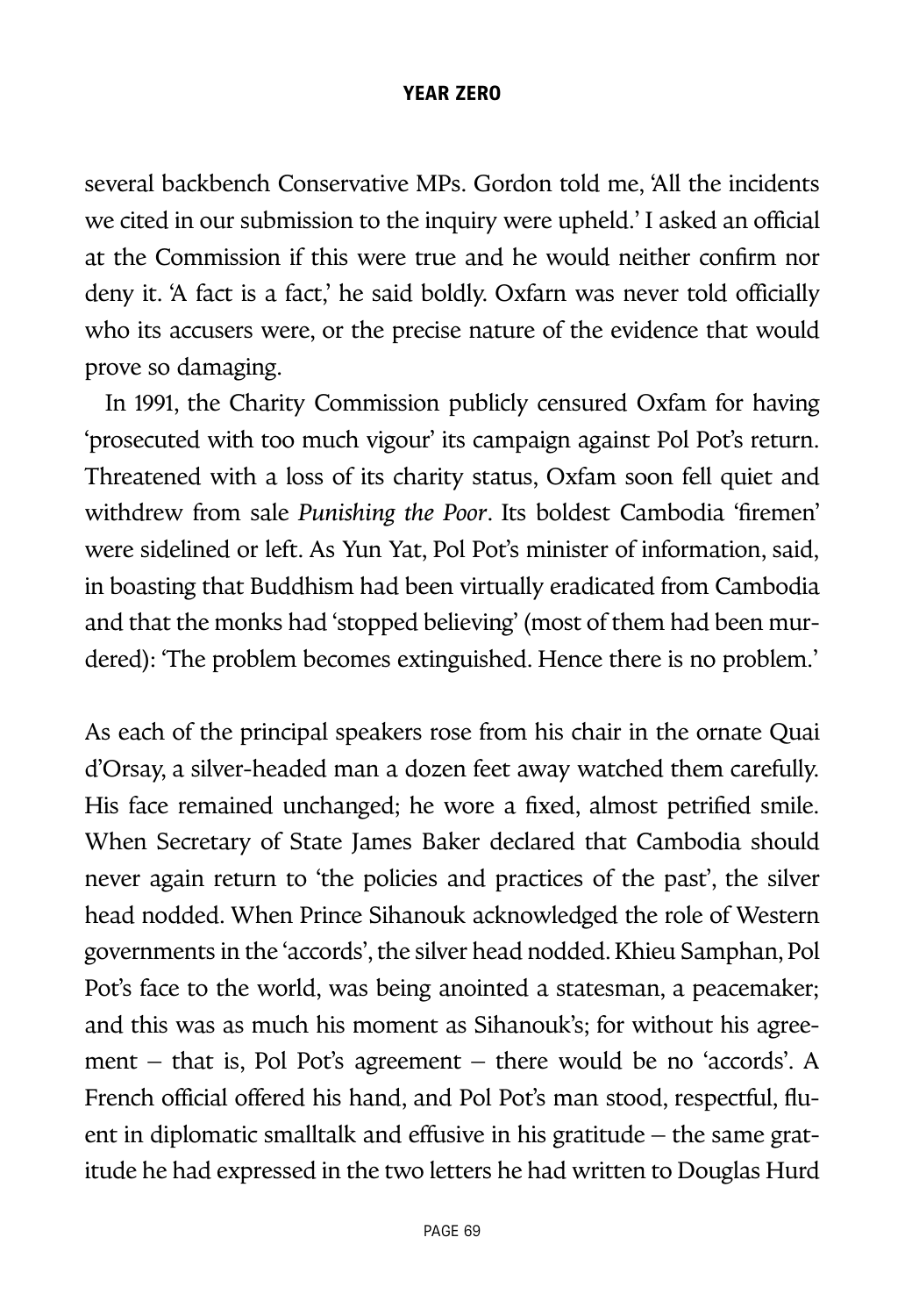several backbench Conservative MPs. Gordon told me, 'All the incidents we cited in our submission to the inquiry were upheld.' I asked an official at the Commission if this were true and he would neither confirm nor deny it. 'A fact is a fact,' he said boldly. Oxfarn was never told officially who its accusers were, or the precise nature of the evidence that would prove so damaging.

In 1991, the Charity Commission publicly censured Oxfam for having 'prosecuted with too much vigour' its campaign against Pol Pot's return. Threatened with a loss of its charity status, Oxfam soon fell quiet and withdrew from sale *Punishing the Poor*. Its boldest Cambodia 'firemen' were sidelined or left. As Yun Yat, Pol Pot's minister of information, said, in boasting that Buddhism had been virtually eradicated from Cambodia and that the monks had 'stopped believing' (most of them had been murdered): 'The problem becomes extinguished. Hence there is no problem.'

As each of the principal speakers rose from his chair in the ornate Quai d'Orsay, a silver-headed man a dozen feet away watched them carefully. His face remained unchanged; he wore a fixed, almost petrified smile. When Secretary of State James Baker declared that Cambodia should never again return to 'the policies and practices of the past', the silver head nodded. When Prince Sihanouk acknowledged the role of Western governments in the 'accords', the silver head nodded. Khieu Samphan, Pol Pot's face to the world, was being anointed a statesman, a peacemaker; and this was as much his moment as Sihanouk's; for without his agreement – that is, Pol Pot's agreement – there would be no 'accords'. A French official offered his hand, and Pol Pot's man stood, respectful, fluent in diplomatic smalltalk and effusive in his gratitude – the same gratitude he had expressed in the two letters he had written to Douglas Hurd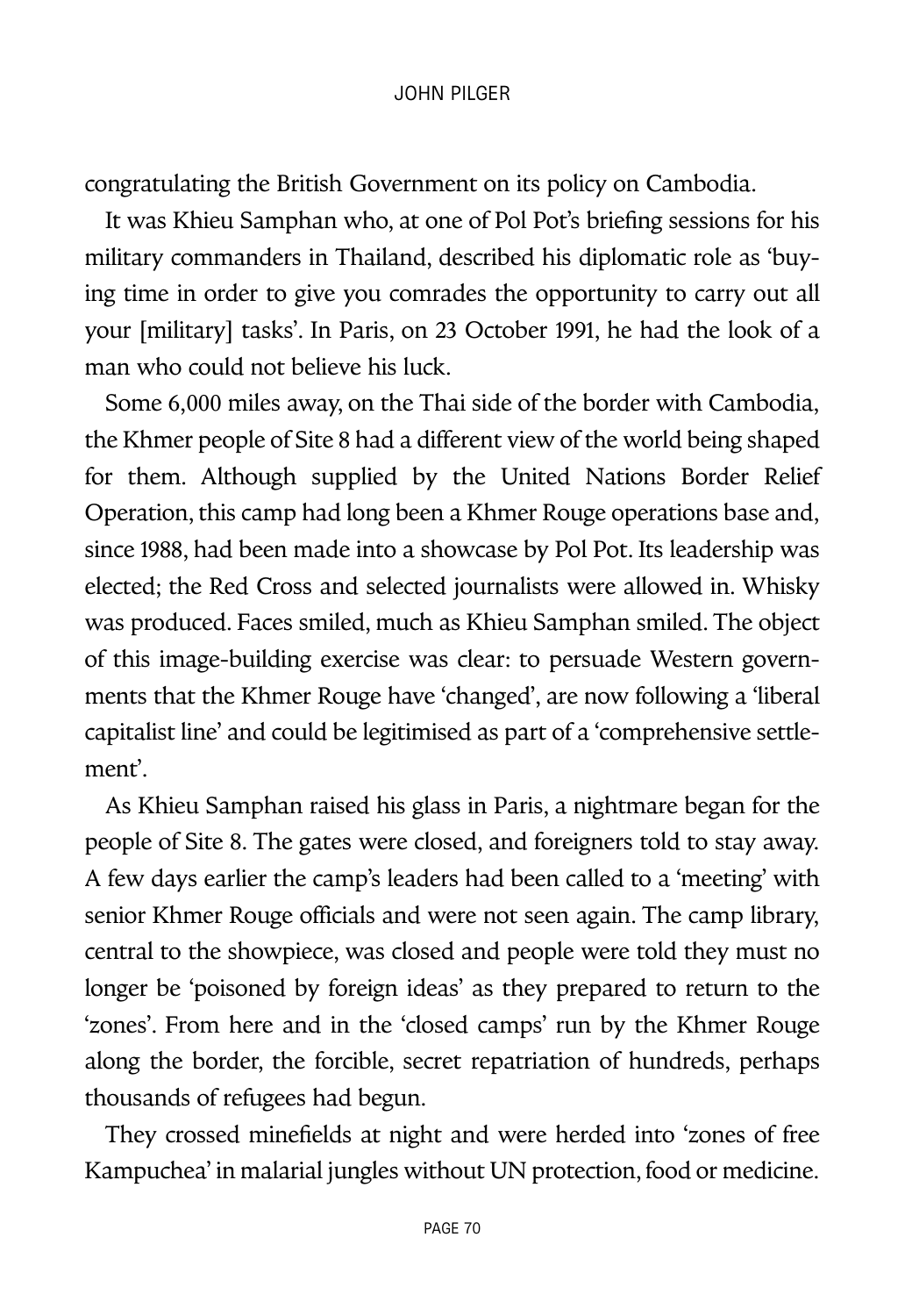congratulating the British Government on its policy on Cambodia.

It was Khieu Samphan who, at one of Pol Pot's briefing sessions for his military commanders in Thailand, described his diplomatic role as 'buying time in order to give you comrades the opportunity to carry out all your [military] tasks'. In Paris, on 23 October 1991, he had the look of a man who could not believe his luck.

Some 6,000 miles away, on the Thai side of the border with Cambodia, the Khmer people of Site 8 had a different view of the world being shaped for them. Although supplied by the United Nations Border Relief Operation, this camp had long been a Khmer Rouge operations base and, since 1988, had been made into a showcase by Pol Pot. Its leadership was elected; the Red Cross and selected journalists were allowed in. Whisky was produced. Faces smiled, much as Khieu Samphan smiled. The object of this image-building exercise was clear: to persuade Western governments that the Khmer Rouge have 'changed', are now following a 'liberal capitalist line' and could be legitimised as part of a 'comprehensive settlement'.

As Khieu Samphan raised his glass in Paris, a nightmare began for the people of Site 8. The gates were closed, and foreigners told to stay away. A few days earlier the camp's leaders had been called to a 'meeting' with senior Khmer Rouge officials and were not seen again. The camp library, central to the showpiece, was closed and people were told they must no longer be 'poisoned by foreign ideas' as they prepared to return to the 'zones'. From here and in the 'closed camps' run by the Khmer Rouge along the border, the forcible, secret repatriation of hundreds, perhaps thousands of refugees had begun.

They crossed minefields at night and were herded into 'zones of free Kampuchea' in malarial jungles without UN protection, food or medicine.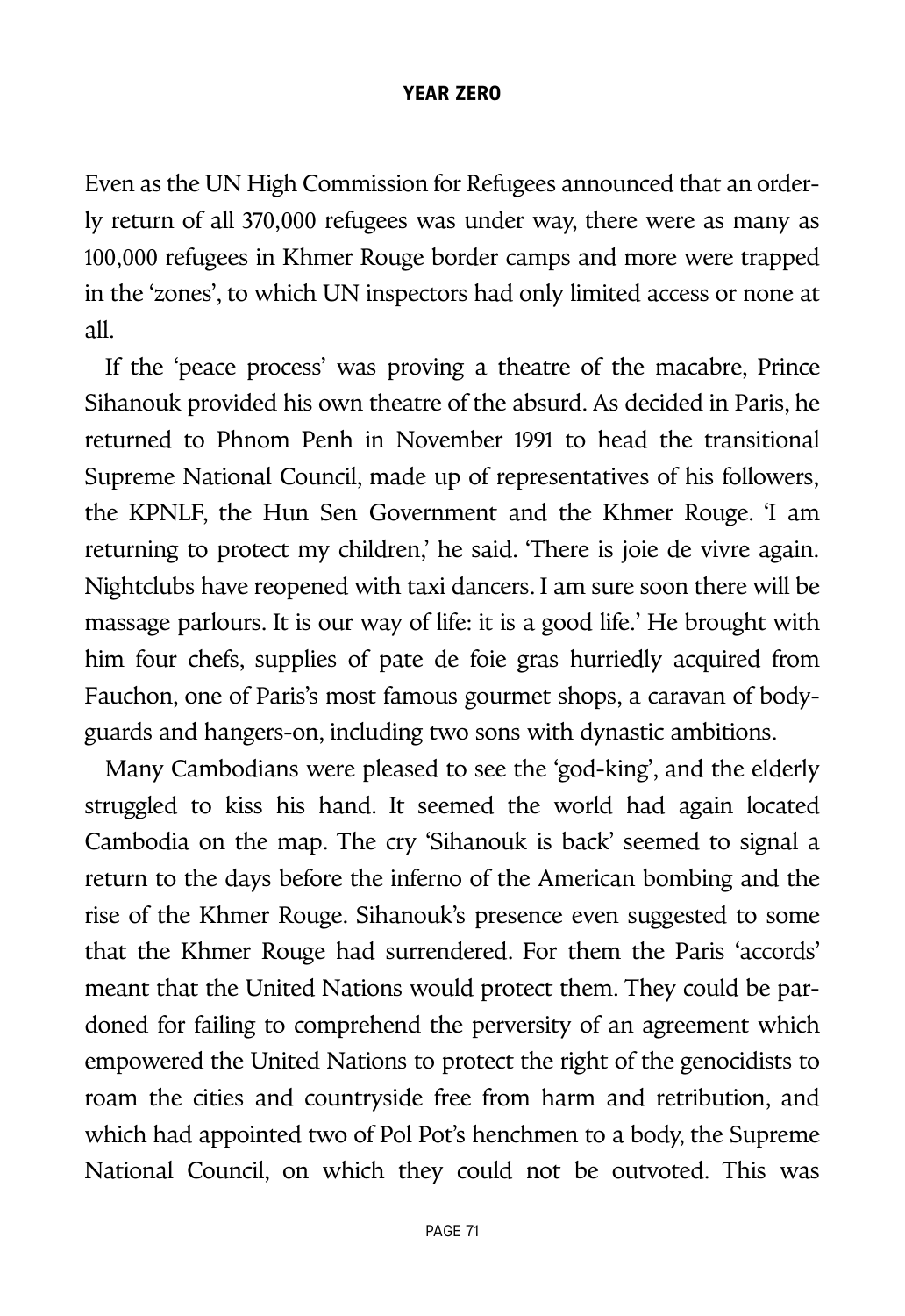Even as the UN High Commission for Refugees announced that an orderly return of all 370,000 refugees was under way, there were as many as 100,000 refugees in Khmer Rouge border camps and more were trapped in the 'zones', to which UN inspectors had only limited access or none at all.

If the 'peace process' was proving a theatre of the macabre, Prince Sihanouk provided his own theatre of the absurd. As decided in Paris, he returned to Phnom Penh in November 1991 to head the transitional Supreme National Council, made up of representatives of his followers, the KPNLF, the Hun Sen Government and the Khmer Rouge. 'I am returning to protect my children,' he said. 'There is joie de vivre again. Nightclubs have reopened with taxi dancers. I am sure soon there will be massage parlours. It is our way of life: it is a good life.' He brought with him four chefs, supplies of pate de foie gras hurriedly acquired from Fauchon, one of Paris's most famous gourmet shops, a caravan of bodyguards and hangers-on, including two sons with dynastic ambitions.

Many Cambodians were pleased to see the 'god-king', and the elderly struggled to kiss his hand. It seemed the world had again located Cambodia on the map. The cry 'Sihanouk is back' seemed to signal a return to the days before the inferno of the American bombing and the rise of the Khmer Rouge. Sihanouk's presence even suggested to some that the Khmer Rouge had surrendered. For them the Paris 'accords' meant that the United Nations would protect them. They could be pardoned for failing to comprehend the perversity of an agreement which empowered the United Nations to protect the right of the genocidists to roam the cities and countryside free from harm and retribution, and which had appointed two of Pol Pot's henchmen to a body, the Supreme National Council, on which they could not be outvoted. This was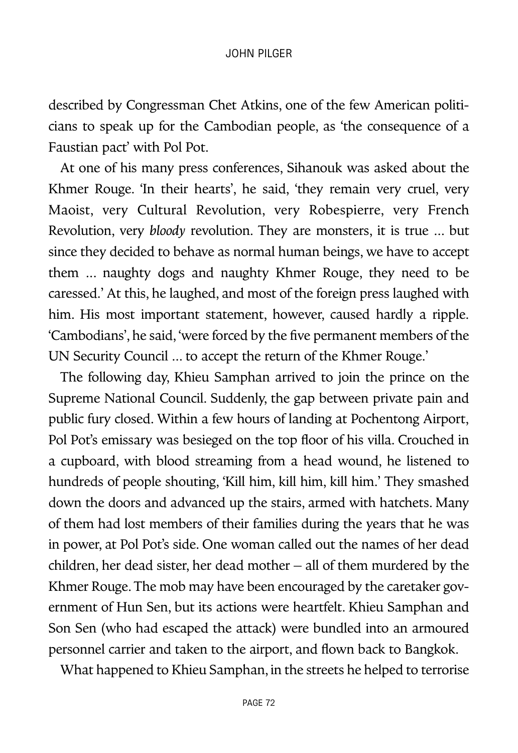described by Congressman Chet Atkins, one of the few American politicians to speak up for the Cambodian people, as 'the consequence of a Faustian pact' with Pol Pot.

At one of his many press conferences, Sihanouk was asked about the Khmer Rouge. 'In their hearts', he said, 'they remain very cruel, very Maoist, very Cultural Revolution, very Robespierre, very French Revolution, very *bloody* revolution. They are monsters, it is true ... but since they decided to behave as normal human beings, we have to accept them ... naughty dogs and naughty Khmer Rouge, they need to be caressed.' At this, he laughed, and most of the foreign press laughed with him. His most important statement, however, caused hardly a ripple. 'Cambodians', he said, 'were forced by the five permanent members of the UN Security Council ... to accept the return of the Khmer Rouge.'

The following day, Khieu Samphan arrived to join the prince on the Supreme National Council. Suddenly, the gap between private pain and public fury closed. Within a few hours of landing at Pochentong Airport, Pol Pot's emissary was besieged on the top floor of his villa. Crouched in a cupboard, with blood streaming from a head wound, he listened to hundreds of people shouting, 'Kill him, kill him, kill him.' They smashed down the doors and advanced up the stairs, armed with hatchets. Many of them had lost members of their families during the years that he was in power, at Pol Pot's side. One woman called out the names of her dead children, her dead sister, her dead mother – all of them murdered by the Khmer Rouge. The mob may have been encouraged by the caretaker government of Hun Sen, but its actions were heartfelt. Khieu Samphan and Son Sen (who had escaped the attack) were bundled into an armoured personnel carrier and taken to the airport, and flown back to Bangkok.

What happened to Khieu Samphan, in the streets he helped to terrorise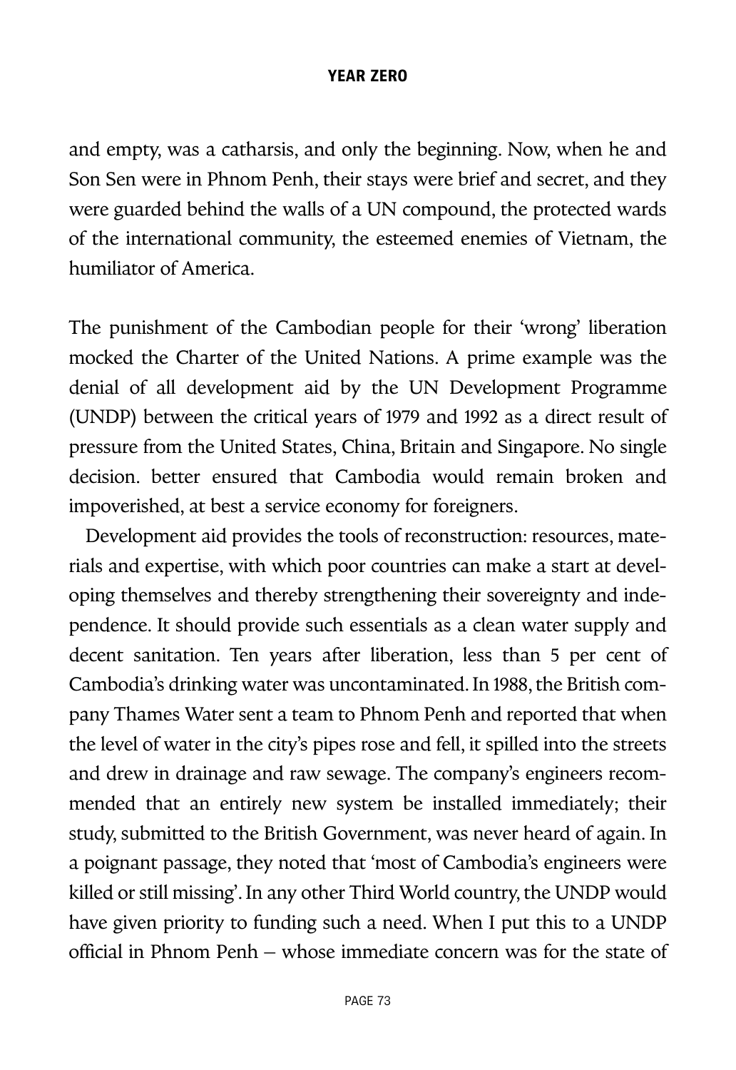and empty, was a catharsis, and only the beginning. Now, when he and Son Sen were in Phnom Penh, their stays were brief and secret, and they were guarded behind the walls of a UN compound, the protected wards of the international community, the esteemed enemies of Vietnam, the humiliator of America.

The punishment of the Cambodian people for their 'wrong' liberation mocked the Charter of the United Nations. A prime example was the denial of all development aid by the UN Development Programme (UNDP) between the critical years of 1979 and 1992 as a direct result of pressure from the United States, China, Britain and Singapore. No single decision. better ensured that Cambodia would remain broken and impoverished, at best a service economy for foreigners.

Development aid provides the tools of reconstruction: resources, materials and expertise, with which poor countries can make a start at developing themselves and thereby strengthening their sovereignty and independence. It should provide such essentials as a clean water supply and decent sanitation. Ten years after liberation, less than 5 per cent of Cambodia's drinking water was uncontaminated. In 1988, the British company Thames Water sent a team to Phnom Penh and reported that when the level of water in the city's pipes rose and fell, it spilled into the streets and drew in drainage and raw sewage. The company's engineers recommended that an entirely new system be installed immediately; their study, submitted to the British Government, was never heard of again. In a poignant passage, they noted that 'most of Cambodia's engineers were killed or still missing'. In any other Third World country, the UNDP would have given priority to funding such a need. When I put this to a UNDP official in Phnom Penh – whose immediate concern was for the state of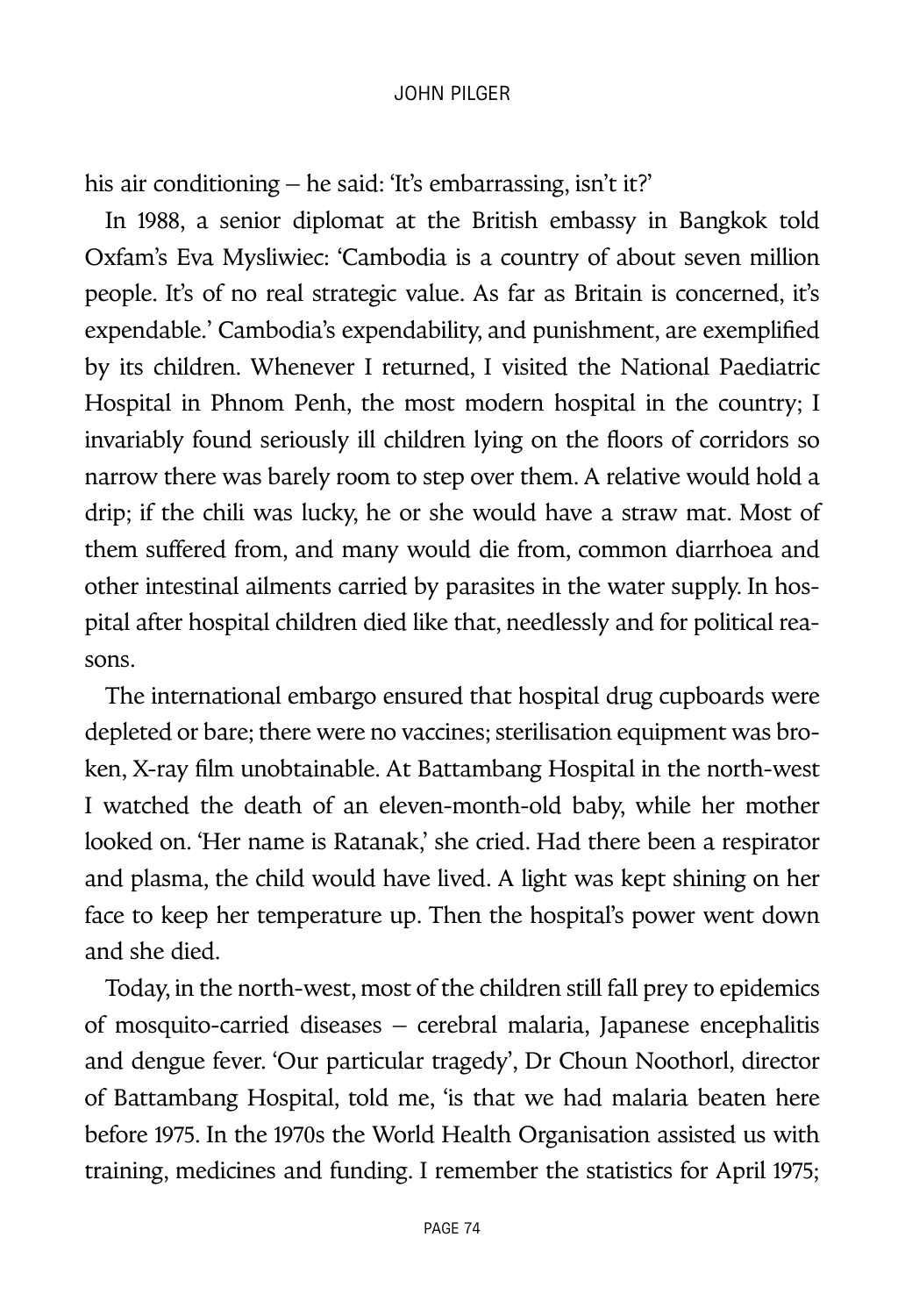his air conditioning – he said: 'It's embarrassing, isn't it?'

In 1988, a senior diplomat at the British embassy in Bangkok told Oxfam's Eva Mysliwiec: 'Cambodia is a country of about seven million people. It's of no real strategic value. As far as Britain is concerned, it's expendable.' Cambodia's expendability, and punishment, are exemplified by its children. Whenever I returned, I visited the National Paediatric Hospital in Phnom Penh, the most modern hospital in the country; I invariably found seriously ill children lying on the floors of corridors so narrow there was barely room to step over them. A relative would hold a drip; if the chili was lucky, he or she would have a straw mat. Most of them suffered from, and many would die from, common diarrhoea and other intestinal ailments carried by parasites in the water supply. In hospital after hospital children died like that, needlessly and for political reasons.

The international embargo ensured that hospital drug cupboards were depleted or bare; there were no vaccines; sterilisation equipment was broken, X-ray film unobtainable. At Battambang Hospital in the north-west I watched the death of an eleven-month-old baby, while her mother looked on. 'Her name is Ratanak,' she cried. Had there been a respirator and plasma, the child would have lived. A light was kept shining on her face to keep her temperature up. Then the hospital's power went down and she died.

Today, in the north-west, most of the children still fall prey to epidemics of mosquito-carried diseases – cerebral malaria, Japanese encephalitis and dengue fever. 'Our particular tragedy', Dr Choun Noothorl, director of Battambang Hospital, told me, 'is that we had malaria beaten here before 1975. In the 1970s the World Health Organisation assisted us with training, medicines and funding. I remember the statistics for April 1975;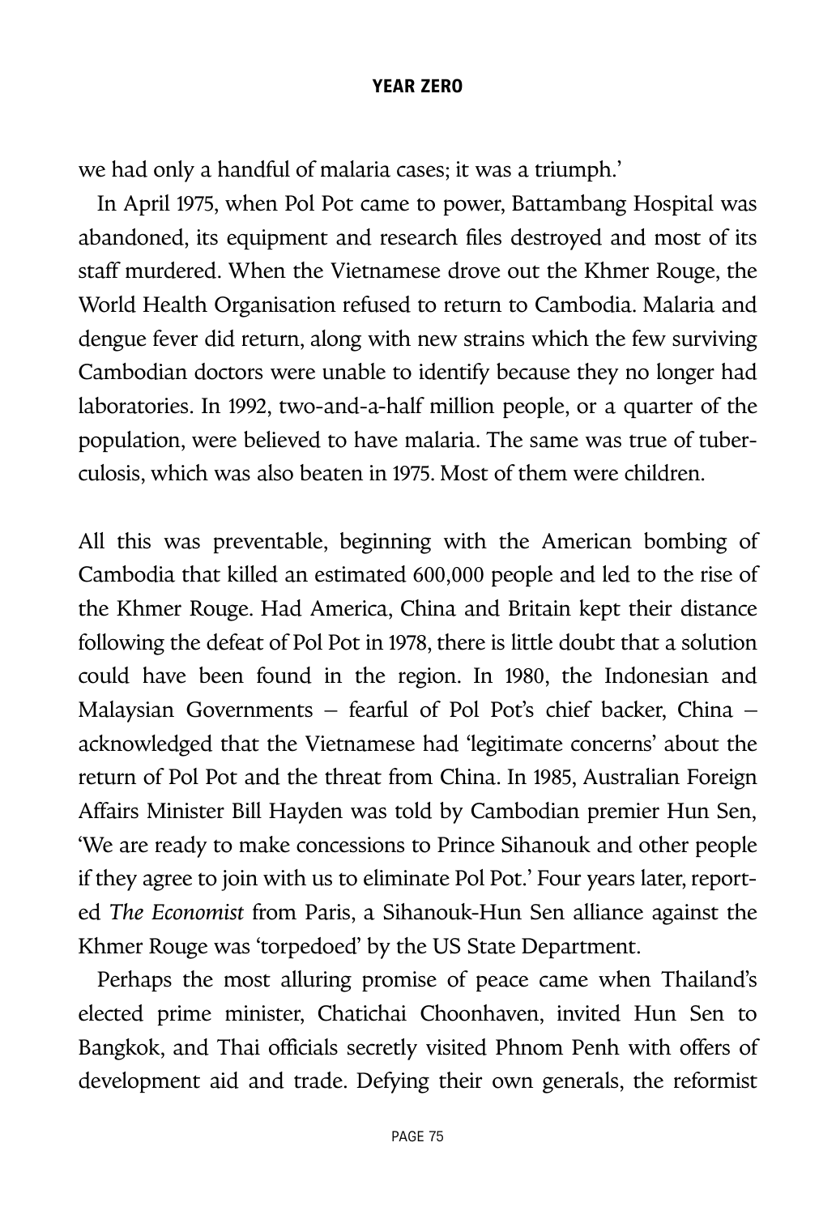we had only a handful of malaria cases; it was a triumph.'

In April 1975, when Pol Pot came to power, Battambang Hospital was abandoned, its equipment and research files destroyed and most of its staff murdered. When the Vietnamese drove out the Khmer Rouge, the World Health Organisation refused to return to Cambodia. Malaria and dengue fever did return, along with new strains which the few surviving Cambodian doctors were unable to identify because they no longer had laboratories. In 1992, two-and-a-half million people, or a quarter of the population, were believed to have malaria. The same was true of tuberculosis, which was also beaten in 1975. Most of them were children.

All this was preventable, beginning with the American bombing of Cambodia that killed an estimated 600,000 people and led to the rise of the Khmer Rouge. Had America, China and Britain kept their distance following the defeat of Pol Pot in 1978, there is little doubt that a solution could have been found in the region. In 1980, the Indonesian and Malaysian Governments – fearful of Pol Pot's chief backer, China – acknowledged that the Vietnamese had 'legitimate concerns' about the return of Pol Pot and the threat from China. In 1985, Australian Foreign Affairs Minister Bill Hayden was told by Cambodian premier Hun Sen, 'We are ready to make concessions to Prince Sihanouk and other people if they agree to join with us to eliminate Pol Pot.' Four years later, reported *The Economist* from Paris, a Sihanouk-Hun Sen alliance against the Khmer Rouge was 'torpedoed' by the US State Department.

Perhaps the most alluring promise of peace came when Thailand's elected prime minister, Chatichai Choonhaven, invited Hun Sen to Bangkok, and Thai officials secretly visited Phnom Penh with offers of development aid and trade. Defying their own generals, the reformist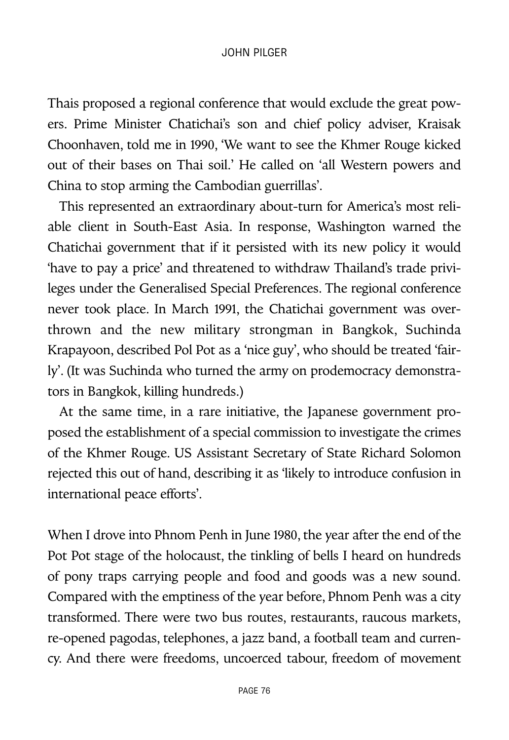Thais proposed a regional conference that would exclude the great powers. Prime Minister Chatichai's son and chief policy adviser, Kraisak Choonhaven, told me in 1990, 'We want to see the Khmer Rouge kicked out of their bases on Thai soil.' He called on 'all Western powers and China to stop arming the Cambodian guerrillas'.

This represented an extraordinary about-turn for America's most reliable client in South-East Asia. In response, Washington warned the Chatichai government that if it persisted with its new policy it would 'have to pay a price' and threatened to withdraw Thailand's trade privileges under the Generalised Special Preferences. The regional conference never took place. In March 1991, the Chatichai government was overthrown and the new military strongman in Bangkok, Suchinda Krapayoon, described Pol Pot as a 'nice guy', who should be treated 'fairly'. (It was Suchinda who turned the army on prodemocracy demonstrators in Bangkok, killing hundreds.)

At the same time, in a rare initiative, the Japanese government proposed the establishment of a special commission to investigate the crimes of the Khmer Rouge. US Assistant Secretary of State Richard Solomon rejected this out of hand, describing it as 'likely to introduce confusion in international peace efforts'.

When I drove into Phnom Penh in June 1980, the year after the end of the Pot Pot stage of the holocaust, the tinkling of bells I heard on hundreds of pony traps carrying people and food and goods was a new sound. Compared with the emptiness of the year before, Phnom Penh was a city transformed. There were two bus routes, restaurants, raucous markets, re-opened pagodas, telephones, a jazz band, a football team and currency. And there were freedoms, uncoerced tabour, freedom of movement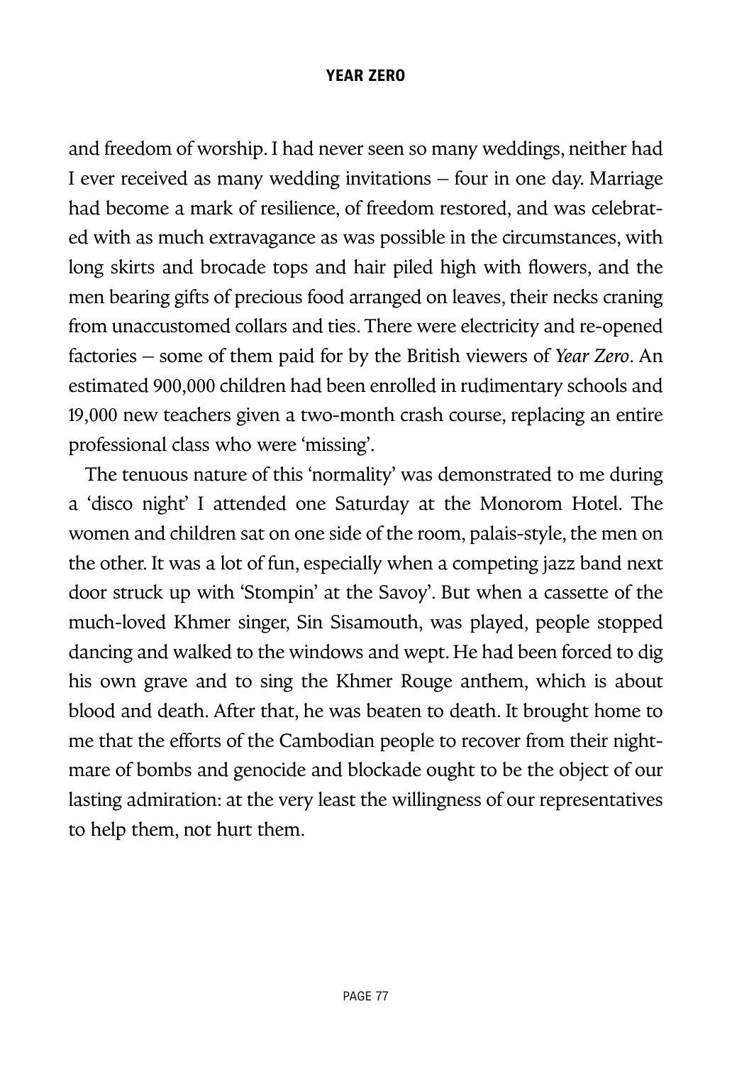and freedom of worship. I had never seen so many weddings, neither had I ever received as many wedding invitations – four in one day. Marriage had become a mark of resilience, of freedom restored, and was celebrated with as much extravagance as was possible in the circumstances, with long skirts and brocade tops and hair piled high with flowers, and the men bearing gifts of precious food arranged on leaves, their necks craning from unaccustomed collars and ties. There were electricity and re-opened factories – some of them paid for by the British viewers of *Year Zero*. An estimated 900,000 children had been enrolled in rudimentary schools and 19,000 new teachers given a two-month crash course, replacing an entire professional class who were 'missing'.

The tenuous nature of this 'normality' was demonstrated to me during a 'disco night' I attended one Saturday at the Monorom Hotel. The women and children sat on one side of the room, palais-style, the men on the other. It was a lot of fun, especially when a competing jazz band next door struck up with 'Stompin' at the Savoy'. But when a cassette of the much-loved Khmer singer, Sin Sisamouth, was played, people stopped dancing and walked to the windows and wept. He had been forced to dig his own grave and to sing the Khmer Rouge anthem, which is about blood and death. After that, he was beaten to death. It brought home to me that the efforts of the Cambodian people to recover from their nightmare of bombs and genocide and blockade ought to be the object of our lasting admiration: at the very least the willingness of our representatives to help them, not hurt them.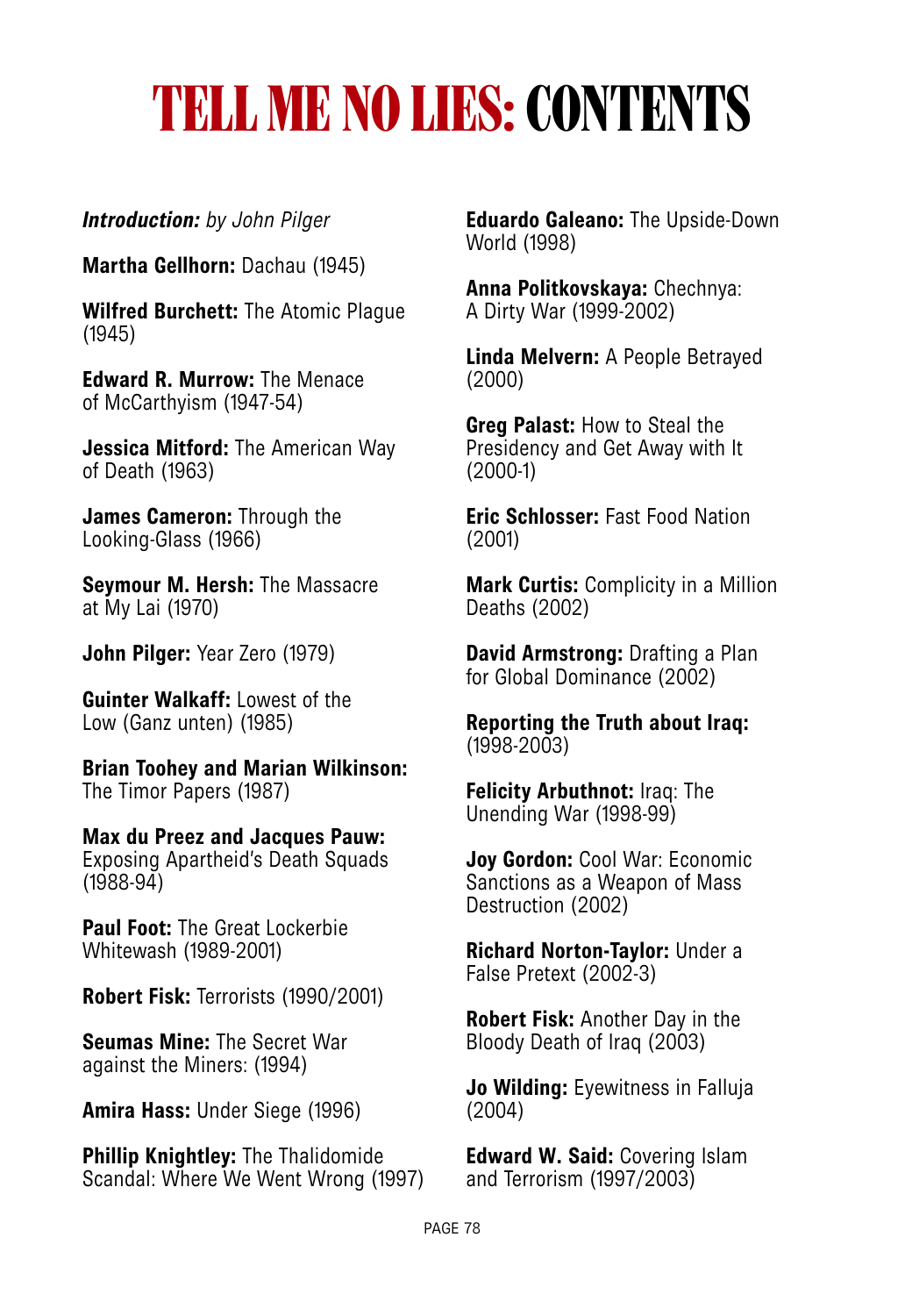# TELL ME NO LIES: CONTENTS

***Introduction:*** *by John Pilger*

**Martha Gellhorn:** Dachau (1945)

**Wilfred Burchett:** The Atomic Plague (1945)

**Edward R. Murrow:** The Menace of McCarthyism (1947-54)

**Jessica Mitford:** The American Way of Death (1963)

**James Cameron:** Through the Looking-Glass (1966)

**Seymour M. Hersh:** The Massacre at My Lai (1970)

**John Pilger:** Year Zero (1979)

**Guinter Walkaff:** Lowest of the Low (Ganz unten) (1985)

**Brian Toohey and Marian Wilkinson:** The Timor Papers (1987)

**Max du Preez and Jacques Pauw:** Exposing Apartheid's Death Squads (1988-94)

**Paul Foot:** The Great Lockerbie Whitewash (1989-2001)

**Robert Fisk:** Terrorists (1990/2001)

**Seumas Mine:** The Secret War against the Miners: (1994)

**Amira Hass:** Under Siege (1996)

**Phillip Knightley:** The Thalidomide Scandal: Where We Went Wrong (1997)

**Eduardo Galeano:** The Upside-Down World (1998)

**Anna Politkovskaya:** Chechnya: A Dirty War (1999-2002)

**Linda Melvern:** A People Betrayed (2000)

**Greg Palast:** How to Steal the Presidency and Get Away with It (2000-1)

**Eric Schlosser:** Fast Food Nation (2001)

**Mark Curtis:** Complicity in a Million Deaths (2002)

**David Armstrong:** Drafting a Plan for Global Dominance (2002)

**Reporting the Truth about Iraq:** (1998-2003)

**Felicity Arbuthnot:** Iraq: The Unending War (1998-99)

**Joy Gordon:** Cool War: Economic Sanctions as a Weapon of Mass Destruction (2002)

**Richard Norton-Taylor:** Under a False Pretext (2002-3)

**Robert Fisk:** Another Day in the Bloody Death of Iraq (2003)

**Jo Wilding:** Eyewitness in Falluja (2004)

**Edward W. Said:** Covering Islam and Terrorism (1997/2003)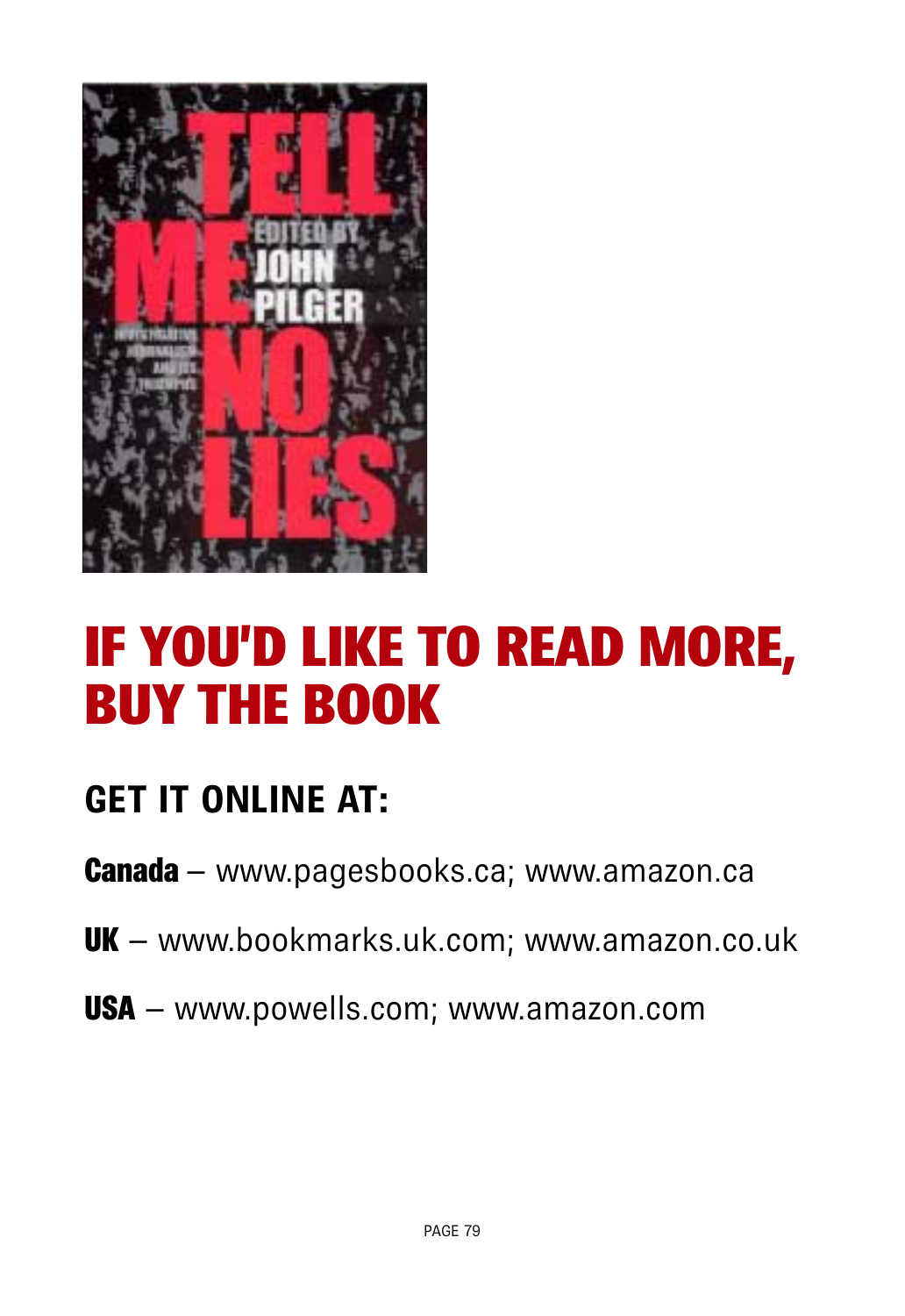# IF YOU'D LIKE TO READ MORE, BUY THE BOOK

## GET IT ONLINE AT:

**Canada** – www.pagesbooks.ca; www.amazon.ca

**UK** – www.bookmarks.uk.com; www.amazon.co.uk

**USA** – www.powells.com; www.amazon.com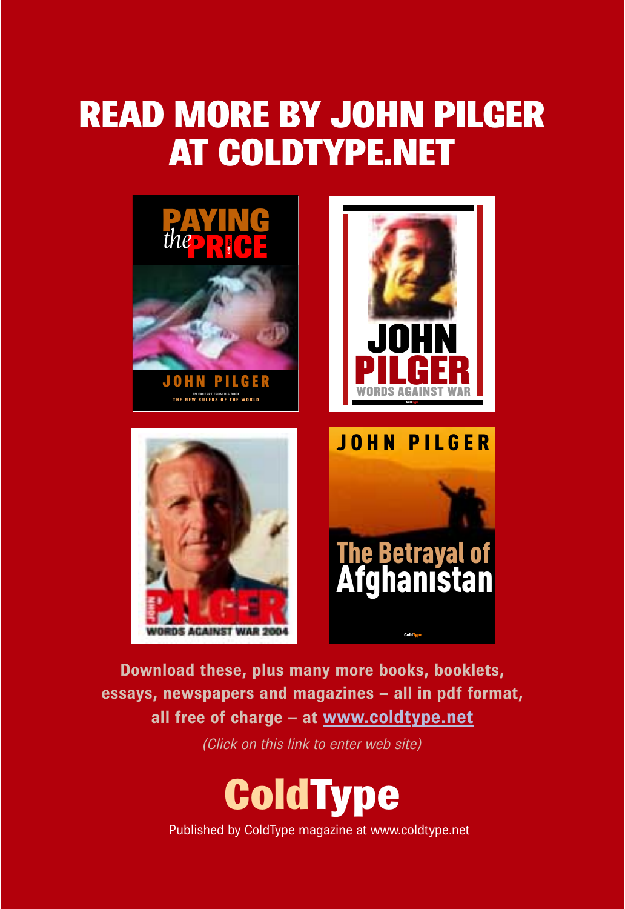# READ MORE BY JOHN PILGER AT COLDTYPE.NET

**Download these, plus many more books, booklets, essays, newspapers and magazines – all in pdf format, all free of charge – at www.coldtype.net**

*(Click on this link to enter web site)*

**ColdType**

Published by ColdType magazine at www.coldtype.net